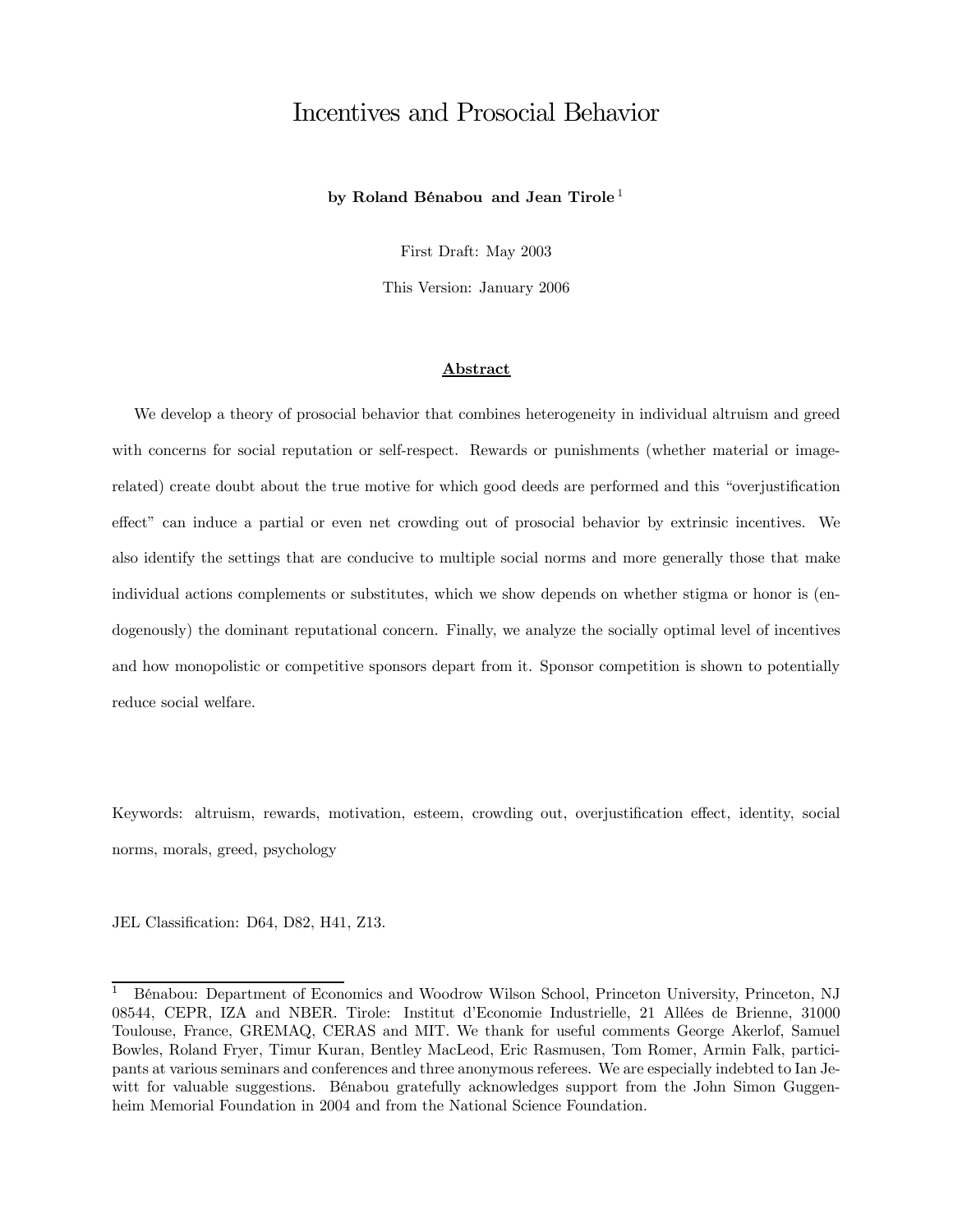# Incentives and Prosocial Behavior

**by Roland Bénabou and Jean Tirole** [1]

First Draft: May 2003

This Version: January 2006

## Abstract

We develop a theory of prosocial behavior that combines heterogeneity in individual altruism and greed with concerns for social reputation or self-respect. Rewards or punishments (whether material or image-related) create doubt about the true motive for which good deeds are performed and this "overjustification effect" can induce a partial or even net crowding out of prosocial behavior by extrinsic incentives. We also identify the settings that are conducive to multiple social norms and more generally those that make individual actions complements or substitutes, which we show depends on whether stigma or honor is (endogenously) the dominant reputational concern. Finally, we analyze the socially optimal level of incentives and how monopolistic or competitive sponsors depart from it. Sponsor competition is shown to potentially reduce social welfare.

Keywords: altruism, rewards, motivation, esteem, crowding out, overjustification effect, identity, social norms, morals, greed, psychology

JEL Classification: D64, D82, H41, Z13.

---

[1] Bénabou: Department of Economics and Woodrow Wilson School, Princeton University, Princeton, NJ 08544, CEPR, IZA and NBER. Tirole: Institut d'Economie Industrielle, 21 Allées de Brienne, 31000 Toulouse, France, GREMAQ, CERAS and MIT. We thank for useful comments George Akerlof, Samuel Bowles, Roland Fryer, Timur Kuran, Bentley MacLeod, Eric Rasmusen, Tom Romer, Armin Falk, participants at various seminars and conferences and three anonymous referees. We are especially indebted to Ian Jewitt for valuable suggestions. Bénabou gratefully acknowledges support from the John Simon Guggenheim Memorial Foundation in 2004 and from the National Science Foundation.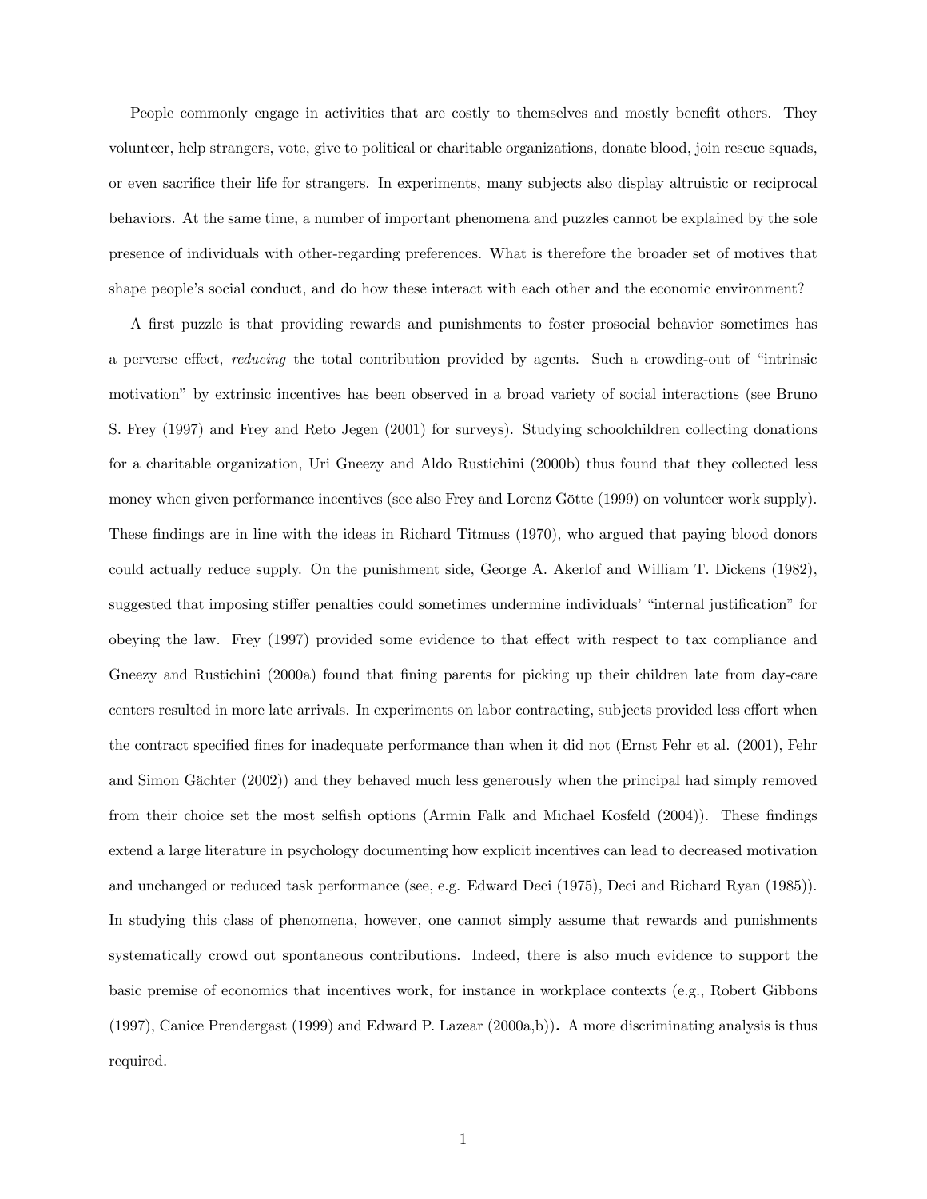People commonly engage in activities that are costly to themselves and mostly benefit others. They volunteer, help strangers, vote, give to political or charitable organizations, donate blood, join rescue squads, or even sacrifice their life for strangers. In experiments, many subjects also display altruistic or reciprocal behaviors. At the same time, a number of important phenomena and puzzles cannot be explained by the sole presence of individuals with other-regarding preferences. What is therefore the broader set of motives that shape people's social conduct, and do how these interact with each other and the economic environment?

A first puzzle is that providing rewards and punishments to foster prosocial behavior sometimes has a perverse effect, *reducing* the total contribution provided by agents. Such a crowding-out of "intrinsic motivation" by extrinsic incentives has been observed in a broad variety of social interactions (see Bruno S. Frey (1997) and Frey and Reto Jegen (2001) for surveys). Studying schoolchildren collecting donations for a charitable organization, Uri Gneezy and Aldo Rustichini (2000b) thus found that they collected less money when given performance incentives (see also Frey and Lorenz Götte (1999) on volunteer work supply). These findings are in line with the ideas in Richard Titmuss (1970), who argued that paying blood donors could actually reduce supply. On the punishment side, George A. Akerlof and William T. Dickens (1982), suggested that imposing stiffer penalties could sometimes undermine individuals' "internal justification" for obeying the law. Frey (1997) provided some evidence to that effect with respect to tax compliance and Gneezy and Rustichini (2000a) found that fining parents for picking up their children late from day-care centers resulted in more late arrivals. In experiments on labor contracting, subjects provided less effort when the contract specified fines for inadequate performance than when it did not (Ernst Fehr et al. (2001), Fehr and Simon Gächter (2002)) and they behaved much less generously when the principal had simply removed from their choice set the most selfish options (Armin Falk and Michael Kosfeld (2004)). These findings extend a large literature in psychology documenting how explicit incentives can lead to decreased motivation and unchanged or reduced task performance (see, e.g. Edward Deci (1975), Deci and Richard Ryan (1985)). In studying this class of phenomena, however, one cannot simply assume that rewards and punishments systematically crowd out spontaneous contributions. Indeed, there is also much evidence to support the basic premise of economics that incentives work, for instance in workplace contexts (e.g., Robert Gibbons (1997), Canice Prendergast (1999) and Edward P. Lazear (2000a,b)). A more discriminating analysis is thus required.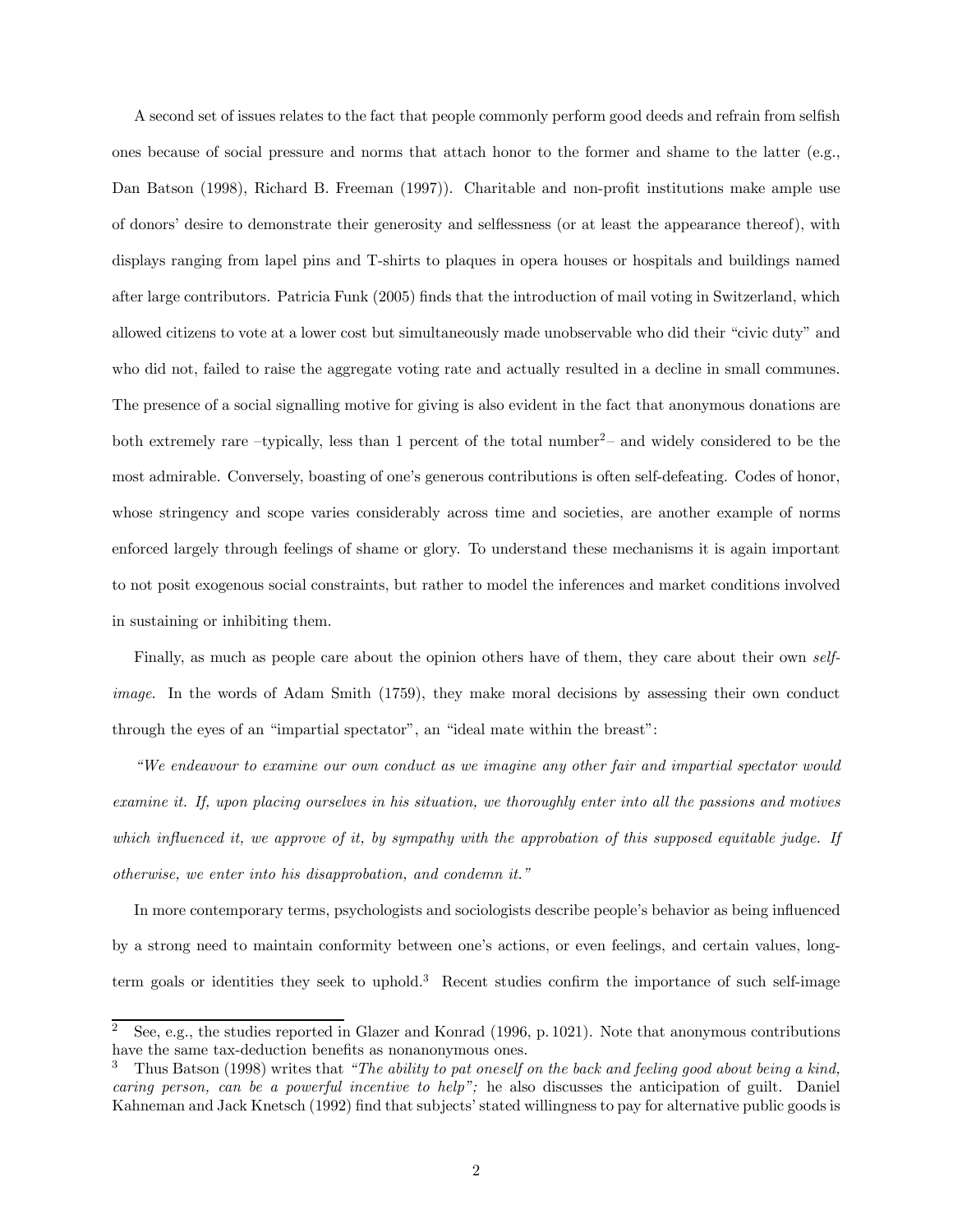A second set of issues relates to the fact that people commonly perform good deeds and refrain from selfish ones because of social pressure and norms that attach honor to the former and shame to the latter (e.g., Dan Batson (1998), Richard B. Freeman (1997)). Charitable and non-profit institutions make ample use of donors' desire to demonstrate their generosity and selflessness (or at least the appearance thereof), with displays ranging from lapel pins and T-shirts to plaques in opera houses or hospitals and buildings named after large contributors. Patricia Funk (2005) finds that the introduction of mail voting in Switzerland, which allowed citizens to vote at a lower cost but simultaneously made unobservable who did their "civic duty" and who did not, failed to raise the aggregate voting rate and actually resulted in a decline in small communes. The presence of a social signalling motive for giving is also evident in the fact that anonymous donations are both extremely rare –typically, less than 1 percent of the total number[2]– and widely considered to be the most admirable. Conversely, boasting of one's generous contributions is often self-defeating. Codes of honor, whose stringency and scope varies considerably across time and societies, are another example of norms enforced largely through feelings of shame or glory. To understand these mechanisms it is again important to not posit exogenous social constraints, but rather to model the inferences and market conditions involved in sustaining or inhibiting them.

Finally, as much as people care about the opinion others have of them, they care about their own *self-image*. In the words of Adam Smith (1759), they make moral decisions by assessing their own conduct through the eyes of an "impartial spectator", an "ideal mate within the breast":

*"We endeavour to examine our own conduct as we imagine any other fair and impartial spectator would examine it. If, upon placing ourselves in his situation, we thoroughly enter into all the passions and motives which influenced it, we approve of it, by sympathy with the approbation of this supposed equitable judge. If otherwise, we enter into his disapprobation, and condemn it."*

In more contemporary terms, psychologists and sociologists describe people's behavior as being influenced by a strong need to maintain conformity between one's actions, or even feelings, and certain values, long-term goals or identities they seek to uphold.[3] Recent studies confirm the importance of such self-image

---

[2] See, e.g., the studies reported in Glazer and Konrad (1996, p. 1021). Note that anonymous contributions have the same tax-deduction benefits as nonanonymous ones.

[3] Thus Batson (1998) writes that *"The ability to pat oneself on the back and feeling good about being a kind, caring person, can be a powerful incentive to help"*; he also discusses the anticipation of guilt. Daniel Kahneman and Jack Knetsch (1992) find that subjects' stated willingness to pay for alternative public goods is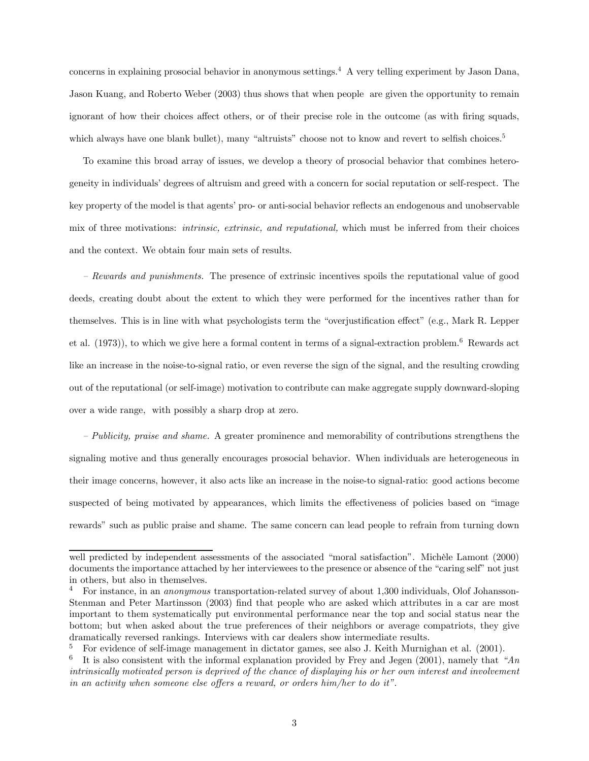concerns in explaining prosocial behavior in anonymous settings.[4] A very telling experiment by Jason Dana, Jason Kuang, and Roberto Weber (2003) thus shows that when people are given the opportunity to remain ignorant of how their choices affect others, or of their precise role in the outcome (as with firing squads, which always have one blank bullet), many "altruists" choose not to know and revert to selfish choices.[5]

To examine this broad array of issues, we develop a theory of prosocial behavior that combines heterogeneity in individuals' degrees of altruism and greed with a concern for social reputation or self-respect. The key property of the model is that agents' pro- or anti-social behavior reflects an endogenous and unobservable mix of three motivations: *intrinsic, extrinsic, and reputational,* which must be inferred from their choices and the context. We obtain four main sets of results.

– *Rewards and punishments.* The presence of extrinsic incentives spoils the reputational value of good deeds, creating doubt about the extent to which they were performed for the incentives rather than for themselves. This is in line with what psychologists term the "overjustification effect" (e.g., Mark R. Lepper et al. (1973)), to which we give here a formal content in terms of a signal-extraction problem.[6] Rewards act like an increase in the noise-to-signal ratio, or even reverse the sign of the signal, and the resulting crowding out of the reputational (or self-image) motivation to contribute can make aggregate supply downward-sloping over a wide range, with possibly a sharp drop at zero.

– *Publicity, praise and shame.* A greater prominence and memorability of contributions strengthens the signaling motive and thus generally encourages prosocial behavior. When individuals are heterogeneous in their image concerns, however, it also acts like an increase in the noise-to signal-ratio: good actions become suspected of being motivated by appearances, which limits the effectiveness of policies based on "image rewards" such as public praise and shame. The same concern can lead people to refrain from turning down

---

well predicted by independent assessments of the associated "moral satisfaction". Michèle Lamont (2000) documents the importance attached by her interviewees to the presence or absence of the "caring self" not just in others, but also in themselves.

[4] For instance, in an *anonymous* transportation-related survey of about 1,300 individuals, Olof Johansson-Stenman and Peter Martinsson (2003) find that people who are asked which attributes in a car are most important to them systematically put environmental performance near the top and social status near the bottom; but when asked about the true preferences of their neighbors or average compatriots, they give dramatically reversed rankings. Interviews with car dealers show intermediate results.

[5] For evidence of self-image management in dictator games, see also J. Keith Murnighan et al. (2001).

[6] It is also consistent with the informal explanation provided by Frey and Jegen (2001), namely that *"An intrinsically motivated person is deprived of the chance of displaying his or her own interest and involvement in an activity when someone else offers a reward, or orders him/her to do it".*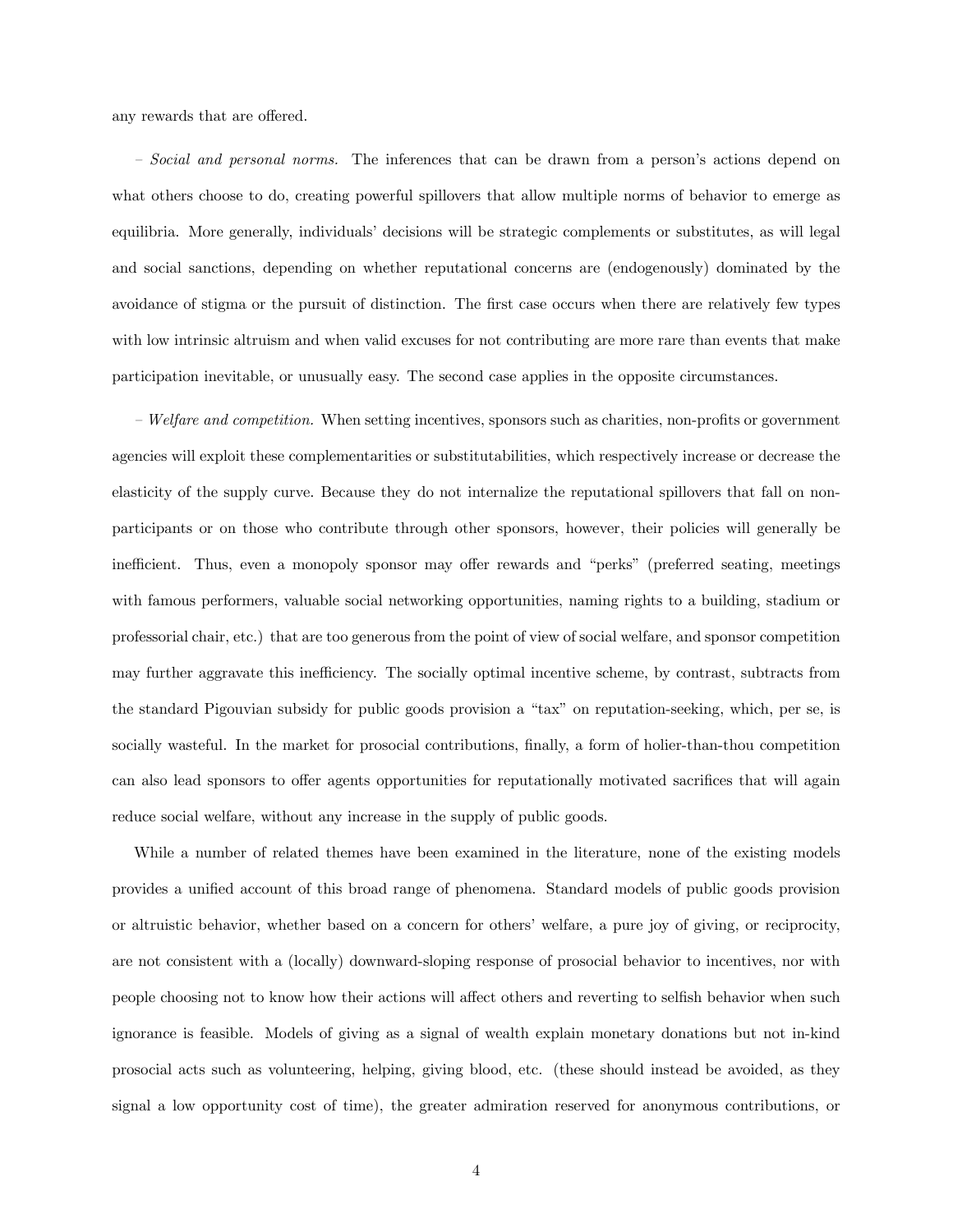any rewards that are offered.

– *Social and personal norms.* The inferences that can be drawn from a person's actions depend on what others choose to do, creating powerful spillovers that allow multiple norms of behavior to emerge as equilibria. More generally, individuals' decisions will be strategic complements or substitutes, as will legal and social sanctions, depending on whether reputational concerns are (endogenously) dominated by the avoidance of stigma or the pursuit of distinction. The first case occurs when there are relatively few types with low intrinsic altruism and when valid excuses for not contributing are more rare than events that make participation inevitable, or unusually easy. The second case applies in the opposite circumstances.

– *Welfare and competition.* When setting incentives, sponsors such as charities, non-profits or government agencies will exploit these complementarities or substitutabilities, which respectively increase or decrease the elasticity of the supply curve. Because they do not internalize the reputational spillovers that fall on non-participants or on those who contribute through other sponsors, however, their policies will generally be inefficient. Thus, even a monopoly sponsor may offer rewards and "perks" (preferred seating, meetings with famous performers, valuable social networking opportunities, naming rights to a building, stadium or professorial chair, etc.) that are too generous from the point of view of social welfare, and sponsor competition may further aggravate this inefficiency. The socially optimal incentive scheme, by contrast, subtracts from the standard Pigouvian subsidy for public goods provision a "tax" on reputation-seeking, which, per se, is socially wasteful. In the market for prosocial contributions, finally, a form of holier-than-thou competition can also lead sponsors to offer agents opportunities for reputationally motivated sacrifices that will again reduce social welfare, without any increase in the supply of public goods.

While a number of related themes have been examined in the literature, none of the existing models provides a unified account of this broad range of phenomena. Standard models of public goods provision or altruistic behavior, whether based on a concern for others' welfare, a pure joy of giving, or reciprocity, are not consistent with a (locally) downward-sloping response of prosocial behavior to incentives, nor with people choosing not to know how their actions will affect others and reverting to selfish behavior when such ignorance is feasible. Models of giving as a signal of wealth explain monetary donations but not in-kind prosocial acts such as volunteering, helping, giving blood, etc. (these should instead be avoided, as they signal a low opportunity cost of time), the greater admiration reserved for anonymous contributions, or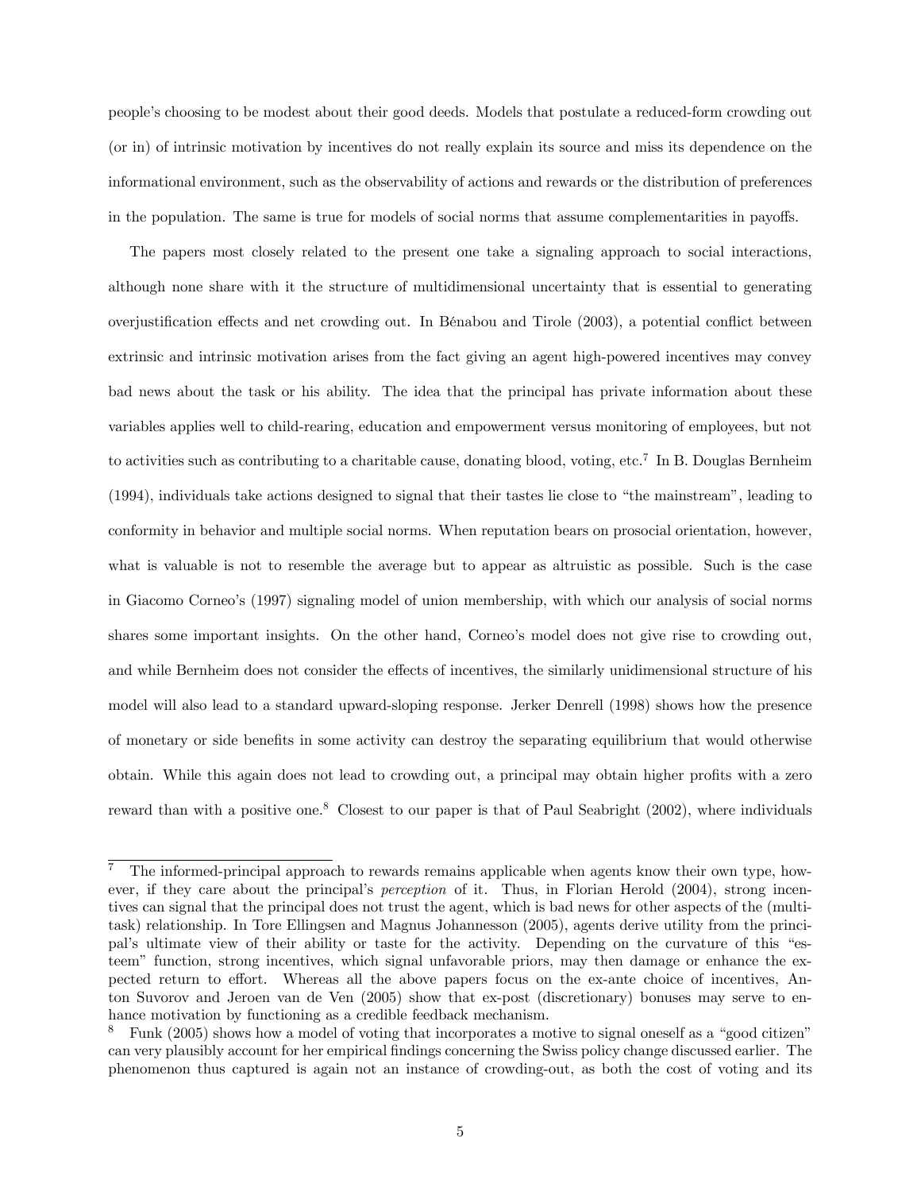people's choosing to be modest about their good deeds. Models that postulate a reduced-form crowding out (or in) of intrinsic motivation by incentives do not really explain its source and miss its dependence on the informational environment, such as the observability of actions and rewards or the distribution of preferences in the population. The same is true for models of social norms that assume complementarities in payoffs.

The papers most closely related to the present one take a signaling approach to social interactions, although none share with it the structure of multidimensional uncertainty that is essential to generating overjustification effects and net crowding out. In Bénabou and Tirole (2003), a potential conflict between extrinsic and intrinsic motivation arises from the fact giving an agent high-powered incentives may convey bad news about the task or his ability. The idea that the principal has private information about these variables applies well to child-rearing, education and empowerment versus monitoring of employees, but not to activities such as contributing to a charitable cause, donating blood, voting, etc.[7] In B. Douglas Bernheim (1994), individuals take actions designed to signal that their tastes lie close to "the mainstream", leading to conformity in behavior and multiple social norms. When reputation bears on prosocial orientation, however, what is valuable is not to resemble the average but to appear as altruistic as possible. Such is the case in Giacomo Corneo's (1997) signaling model of union membership, with which our analysis of social norms shares some important insights. On the other hand, Corneo's model does not give rise to crowding out, and while Bernheim does not consider the effects of incentives, the similarly unidimensional structure of his model will also lead to a standard upward-sloping response. Jerker Denrell (1998) shows how the presence of monetary or side benefits in some activity can destroy the separating equilibrium that would otherwise obtain. While this again does not lead to crowding out, a principal may obtain higher profits with a zero reward than with a positive one.[8] Closest to our paper is that of Paul Seabright (2002), where individuals

[7] The informed-principal approach to rewards remains applicable when agents know their own type, however, if they care about the principal's *perception* of it. Thus, in Florian Herold (2004), strong incentives can signal that the principal does not trust the agent, which is bad news for other aspects of the (multitask) relationship. In Tore Ellingsen and Magnus Johannesson (2005), agents derive utility from the principal's ultimate view of their ability or taste for the activity. Depending on the curvature of this "esteem" function, strong incentives, which signal unfavorable priors, may then damage or enhance the expected return to effort. Whereas all the above papers focus on the ex-ante choice of incentives, Anton Suvorov and Jeroen van de Ven (2005) show that ex-post (discretionary) bonuses may serve to enhance motivation by functioning as a credible feedback mechanism.

[8] Funk (2005) shows how a model of voting that incorporates a motive to signal oneself as a "good citizen" can very plausibly account for her empirical findings concerning the Swiss policy change discussed earlier. The phenomenon thus captured is again not an instance of crowding-out, as both the cost of voting and its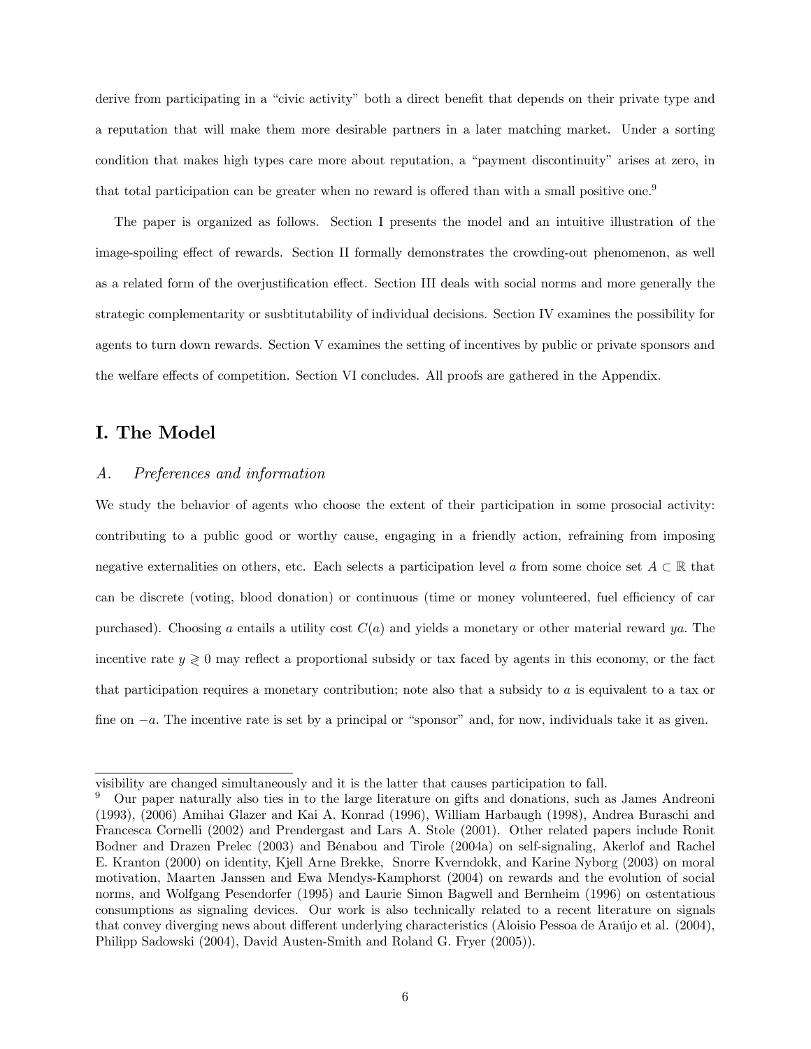derive from participating in a "civic activity" both a direct benefit that depends on their private type and a reputation that will make them more desirable partners in a later matching market. Under a sorting condition that makes high types care more about reputation, a "payment discontinuity" arises at zero, in that total participation can be greater when no reward is offered than with a small positive one.[9]

The paper is organized as follows. Section I presents the model and an intuitive illustration of the image-spoiling effect of rewards. Section II formally demonstrates the crowding-out phenomenon, as well as a related form of the overjustification effect. Section III deals with social norms and more generally the strategic complementarity or susbtitutability of individual decisions. Section IV examines the possibility for agents to turn down rewards. Section V examines the setting of incentives by public or private sponsors and the welfare effects of competition. Section VI concludes. All proofs are gathered in the Appendix.

# I. The Model

## *A. Preferences and information*

We study the behavior of agents who choose the extent of their participation in some prosocial activity: contributing to a public good or worthy cause, engaging in a friendly action, refraining from imposing negative externalities on others, etc. Each selects a participation level $a$ from some choice set $A \subset \mathbb{R}$ that can be discrete (voting, blood donation) or continuous (time or money volunteered, fuel efficiency of car purchased). Choosing $a$ entails a utility cost $C(a)$ and yields a monetary or other material reward $ya$. The incentive rate $y \gtreqless 0$ may reflect a proportional subsidy or tax faced by agents in this economy, or the fact that participation requires a monetary contribution; note also that a subsidy to $a$ is equivalent to a tax or fine on $-a$. The incentive rate is set by a principal or "sponsor" and, for now, individuals take it as given.

---

visibility are changed simultaneously and it is the latter that causes participation to fall.

[9] Our paper naturally also ties in to the large literature on gifts and donations, such as James Andreoni (1993), (2006) Amihai Glazer and Kai A. Konrad (1996), William Harbaugh (1998), Andrea Buraschi and Francesca Cornelli (2002) and Prendergast and Lars A. Stole (2001). Other related papers include Ronit Bodner and Drazen Prelec (2003) and Bénabou and Tirole (2004a) on self-signaling, Akerlof and Rachel E. Kranton (2000) on identity, Kjell Arne Brekke, Snorre Kverndokk, and Karine Nyborg (2003) on moral motivation, Maarten Janssen and Ewa Mendys-Kamphorst (2004) on rewards and the evolution of social norms, and Wolfgang Pesendorfer (1995) and Laurie Simon Bagwell and Bernheim (1996) on ostentatious consumptions as signaling devices. Our work is also technically related to a recent literature on signals that convey diverging news about different underlying characteristics (Aloisio Pessoa de Araújo et al. (2004), Philipp Sadowski (2004), David Austen-Smith and Roland G. Fryer (2005)).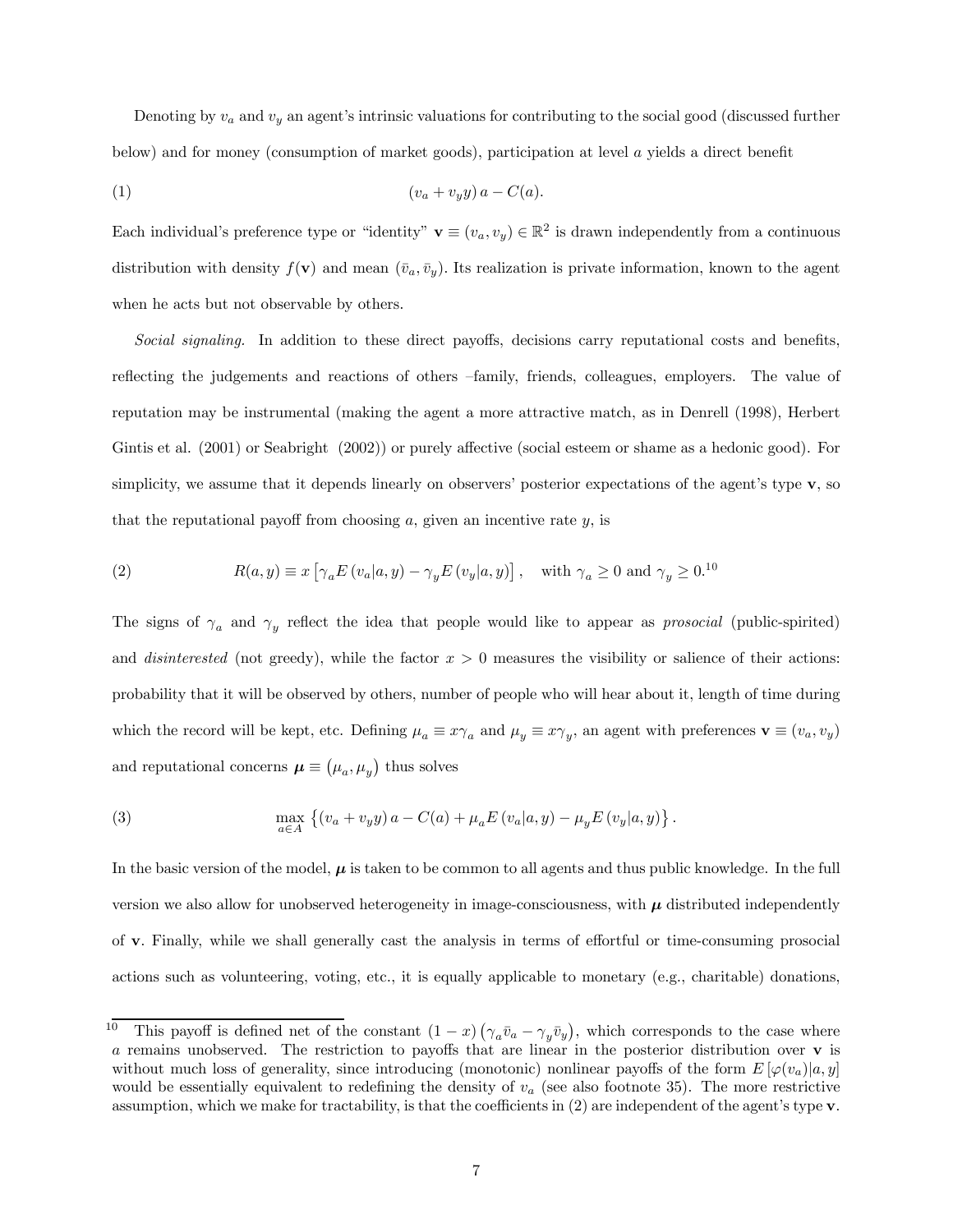Denoting by $v_a$ and $v_y$ an agent's intrinsic valuations for contributing to the social good (discussed further below) and for money (consumption of market goods), participation at level $a$ yields a direct benefit

$$(v_a + v_y y)\, a - C(a). \tag{1}$$

Each individual's preference type or "identity" $\mathbf{v} \equiv (v_a, v_y) \in \mathbb{R}^2$ is drawn independently from a continuous distribution with density $f(\mathbf{v})$ and mean $(\bar{v}_a, \bar{v}_y)$. Its realization is private information, known to the agent when he acts but not observable by others.

*Social signaling.* In addition to these direct payoffs, decisions carry reputational costs and benefits, reflecting the judgements and reactions of others –family, friends, colleagues, employers. The value of reputation may be instrumental (making the agent a more attractive match, as in Denrell (1998), Herbert Gintis et al. (2001) or Seabright (2002)) or purely affective (social esteem or shame as a hedonic good). For simplicity, we assume that it depends linearly on observers' posterior expectations of the agent's type $\mathbf{v}$, so that the reputational payoff from choosing $a$, given an incentive rate $y$, is

$$R(a,y) \equiv x\left[\gamma_a E\left(v_a|a,y\right) - \gamma_y E\left(v_y|a,y\right)\right], \quad \text{with } \gamma_a \geq 0 \text{ and } \gamma_y \geq 0.^{10} \tag{2}$$

The signs of $\gamma_a$ and $\gamma_y$ reflect the idea that people would like to appear as *prosocial* (public-spirited) and *disinterested* (not greedy), while the factor $x > 0$ measures the visibility or salience of their actions: probability that it will be observed by others, number of people who will hear about it, length of time during which the record will be kept, etc. Defining $\mu_a \equiv x\gamma_a$ and $\mu_y \equiv x\gamma_y$, an agent with preferences $\mathbf{v} \equiv (v_a, v_y)$ and reputational concerns $\boldsymbol{\mu} \equiv (\mu_a, \mu_y)$ thus solves

$$\max_{a \in A} \left\{(v_a + v_y y)\, a - C(a) + \mu_a E\left(v_a|a,y\right) - \mu_y E\left(v_y|a,y\right)\right\}. \tag{3}$$

In the basic version of the model, $\boldsymbol{\mu}$ is taken to be common to all agents and thus public knowledge. In the full version we also allow for unobserved heterogeneity in image-consciousness, with $\boldsymbol{\mu}$ distributed independently of $\mathbf{v}$. Finally, while we shall generally cast the analysis in terms of effortful or time-consuming prosocial actions such as volunteering, voting, etc., it is equally applicable to monetary (e.g., charitable) donations,

---

[10] This payoff is defined net of the constant $(1-x)\left(\gamma_a \bar{v}_a - \gamma_y \bar{v}_y\right)$, which corresponds to the case where $a$ remains unobserved. The restriction to payoffs that are linear in the posterior distribution over $\mathbf{v}$ is without much loss of generality, since introducing (monotonic) nonlinear payoffs of the form $E\left[\varphi(v_a)|a,y\right]$ would be essentially equivalent to redefining the density of $v_a$ (see also footnote 35). The more restrictive assumption, which we make for tractability, is that the coefficients in (2) are independent of the agent's type $\mathbf{v}$.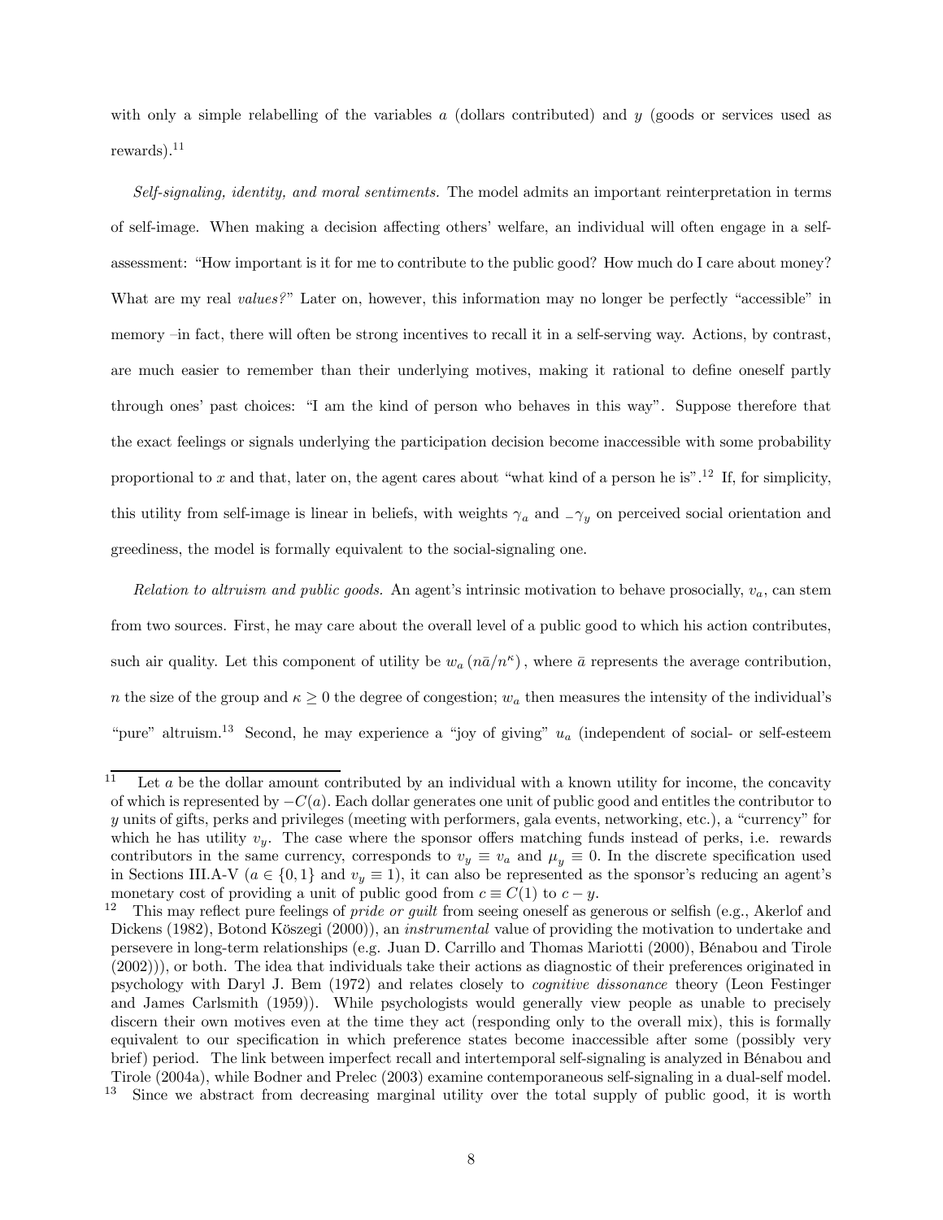with only a simple relabelling of the variables $a$ (dollars contributed) and $y$ (goods or services used as rewards).[11]

*Self-signaling, identity, and moral sentiments.* The model admits an important reinterpretation in terms of self-image. When making a decision affecting others' welfare, an individual will often engage in a self-assessment: "How important is it for me to contribute to the public good? How much do I care about money? What are my real *values?*" Later on, however, this information may no longer be perfectly "accessible" in memory –in fact, there will often be strong incentives to recall it in a self-serving way. Actions, by contrast, are much easier to remember than their underlying motives, making it rational to define oneself partly through ones' past choices: "I am the kind of person who behaves in this way". Suppose therefore that the exact feelings or signals underlying the participation decision become inaccessible with some probability proportional to $x$ and that, later on, the agent cares about "what kind of a person he is".[12] If, for simplicity, this utility from self-image is linear in beliefs, with weights $\gamma_a$ and $-\gamma_y$ on perceived social orientation and greediness, the model is formally equivalent to the social-signaling one.

*Relation to altruism and public goods.* An agent's intrinsic motivation to behave prosocially, $v_a$, can stem from two sources. First, he may care about the overall level of a public good to which his action contributes, such air quality. Let this component of utility be $w_a\left(n\bar{a}/n^{\kappa}\right)$, where $\bar{a}$ represents the average contribution, $n$ the size of the group and $\kappa \geq 0$ the degree of congestion; $w_a$ then measures the intensity of the individual's "pure" altruism.[13] Second, he may experience a "joy of giving" $u_a$ (independent of social- or self-esteem

---

[11] Let $a$ be the dollar amount contributed by an individual with a known utility for income, the concavity of which is represented by $-C(a)$. Each dollar generates one unit of public good and entitles the contributor to $y$ units of gifts, perks and privileges (meeting with performers, gala events, networking, etc.), a "currency" for which he has utility $v_y$. The case where the sponsor offers matching funds instead of perks, i.e. rewards contributors in the same currency, corresponds to $v_y \equiv v_a$ and $\mu_y \equiv 0$. In the discrete specification used in Sections III.A-V ($a \in \{0,1\}$ and $v_y \equiv 1$), it can also be represented as the sponsor's reducing an agent's monetary cost of providing a unit of public good from $c \equiv C(1)$ to $c - y$.

[12] This may reflect pure feelings of *pride or guilt* from seeing oneself as generous or selfish (e.g., Akerlof and Dickens (1982), Botond Köszegi (2000)), an *instrumental* value of providing the motivation to undertake and persevere in long-term relationships (e.g. Juan D. Carrillo and Thomas Mariotti (2000), Bénabou and Tirole (2002))), or both. The idea that individuals take their actions as diagnostic of their preferences originated in psychology with Daryl J. Bem (1972) and relates closely to *cognitive dissonance* theory (Leon Festinger and James Carlsmith (1959)). While psychologists would generally view people as unable to precisely discern their own motives even at the time they act (responding only to the overall mix), this is formally equivalent to our specification in which preference states become inaccessible after some (possibly very brief) period. The link between imperfect recall and intertemporal self-signaling is analyzed in Bénabou and Tirole (2004a), while Bodner and Prelec (2003) examine contemporaneous self-signaling in a dual-self model.

[13] Since we abstract from decreasing marginal utility over the total supply of public good, it is worth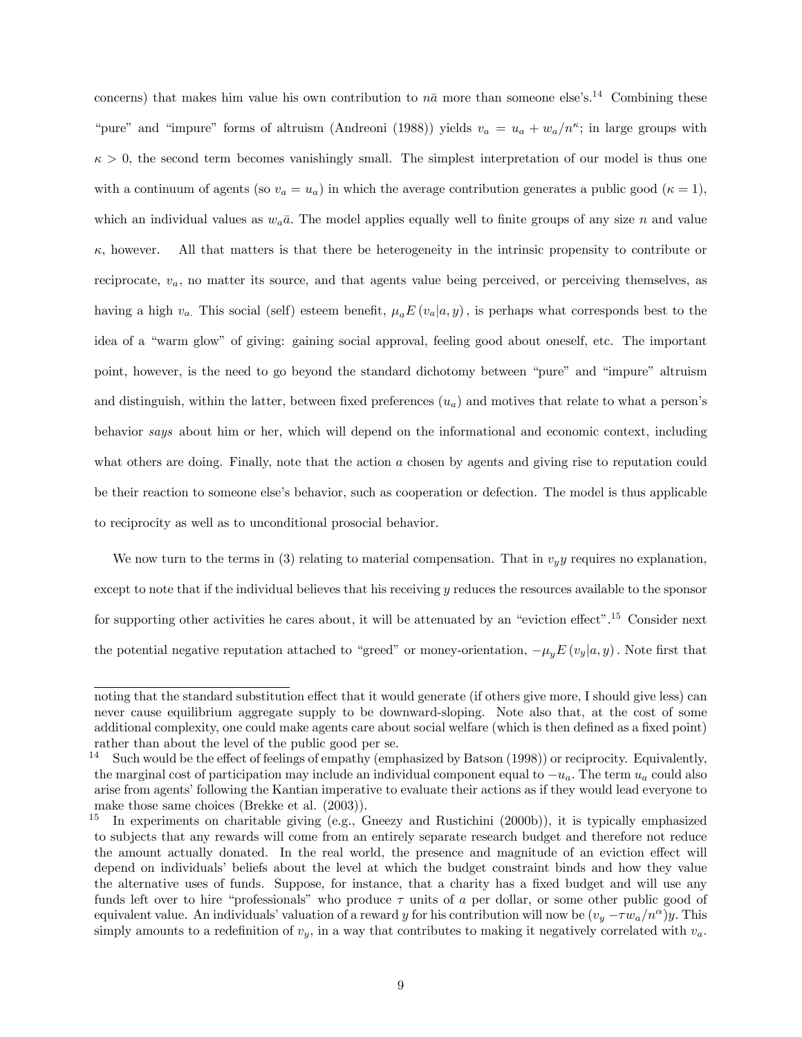concerns) that makes him value his own contribution to $n\bar{a}$ more than someone else's.[14] Combining these "pure" and "impure" forms of altruism (Andreoni (1988)) yields $v_a = u_a + w_a/n^{\kappa}$; in large groups with $\kappa > 0$, the second term becomes vanishingly small. The simplest interpretation of our model is thus one with a continuum of agents (so $v_a = u_a$) in which the average contribution generates a public good ($\kappa = 1$), which an individual values as $w_a\bar{a}$. The model applies equally well to finite groups of any size $n$ and value $\kappa$, however. All that matters is that there be heterogeneity in the intrinsic propensity to contribute or reciprocate, $v_a$, no matter its source, and that agents value being perceived, or perceiving themselves, as having a high $v_a$. This social (self) esteem benefit, $\mu_a E(v_a|a, y)$, is perhaps what corresponds best to the idea of a "warm glow" of giving: gaining social approval, feeling good about oneself, etc. The important point, however, is the need to go beyond the standard dichotomy between "pure" and "impure" altruism and distinguish, within the latter, between fixed preferences ($u_a$) and motives that relate to what a person's behavior *says* about him or her, which will depend on the informational and economic context, including what others are doing. Finally, note that the action $a$ chosen by agents and giving rise to reputation could be their reaction to someone else's behavior, such as cooperation or defection. The model is thus applicable to reciprocity as well as to unconditional prosocial behavior.

We now turn to the terms in (3) relating to material compensation. That in $v_y y$ requires no explanation, except to note that if the individual believes that his receiving $y$ reduces the resources available to the sponsor for supporting other activities he cares about, it will be attenuated by an "eviction effect".[15] Consider next the potential negative reputation attached to "greed" or money-orientation, $-\mu_y E(v_y|a, y)$. Note first that

---

noting that the standard substitution effect that it would generate (if others give more, I should give less) can never cause equilibrium aggregate supply to be downward-sloping. Note also that, at the cost of some additional complexity, one could make agents care about social welfare (which is then defined as a fixed point) rather than about the level of the public good per se.

[14] Such would be the effect of feelings of empathy (emphasized by Batson (1998)) or reciprocity. Equivalently, the marginal cost of participation may include an individual component equal to $-u_a$. The term $u_a$ could also arise from agents' following the Kantian imperative to evaluate their actions as if they would lead everyone to make those same choices (Brekke et al. (2003)).

[15] In experiments on charitable giving (e.g., Gneezy and Rustichini (2000b)), it is typically emphasized to subjects that any rewards will come from an entirely separate research budget and therefore not reduce the amount actually donated. In the real world, the presence and magnitude of an eviction effect will depend on individuals' beliefs about the level at which the budget constraint binds and how they value the alternative uses of funds. Suppose, for instance, that a charity has a fixed budget and will use any funds left over to hire "professionals" who produce $\tau$ units of $a$ per dollar, or some other public good of equivalent value. An individuals' valuation of a reward $y$ for his contribution will now be $(v_y - \tau w_a/n^{\alpha})y$. This simply amounts to a redefinition of $v_y$, in a way that contributes to making it negatively correlated with $v_a$.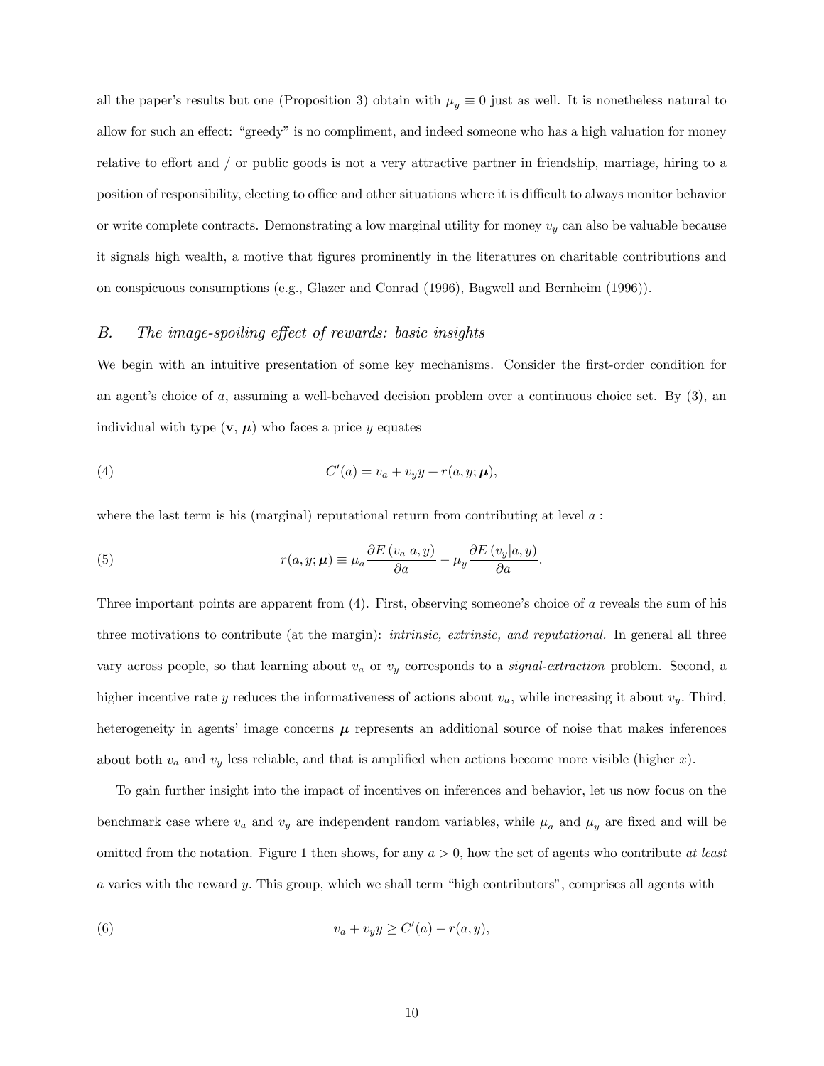all the paper's results but one (Proposition 3) obtain with $\mu_y \equiv 0$ just as well. It is nonetheless natural to allow for such an effect: "greedy" is no compliment, and indeed someone who has a high valuation for money relative to effort and / or public goods is not a very attractive partner in friendship, marriage, hiring to a position of responsibility, electing to office and other situations where it is difficult to always monitor behavior or write complete contracts. Demonstrating a low marginal utility for money $v_y$ can also be valuable because it signals high wealth, a motive that figures prominently in the literatures on charitable contributions and on conspicuous consumptions (e.g., Glazer and Conrad (1996), Bagwell and Bernheim (1996)).

### *B. The image-spoiling effect of rewards: basic insights*

We begin with an intuitive presentation of some key mechanisms. Consider the first-order condition for an agent's choice of $a$, assuming a well-behaved decision problem over a continuous choice set. By (3), an individual with type $(\mathbf{v}, \boldsymbol{\mu})$ who faces a price $y$ equates

$$C'(a) = v_a + v_y y + r(a, y; \boldsymbol{\mu}), \tag{4}$$

where the last term is his (marginal) reputational return from contributing at level $a$ :

$$r(a, y; \boldsymbol{\mu}) \equiv \mu_a \frac{\partial E\left(v_a | a, y\right)}{\partial a} - \mu_y \frac{\partial E\left(v_y | a, y\right)}{\partial a}. \tag{5}$$

Three important points are apparent from (4). First, observing someone's choice of $a$ reveals the sum of his three motivations to contribute (at the margin): *intrinsic, extrinsic, and reputational.* In general all three vary across people, so that learning about $v_a$ or $v_y$ corresponds to a *signal-extraction* problem. Second, a higher incentive rate $y$ reduces the informativeness of actions about $v_a$, while increasing it about $v_y$. Third, heterogeneity in agents' image concerns $\boldsymbol{\mu}$ represents an additional source of noise that makes inferences about both $v_a$ and $v_y$ less reliable, and that is amplified when actions become more visible (higher $x$).

To gain further insight into the impact of incentives on inferences and behavior, let us now focus on the benchmark case where $v_a$ and $v_y$ are independent random variables, while $\mu_a$ and $\mu_y$ are fixed and will be omitted from the notation. Figure 1 then shows, for any $a > 0$, how the set of agents who contribute *at least* $a$ varies with the reward $y$. This group, which we shall term "high contributors", comprises all agents with

$$v_a + v_y y \geq C'(a) - r(a, y), \tag{6}$$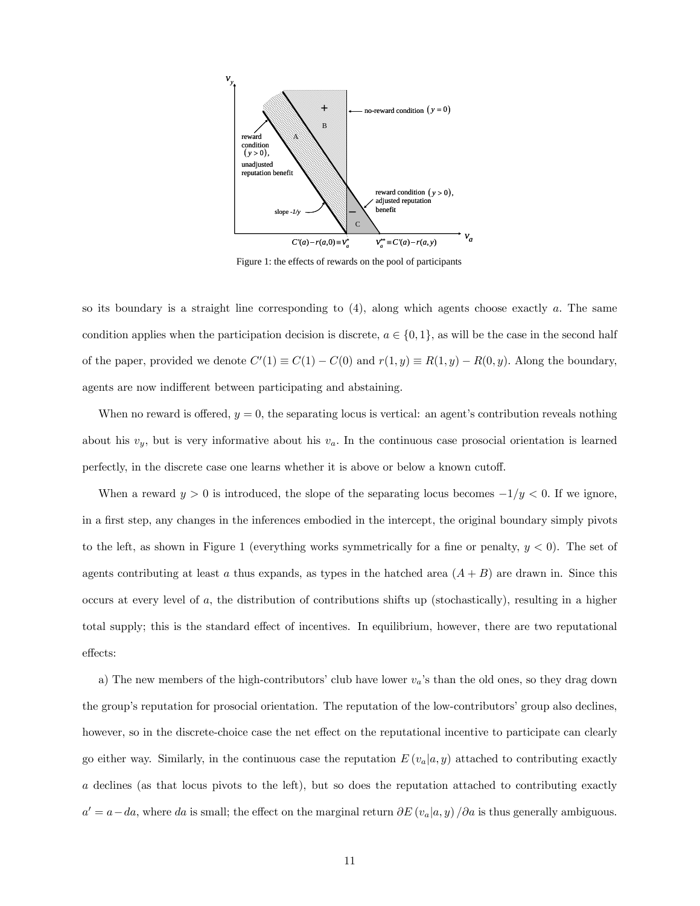Figure 1: the effects of rewards on the pool of participants

so its boundary is a straight line corresponding to (4), along which agents choose exactly $a$. The same condition applies when the participation decision is discrete, $a \in \{0, 1\}$, as will be the case in the second half of the paper, provided we denote $C'(1) \equiv C(1) - C(0)$ and $r(1, y) \equiv R(1, y) - R(0, y)$. Along the boundary, agents are now indifferent between participating and abstaining.

When no reward is offered, $y = 0$, the separating locus is vertical: an agent's contribution reveals nothing about his $v_y$, but is very informative about his $v_a$. In the continuous case prosocial orientation is learned perfectly, in the discrete case one learns whether it is above or below a known cutoff.

When a reward $y > 0$ is introduced, the slope of the separating locus becomes $-1/y < 0$. If we ignore, in a first step, any changes in the inferences embodied in the intercept, the original boundary simply pivots to the left, as shown in Figure 1 (everything works symmetrically for a fine or penalty, $y < 0$). The set of agents contributing at least $a$ thus expands, as types in the hatched area $(A + B)$ are drawn in. Since this occurs at every level of $a$, the distribution of contributions shifts up (stochastically), resulting in a higher total supply; this is the standard effect of incentives. In equilibrium, however, there are two reputational effects:

a) The new members of the high-contributors' club have lower $v_a$'s than the old ones, so they drag down the group's reputation for prosocial orientation. The reputation of the low-contributors' group also declines, however, so in the discrete-choice case the net effect on the reputational incentive to participate can clearly go either way. Similarly, in the continuous case the reputation $E(v_a|a, y)$ attached to contributing exactly $a$ declines (as that locus pivots to the left), but so does the reputation attached to contributing exactly $a' = a - da$, where $da$ is small; the effect on the marginal return $\partial E(v_a|a, y)/\partial a$ is thus generally ambiguous.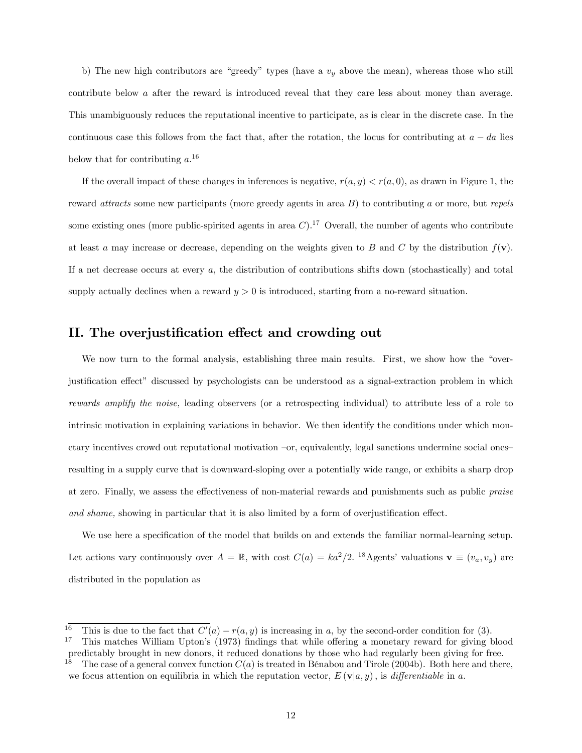b) The new high contributors are "greedy" types (have a $v_y$ above the mean), whereas those who still contribute below $a$ after the reward is introduced reveal that they care less about money than average. This unambiguously reduces the reputational incentive to participate, as is clear in the discrete case. In the continuous case this follows from the fact that, after the rotation, the locus for contributing at $a - da$ lies below that for contributing $a$.[16]

If the overall impact of these changes in inferences is negative, $r(a, y) < r(a, 0)$, as drawn in Figure 1, the reward *attracts* some new participants (more greedy agents in area $B$) to contributing $a$ or more, but *repels* some existing ones (more public-spirited agents in area $C$).[17] Overall, the number of agents who contribute at least $a$ may increase or decrease, depending on the weights given to $B$ and $C$ by the distribution $f(\mathbf{v})$. If a net decrease occurs at every $a$, the distribution of contributions shifts down (stochastically) and total supply actually declines when a reward $y > 0$ is introduced, starting from a no-reward situation.

## II. The overjustification effect and crowding out

We now turn to the formal analysis, establishing three main results. First, we show how the "overjustification effect" discussed by psychologists can be understood as a signal-extraction problem in which *rewards amplify the noise,* leading observers (or a retrospecting individual) to attribute less of a role to intrinsic motivation in explaining variations in behavior. We then identify the conditions under which monetary incentives crowd out reputational motivation –or, equivalently, legal sanctions undermine social ones– resulting in a supply curve that is downward-sloping over a potentially wide range, or exhibits a sharp drop at zero. Finally, we assess the effectiveness of non-material rewards and punishments such as public *praise and shame,* showing in particular that it is also limited by a form of overjustification effect.

We use here a specification of the model that builds on and extends the familiar normal-learning setup. Let actions vary continuously over $A = \mathbb{R}$, with cost $C(a) = ka^2/2$.[18] Agents' valuations $\mathbf{v} \equiv (v_a, v_y)$ are distributed in the population as

---

[16] This is due to the fact that $C'(a) - r(a, y)$ is increasing in $a$, by the second-order condition for (3).

[17] This matches William Upton's (1973) findings that while offering a monetary reward for giving blood predictably brought in new donors, it reduced donations by those who had regularly been giving for free.

[18] The case of a general convex function $C(a)$ is treated in Bénabou and Tirole (2004b). Both here and there, we focus attention on equilibria in which the reputation vector, $E(\mathbf{v}|a, y)$, is *differentiable* in $a$.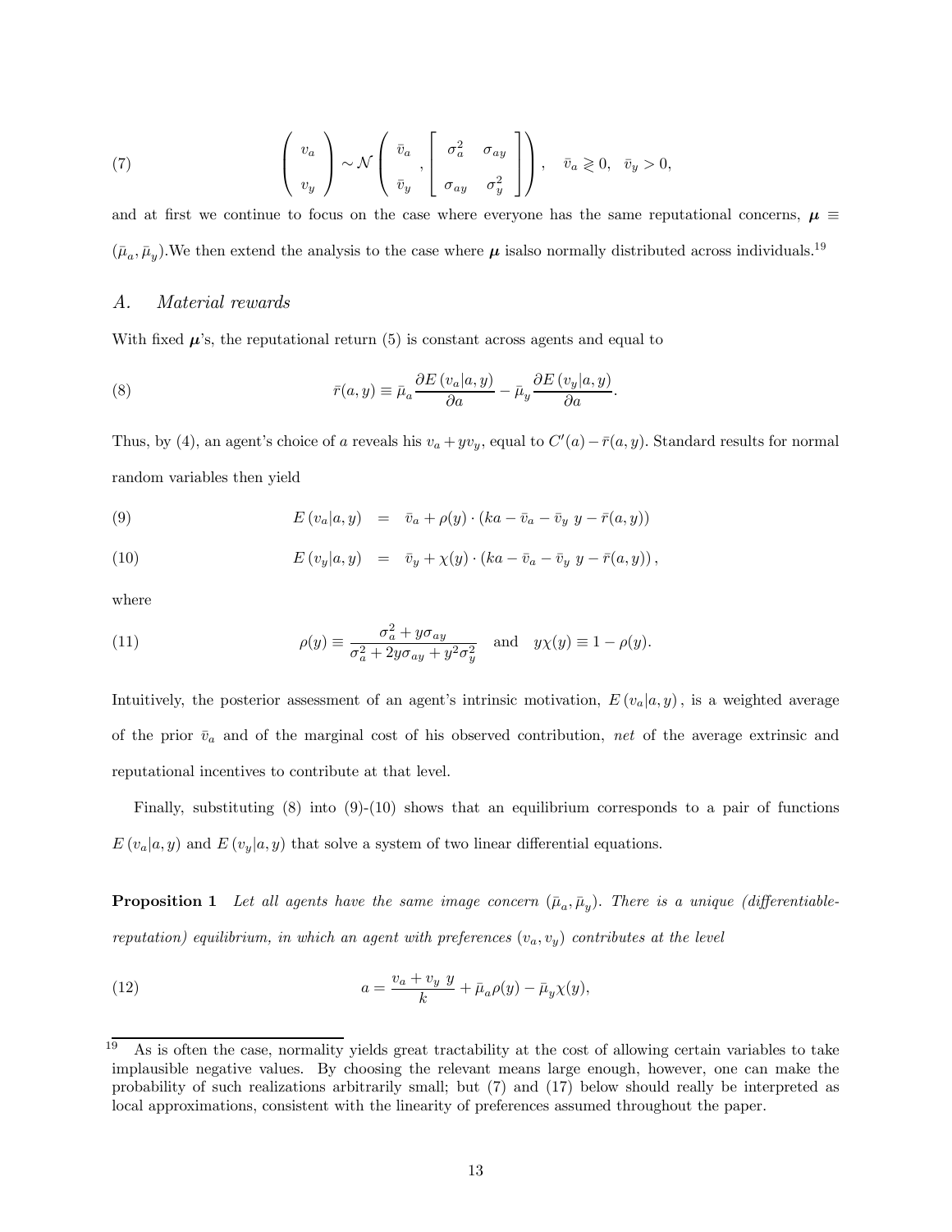$$
\begin{pmatrix} v_a \\ v_y \end{pmatrix} \sim \mathcal{N}\left( \begin{pmatrix} \bar{v}_a \\ \bar{v}_y \end{pmatrix}, \begin{bmatrix} \sigma_a^2 & \sigma_{ay} \\ \sigma_{ay} & \sigma_y^2 \end{bmatrix} \right), \quad \bar{v}_a \gtrless 0, \quad \bar{v}_y > 0, \tag{7}
$$

and at first we continue to focus on the case where everyone has the same reputational concerns, $\boldsymbol{\mu} \equiv (\bar{\mu}_a, \bar{\mu}_y)$.We then extend the analysis to the case where $\boldsymbol{\mu}$ isalso normally distributed across individuals.[19]

## A. *Material rewards*

With fixed $\boldsymbol{\mu}$'s, the reputational return (5) is constant across agents and equal to

$$
\bar{r}(a, y) \equiv \bar{\mu}_a \frac{\partial E(v_a|a, y)}{\partial a} - \bar{\mu}_y \frac{\partial E(v_y|a, y)}{\partial a}. \tag{8}
$$

Thus, by (4), an agent's choice of $a$ reveals his $v_a + yv_y$, equal to $C'(a) - \bar{r}(a, y)$. Standard results for normal random variables then yield

$$
E(v_a|a, y) = \bar{v}_a + \rho(y) \cdot (ka - \bar{v}_a - \bar{v}_y \, y - \bar{r}(a, y)) \tag{9}
$$

$$
E(v_y|a, y) = \bar{v}_y + \chi(y) \cdot (ka - \bar{v}_a - \bar{v}_y \, y - \bar{r}(a, y)), \tag{10}
$$

where

$$
\rho(y) \equiv \frac{\sigma_a^2 + y\sigma_{ay}}{\sigma_a^2 + 2y\sigma_{ay} + y^2\sigma_y^2} \quad \text{and} \quad y\chi(y) \equiv 1 - \rho(y). \tag{11}
$$

Intuitively, the posterior assessment of an agent's intrinsic motivation, $E(v_a|a, y)$, is a weighted average of the prior $\bar{v}_a$ and of the marginal cost of his observed contribution, *net* of the average extrinsic and reputational incentives to contribute at that level.

Finally, substituting (8) into (9)-(10) shows that an equilibrium corresponds to a pair of functions $E(v_a|a, y)$ and $E(v_y|a, y)$ that solve a system of two linear differential equations.

**Proposition 1** *Let all agents have the same image concern $(\bar{\mu}_a, \bar{\mu}_y)$. There is a unique (differentiable-reputation) equilibrium, in which an agent with preferences $(v_a, v_y)$ contributes at the level*

$$
a = \frac{v_a + v_y \, y}{k} + \bar{\mu}_a \rho(y) - \bar{\mu}_y \chi(y), \tag{12}
$$

[19] As is often the case, normality yields great tractability at the cost of allowing certain variables to take implausible negative values. By choosing the relevant means large enough, however, one can make the probability of such realizations arbitrarily small; but (7) and (17) below should really be interpreted as local approximations, consistent with the linearity of preferences assumed throughout the paper.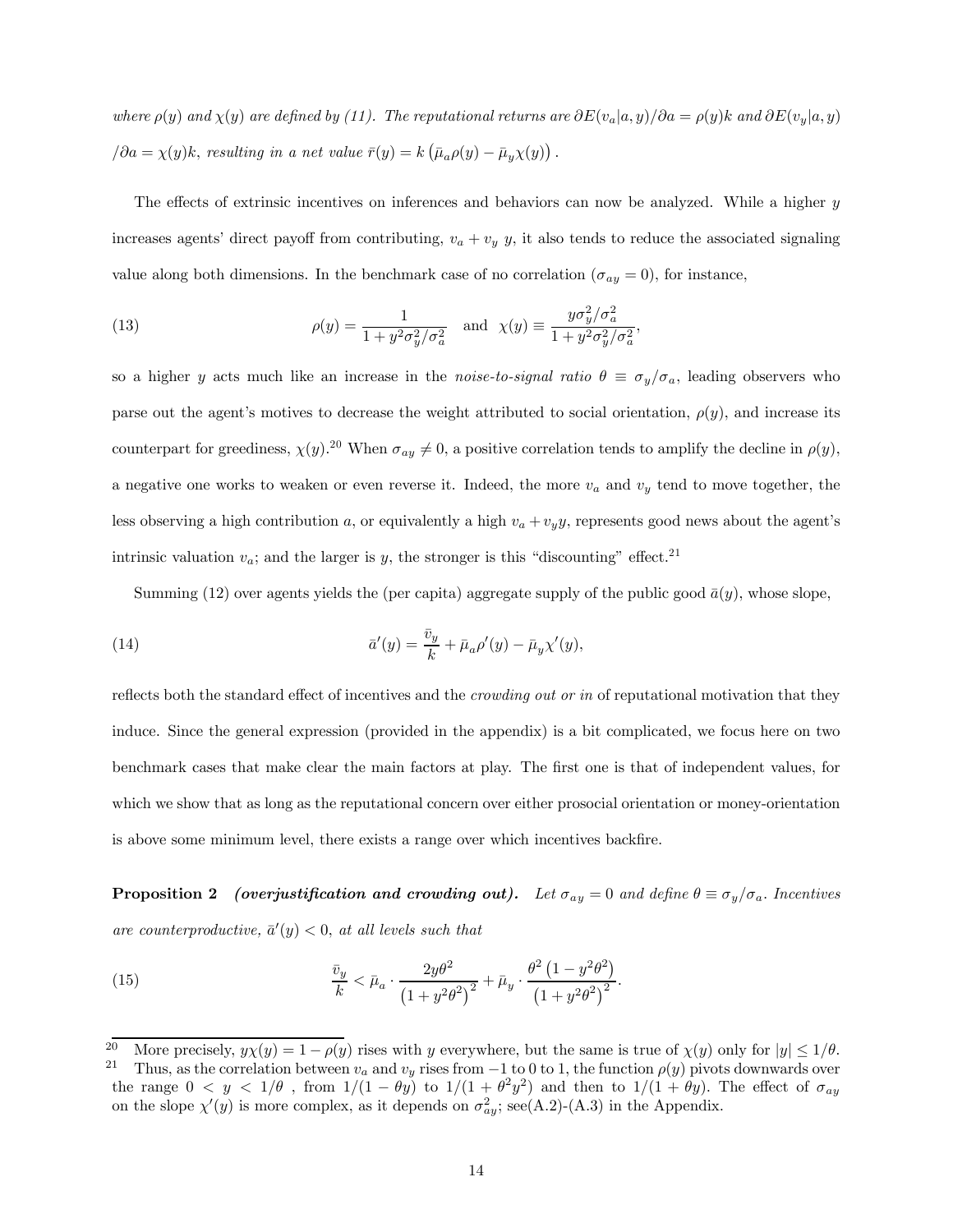*where $\rho(y)$ and $\chi(y)$ are defined by (11). The reputational returns are $\partial E(v_a|a,y)/\partial a = \rho(y)k$ and $\partial E(v_y|a,y)/\partial a = \chi(y)k$, resulting in a net value $\bar{r}(y) = k\left(\bar{\mu}_a\rho(y) - \bar{\mu}_y\chi(y)\right)$.*

The effects of extrinsic incentives on inferences and behaviors can now be analyzed. While a higher $y$ increases agents' direct payoff from contributing, $v_a + v_y\, y$, it also tends to reduce the associated signaling value along both dimensions. In the benchmark case of no correlation ($\sigma_{ay} = 0$), for instance,

$$\rho(y) = \frac{1}{1 + y^2\sigma_y^2/\sigma_a^2} \quad \text{and} \quad \chi(y) \equiv \frac{y\sigma_y^2/\sigma_a^2}{1 + y^2\sigma_y^2/\sigma_a^2}, \tag{13}$$

so a higher $y$ acts much like an increase in the *noise-to-signal ratio* $\theta \equiv \sigma_y/\sigma_a$, leading observers who parse out the agent's motives to decrease the weight attributed to social orientation, $\rho(y)$, and increase its counterpart for greediness, $\chi(y)$.[20] When $\sigma_{ay} \neq 0$, a positive correlation tends to amplify the decline in $\rho(y)$, a negative one works to weaken or even reverse it. Indeed, the more $v_a$ and $v_y$ tend to move together, the less observing a high contribution $a$, or equivalently a high $v_a + v_y y$, represents good news about the agent's intrinsic valuation $v_a$; and the larger is $y$, the stronger is this "discounting" effect.[21]

Summing (12) over agents yields the (per capita) aggregate supply of the public good $\bar{a}(y)$, whose slope,

$$\bar{a}'(y) = \frac{\bar{v}_y}{k} + \bar{\mu}_a\rho'(y) - \bar{\mu}_y\chi'(y), \tag{14}$$

reflects both the standard effect of incentives and the *crowding out or in* of reputational motivation that they induce. Since the general expression (provided in the appendix) is a bit complicated, we focus here on two benchmark cases that make clear the main factors at play. The first one is that of independent values, for which we show that as long as the reputational concern over either prosocial orientation or money-orientation is above some minimum level, there exists a range over which incentives backfire.

**Proposition 2** ***(overjustification and crowding out).*** *Let $\sigma_{ay} = 0$ and define $\theta \equiv \sigma_y/\sigma_a$. Incentives are counterproductive, $\bar{a}'(y) < 0$, at all levels such that*

$$\frac{\bar{v}_y}{k} < \bar{\mu}_a \cdot \frac{2y\theta^2}{\left(1 + y^2\theta^2\right)^2} + \bar{\mu}_y \cdot \frac{\theta^2\left(1 - y^2\theta^2\right)}{\left(1 + y^2\theta^2\right)^2}. \tag{15}$$

---

[20] More precisely, $y\chi(y) = 1 - \rho(y)$ rises with $y$ everywhere, but the same is true of $\chi(y)$ only for $|y| \leq 1/\theta$.

[21] Thus, as the correlation between $v_a$ and $v_y$ rises from $-1$ to 0 to 1, the function $\rho(y)$ pivots downwards over the range $0 < y < 1/\theta$ , from $1/(1 - \theta y)$ to $1/(1 + \theta^2 y^2)$ and then to $1/(1 + \theta y)$. The effect of $\sigma_{ay}$ on the slope $\chi'(y)$ is more complex, as it depends on $\sigma_{ay}^2$; see(A.2)-(A.3) in the Appendix.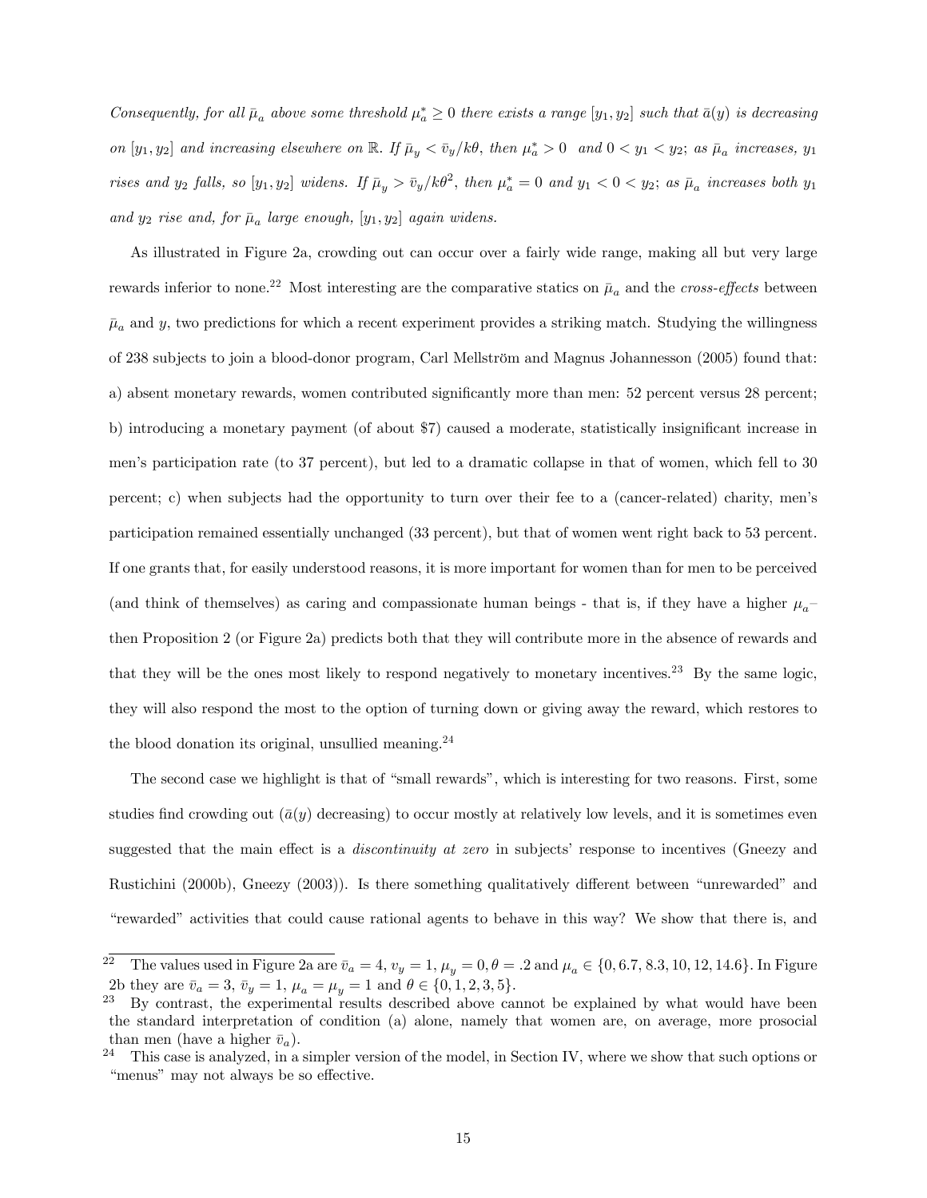*Consequently, for all $\bar{\mu}_a$ above some threshold $\mu_a^* \geq 0$ there exists a range $[y_1, y_2]$ such that $\bar{a}(y)$ is decreasing on $[y_1, y_2]$ and increasing elsewhere on $\mathbb{R}$. If $\bar{\mu}_y < \bar{v}_y/k\theta$, then $\mu_a^* > 0$ and $0 < y_1 < y_2$; as $\bar{\mu}_a$ increases, $y_1$ rises and $y_2$ falls, so $[y_1, y_2]$ widens. If $\bar{\mu}_y > \bar{v}_y/k\theta^2$, then $\mu_a^* = 0$ and $y_1 < 0 < y_2$; as $\bar{\mu}_a$ increases both $y_1$ and $y_2$ rise and, for $\bar{\mu}_a$ large enough, $[y_1, y_2]$ again widens.*

As illustrated in Figure 2a, crowding out can occur over a fairly wide range, making all but very large rewards inferior to none.[22] Most interesting are the comparative statics on $\bar{\mu}_a$ and the *cross-effects* between $\bar{\mu}_a$ and $y$, two predictions for which a recent experiment provides a striking match. Studying the willingness of 238 subjects to join a blood-donor program, Carl Mellström and Magnus Johannesson (2005) found that: a) absent monetary rewards, women contributed significantly more than men: 52 percent versus 28 percent; b) introducing a monetary payment (of about \$7) caused a moderate, statistically insignificant increase in men's participation rate (to 37 percent), but led to a dramatic collapse in that of women, which fell to 30 percent; c) when subjects had the opportunity to turn over their fee to a (cancer-related) charity, men's participation remained essentially unchanged (33 percent), but that of women went right back to 53 percent. If one grants that, for easily understood reasons, it is more important for women than for men to be perceived (and think of themselves) as caring and compassionate human beings - that is, if they have a higher $\mu_a$– then Proposition 2 (or Figure 2a) predicts both that they will contribute more in the absence of rewards and that they will be the ones most likely to respond negatively to monetary incentives.[23] By the same logic, they will also respond the most to the option of turning down or giving away the reward, which restores to the blood donation its original, unsullied meaning.[24]

The second case we highlight is that of "small rewards", which is interesting for two reasons. First, some studies find crowding out ($\bar{a}(y)$ decreasing) to occur mostly at relatively low levels, and it is sometimes even suggested that the main effect is a *discontinuity at zero* in subjects' response to incentives (Gneezy and Rustichini (2000b), Gneezy (2003)). Is there something qualitatively different between "unrewarded" and "rewarded" activities that could cause rational agents to behave in this way? We show that there is, and

---

[22] The values used in Figure 2a are $\bar{v}_a = 4$, $v_y = 1$, $\mu_y = 0$, $\theta = .2$ and $\mu_a \in \{0, 6.7, 8.3, 10, 12, 14.6\}$. In Figure 2b they are $\bar{v}_a = 3$, $\bar{v}_y = 1$, $\mu_a = \mu_y = 1$ and $\theta \in \{0, 1, 2, 3, 5\}$.

[23] By contrast, the experimental results described above cannot be explained by what would have been the standard interpretation of condition (a) alone, namely that women are, on average, more prosocial than men (have a higher $\bar{v}_a$).

[24] This case is analyzed, in a simpler version of the model, in Section IV, where we show that such options or "menus" may not always be so effective.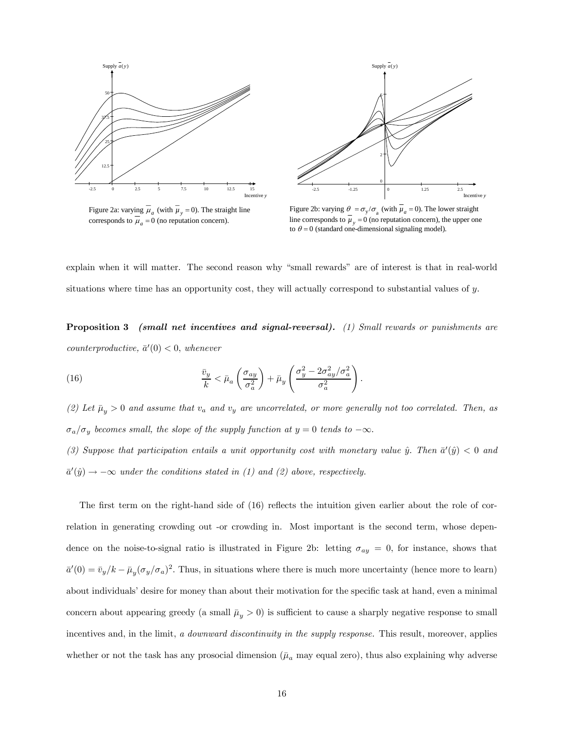Figure 2a: varying $\bar{\mu}_a$ (with $\bar{\mu}_y = 0$). The straight line corresponds to $\bar{\mu}_a = 0$ (no reputation concern).

Figure 2b: varying $\theta = \sigma_y/\sigma_a$ (with $\bar{\mu}_a = 0$). The lower straight line corresponds to $\bar{\mu}_y = 0$ (no reputation concern), the upper one to $\theta = 0$ (standard one-dimensional signaling model).

explain when it will matter. The second reason why "small rewards" are of interest is that in real-world situations where time has an opportunity cost, they will actually correspond to substantial values of $y$.

**Proposition 3** ***(small net incentives and signal-reversal).*** *(1) Small rewards or punishments are counterproductive,* $\bar{a}'(0) < 0$*, whenever*

$$\frac{\bar{v}_y}{k} < \bar{\mu}_a \left(\frac{\sigma_{ay}}{\sigma_a^2}\right) + \bar{\mu}_y \left(\frac{\sigma_y^2 - 2\sigma_{ay}^2/\sigma_a^2}{\sigma_a^2}\right). \tag{16}$$

*(2) Let* $\bar{\mu}_y > 0$ *and assume that* $v_a$ *and* $v_y$ *are uncorrelated, or more generally not too correlated. Then, as* $\sigma_a/\sigma_y$ *becomes small, the slope of the supply function at* $y = 0$ *tends to* $-\infty$.

*(3) Suppose that participation entails a unit opportunity cost with monetary value* $\hat{y}$*. Then* $\bar{a}'(\hat{y}) < 0$ *and* $\bar{a}'(\hat{y}) \to -\infty$ *under the conditions stated in (1) and (2) above, respectively.*

The first term on the right-hand side of (16) reflects the intuition given earlier about the role of correlation in generating crowding out -or crowding in. Most important is the second term, whose dependence on the noise-to-signal ratio is illustrated in Figure 2b: letting $\sigma_{ay} = 0$, for instance, shows that $\bar{a}'(0) = \bar{v}_y/k - \bar{\mu}_y(\sigma_y/\sigma_a)^2$. Thus, in situations where there is much more uncertainty (hence more to learn) about individuals' desire for money than about their motivation for the specific task at hand, even a minimal concern about appearing greedy (a small $\bar{\mu}_y > 0$) is sufficient to cause a sharply negative response to small incentives and, in the limit, *a downward discontinuity in the supply response.* This result, moreover, applies whether or not the task has any prosocial dimension ($\bar{\mu}_a$ may equal zero), thus also explaining why adverse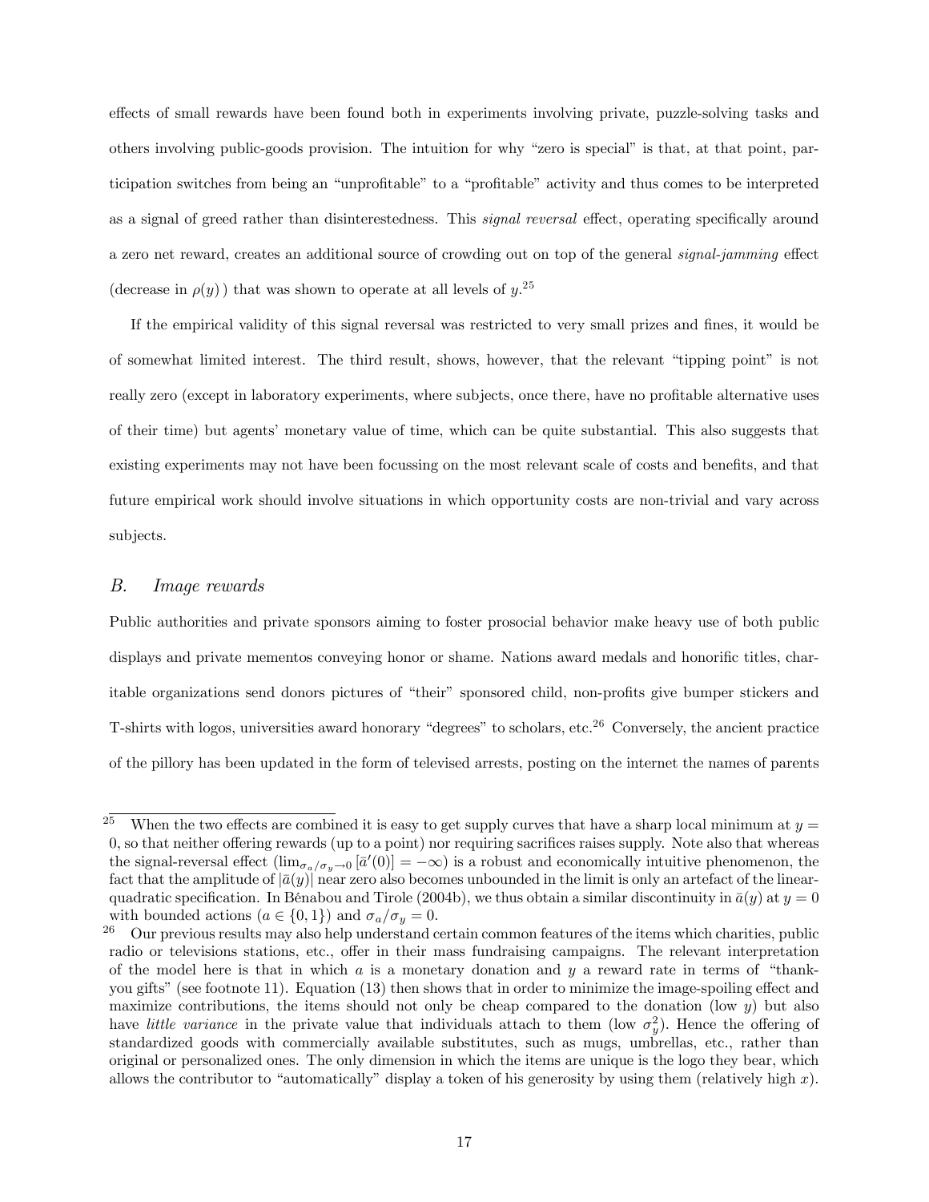effects of small rewards have been found both in experiments involving private, puzzle-solving tasks and others involving public-goods provision. The intuition for why "zero is special" is that, at that point, participation switches from being an "unprofitable" to a "profitable" activity and thus comes to be interpreted as a signal of greed rather than disinterestedness. This *signal reversal* effect, operating specifically around a zero net reward, creates an additional source of crowding out on top of the general *signal-jamming* effect (decrease in $\rho(y)$) that was shown to operate at all levels of $y$.[25]

If the empirical validity of this signal reversal was restricted to very small prizes and fines, it would be of somewhat limited interest. The third result, shows, however, that the relevant "tipping point" is not really zero (except in laboratory experiments, where subjects, once there, have no profitable alternative uses of their time) but agents' monetary value of time, which can be quite substantial. This also suggests that existing experiments may not have been focussing on the most relevant scale of costs and benefits, and that future empirical work should involve situations in which opportunity costs are non-trivial and vary across subjects.

### *B. Image rewards*

Public authorities and private sponsors aiming to foster prosocial behavior make heavy use of both public displays and private mementos conveying honor or shame. Nations award medals and honorific titles, charitable organizations send donors pictures of "their" sponsored child, non-profits give bumper stickers and T-shirts with logos, universities award honorary "degrees" to scholars, etc.[26] Conversely, the ancient practice of the pillory has been updated in the form of televised arrests, posting on the internet the names of parents

---

[25] When the two effects are combined it is easy to get supply curves that have a sharp local minimum at $y = 0$, so that neither offering rewards (up to a point) nor requiring sacrifices raises supply. Note also that whereas the signal-reversal effect ($\lim_{\sigma_a/\sigma_y \to 0} [\bar{a}'(0)] = -\infty$) is a robust and economically intuitive phenomenon, the fact that the amplitude of $|\bar{a}(y)|$ near zero also becomes unbounded in the limit is only an artefact of the linear-quadratic specification. In Bénabou and Tirole (2004b), we thus obtain a similar discontinuity in $\bar{a}(y)$ at $y = 0$ with bounded actions ($a \in \{0, 1\}$) and $\sigma_a/\sigma_y = 0$.

[26] Our previous results may also help understand certain common features of the items which charities, public radio or televisions stations, etc., offer in their mass fundraising campaigns. The relevant interpretation of the model here is that in which $a$ is a monetary donation and $y$ a reward rate in terms of "thank-you gifts" (see footnote 11). Equation (13) then shows that in order to minimize the image-spoiling effect and maximize contributions, the items should not only be cheap compared to the donation (low $y$) but also have *little variance* in the private value that individuals attach to them (low $\sigma_y^2$). Hence the offering of standardized goods with commercially available substitutes, such as mugs, umbrellas, etc., rather than original or personalized ones. The only dimension in which the items are unique is the logo they bear, which allows the contributor to "automatically" display a token of his generosity by using them (relatively high $x$).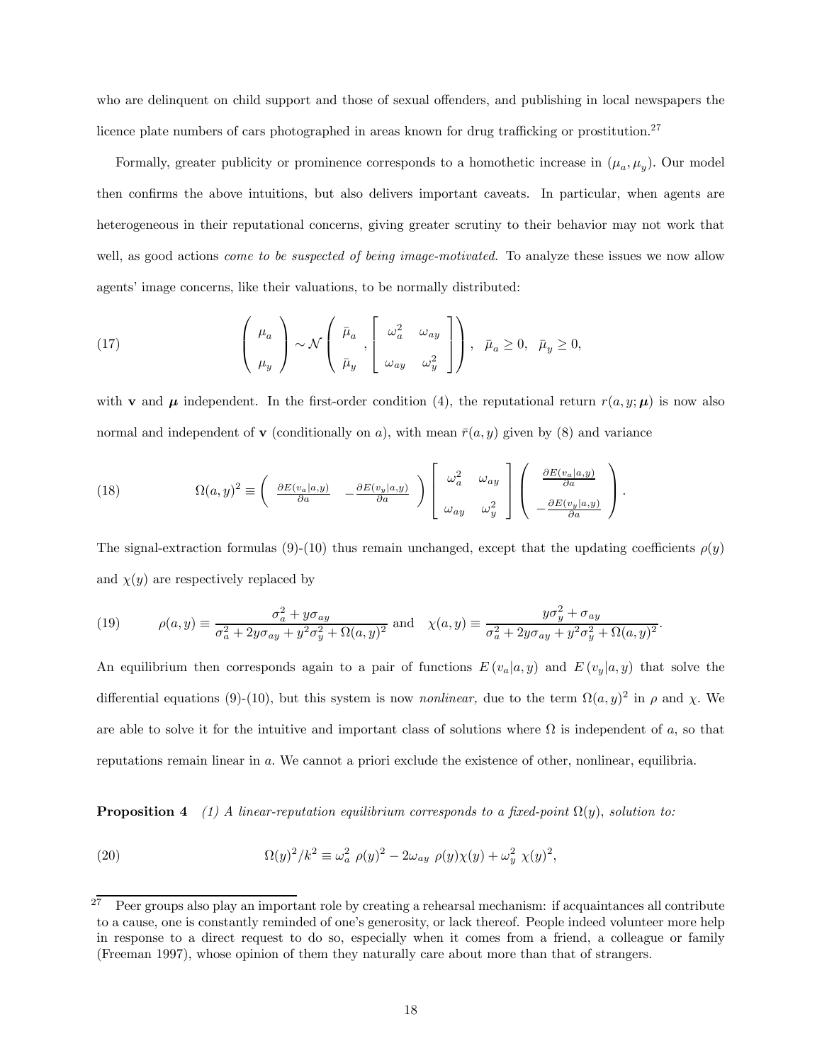who are delinquent on child support and those of sexual offenders, and publishing in local newspapers the licence plate numbers of cars photographed in areas known for drug trafficking or prostitution.[27]

Formally, greater publicity or prominence corresponds to a homothetic increase in $(\mu_a, \mu_y)$. Our model then confirms the above intuitions, but also delivers important caveats. In particular, when agents are heterogeneous in their reputational concerns, giving greater scrutiny to their behavior may not work that well, as good actions *come to be suspected of being image-motivated.* To analyze these issues we now allow agents' image concerns, like their valuations, to be normally distributed:

$$\text{(17)} \qquad \begin{pmatrix} \mu_a \\ \mu_y \end{pmatrix} \sim \mathcal{N}\left( \begin{matrix} \bar{\mu}_a \\ \bar{\mu}_y \end{matrix}, \begin{bmatrix} \omega_a^2 & \omega_{ay} \\ \omega_{ay} & \omega_y^2 \end{bmatrix} \right), \quad \bar{\mu}_a \geq 0, \quad \bar{\mu}_y \geq 0,$$

with $\mathbf{v}$ and $\boldsymbol{\mu}$ independent. In the first-order condition (4), the reputational return $r(a, y; \boldsymbol{\mu})$ is now also normal and independent of $\mathbf{v}$ (conditionally on $a$), with mean $\bar{r}(a, y)$ given by (8) and variance

$$\text{(18)} \qquad \Omega(a,y)^2 \equiv \begin{pmatrix} \frac{\partial E(v_a|a,y)}{\partial a} & -\frac{\partial E(v_y|a,y)}{\partial a} \end{pmatrix} \begin{bmatrix} \omega_a^2 & \omega_{ay} \\ \omega_{ay} & \omega_y^2 \end{bmatrix} \begin{pmatrix} \frac{\partial E(v_a|a,y)}{\partial a} \\ -\frac{\partial E(v_y|a,y)}{\partial a} \end{pmatrix}.$$

The signal-extraction formulas (9)-(10) thus remain unchanged, except that the updating coefficients $\rho(y)$ and $\chi(y)$ are respectively replaced by

$$\text{(19)} \qquad \rho(a,y) \equiv \frac{\sigma_a^2 + y\sigma_{ay}}{\sigma_a^2 + 2y\sigma_{ay} + y^2\sigma_y^2 + \Omega(a,y)^2} \text{ and } \quad \chi(a,y) \equiv \frac{y\sigma_y^2 + \sigma_{ay}}{\sigma_a^2 + 2y\sigma_{ay} + y^2\sigma_y^2 + \Omega(a,y)^2}.$$

An equilibrium then corresponds again to a pair of functions $E(v_a|a,y)$ and $E(v_y|a,y)$ that solve the differential equations (9)-(10), but this system is now *nonlinear,* due to the term $\Omega(a,y)^2$ in $\rho$ and $\chi$. We are able to solve it for the intuitive and important class of solutions where $\Omega$ is independent of $a$, so that reputations remain linear in $a$. We cannot a priori exclude the existence of other, nonlinear, equilibria.

**Proposition 4** *(1) A linear-reputation equilibrium corresponds to a fixed-point $\Omega(y)$, solution to:*

$$\text{(20)} \qquad \Omega(y)^2/k^2 \equiv \omega_a^2 \ \rho(y)^2 - 2\omega_{ay} \ \rho(y)\chi(y) + \omega_y^2 \ \chi(y)^2,$$

[27] Peer groups also play an important role by creating a rehearsal mechanism: if acquaintances all contribute to a cause, one is constantly reminded of one's generosity, or lack thereof. People indeed volunteer more help in response to a direct request to do so, especially when it comes from a friend, a colleague or family (Freeman 1997), whose opinion of them they naturally care about more than that of strangers.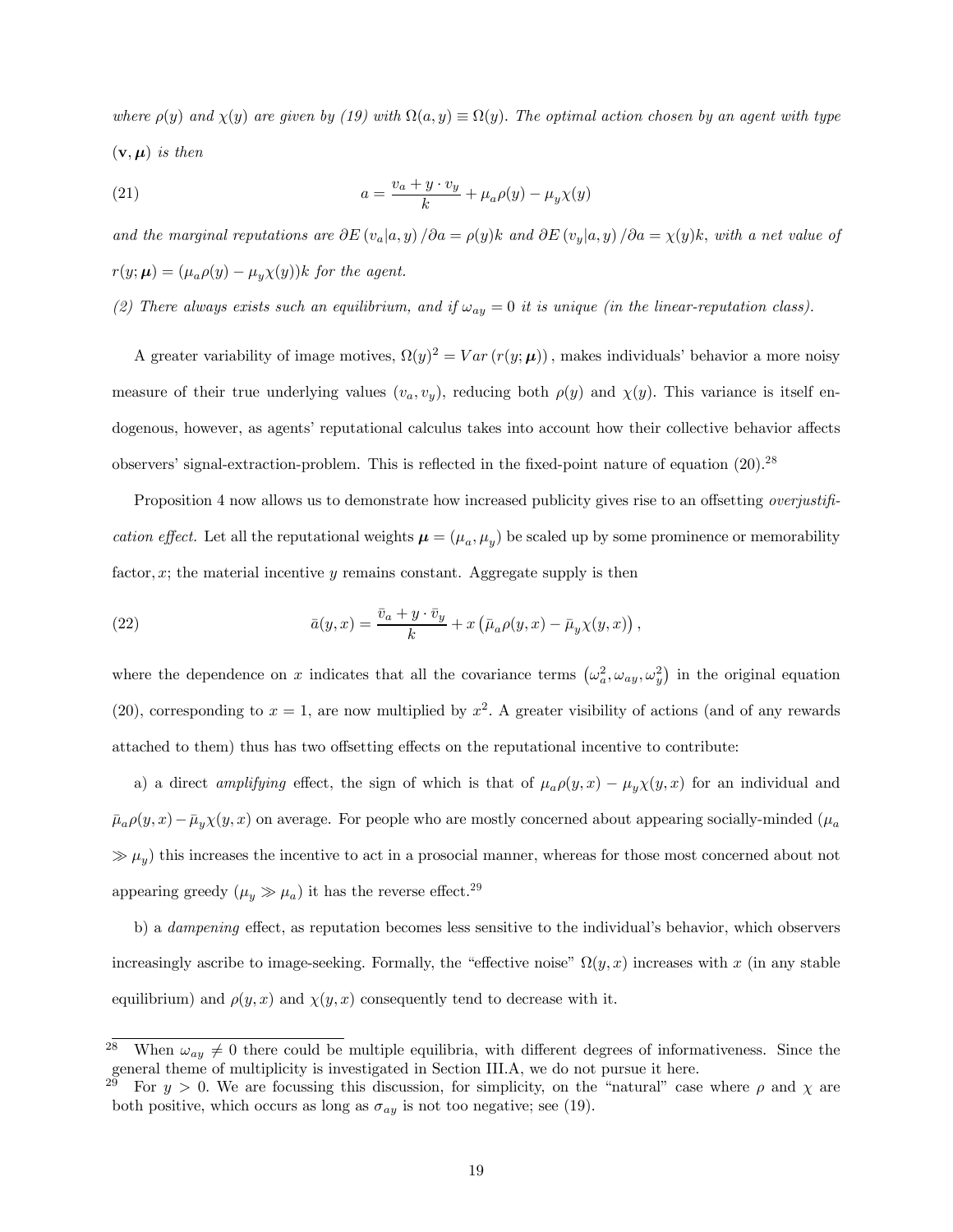*where $\rho(y)$ and $\chi(y)$ are given by (19) with $\Omega(a,y) \equiv \Omega(y)$. The optimal action chosen by an agent with type $(\mathbf{v}, \boldsymbol{\mu})$ is then*

$$a = \frac{v_a + y \cdot v_y}{k} + \mu_a \rho(y) - \mu_y \chi(y) \tag{21}$$

*and the marginal reputations are $\partial E(v_a|a,y)/\partial a = \rho(y)k$ and $\partial E(v_y|a,y)/\partial a = \chi(y)k$, with a net value of $r(y;\boldsymbol{\mu}) = (\mu_a \rho(y) - \mu_y \chi(y))k$ for the agent.*

*(2) There always exists such an equilibrium, and if $\omega_{ay} = 0$ it is unique (in the linear-reputation class).*

A greater variability of image motives, $\Omega(y)^2 = Var(r(y;\boldsymbol{\mu}))$, makes individuals' behavior a more noisy measure of their true underlying values $(v_a, v_y)$, reducing both $\rho(y)$ and $\chi(y)$. This variance is itself endogenous, however, as agents' reputational calculus takes into account how their collective behavior affects observers' signal-extraction-problem. This is reflected in the fixed-point nature of equation (20).[28]

Proposition 4 now allows us to demonstrate how increased publicity gives rise to an offsetting *overjustification effect.* Let all the reputational weights $\boldsymbol{\mu} = (\mu_a, \mu_y)$ be scaled up by some prominence or memorability factor, $x$; the material incentive $y$ remains constant. Aggregate supply is then

$$\bar{a}(y,x) = \frac{\bar{v}_a + y \cdot \bar{v}_y}{k} + x\left(\bar{\mu}_a \rho(y,x) - \bar{\mu}_y \chi(y,x)\right), \tag{22}$$

where the dependence on $x$ indicates that all the covariance terms $\left(\omega_a^2, \omega_{ay}, \omega_y^2\right)$ in the original equation (20), corresponding to $x = 1$, are now multiplied by $x^2$. A greater visibility of actions (and of any rewards attached to them) thus has two offsetting effects on the reputational incentive to contribute:

a) a direct *amplifying* effect, the sign of which is that of $\mu_a \rho(y,x) - \mu_y \chi(y,x)$ for an individual and $\bar{\mu}_a \rho(y,x) - \bar{\mu}_y \chi(y,x)$ on average. For people who are mostly concerned about appearing socially-minded ($\mu_a \gg \mu_y$) this increases the incentive to act in a prosocial manner, whereas for those most concerned about not appearing greedy ($\mu_y \gg \mu_a$) it has the reverse effect.[29]

b) a *dampening* effect, as reputation becomes less sensitive to the individual's behavior, which observers increasingly ascribe to image-seeking. Formally, the "effective noise" $\Omega(y,x)$ increases with $x$ (in any stable equilibrium) and $\rho(y,x)$ and $\chi(y,x)$ consequently tend to decrease with it.

[28] When $\omega_{ay} \neq 0$ there could be multiple equilibria, with different degrees of informativeness. Since the general theme of multiplicity is investigated in Section III.A, we do not pursue it here.

[29] For $y > 0$. We are focussing this discussion, for simplicity, on the "natural" case where $\rho$ and $\chi$ are both positive, which occurs as long as $\sigma_{ay}$ is not too negative; see (19).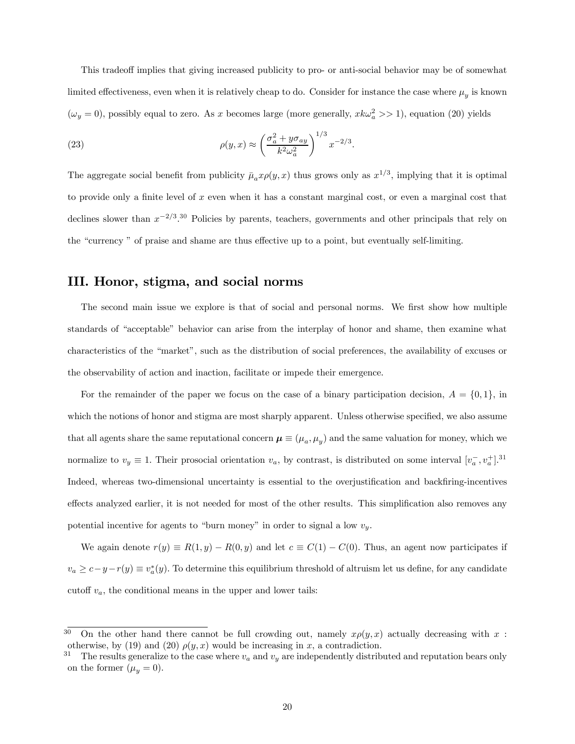This tradeoff implies that giving increased publicity to pro- or anti-social behavior may be of somewhat limited effectiveness, even when it is relatively cheap to do. Consider for instance the case where $\mu_y$ is known ($\omega_y = 0$), possibly equal to zero. As $x$ becomes large (more generally, $xk\omega_a^2 >> 1$), equation (20) yields

$$\rho(y, x) \approx \left( \frac{\sigma_a^2 + y\sigma_{ay}}{k^2 \omega_a^2} \right)^{1/3} x^{-2/3}. \tag{23}$$

The aggregate social benefit from publicity $\bar{\mu}_a x \rho(y, x)$ thus grows only as $x^{1/3}$, implying that it is optimal to provide only a finite level of $x$ even when it has a constant marginal cost, or even a marginal cost that declines slower than $x^{-2/3}$.[30] Policies by parents, teachers, governments and other principals that rely on the "currency " of praise and shame are thus effective up to a point, but eventually self-limiting.

## III. Honor, stigma, and social norms

The second main issue we explore is that of social and personal norms. We first show how multiple standards of "acceptable" behavior can arise from the interplay of honor and shame, then examine what characteristics of the "market", such as the distribution of social preferences, the availability of excuses or the observability of action and inaction, facilitate or impede their emergence.

For the remainder of the paper we focus on the case of a binary participation decision, $A = \{0, 1\}$, in which the notions of honor and stigma are most sharply apparent. Unless otherwise specified, we also assume that all agents share the same reputational concern $\boldsymbol{\mu} \equiv (\mu_a, \mu_y)$ and the same valuation for money, which we normalize to $v_y \equiv 1$. Their prosocial orientation $v_a$, by contrast, is distributed on some interval $[v_a^-, v_a^+]$.[31] Indeed, whereas two-dimensional uncertainty is essential to the overjustification and backfiring-incentives effects analyzed earlier, it is not needed for most of the other results. This simplification also removes any potential incentive for agents to "burn money" in order to signal a low $v_y$.

We again denote $r(y) \equiv R(1, y) - R(0, y)$ and let $c \equiv C(1) - C(0)$. Thus, an agent now participates if $v_a \geq c - y - r(y) \equiv v_a^*(y)$. To determine this equilibrium threshold of altruism let us define, for any candidate cutoff $v_a$, the conditional means in the upper and lower tails:

---

[30] On the other hand there cannot be full crowding out, namely $x\rho(y, x)$ actually decreasing with $x$ : otherwise, by (19) and (20) $\rho(y, x)$ would be increasing in $x$, a contradiction.

[31] The results generalize to the case where $v_a$ and $v_y$ are independently distributed and reputation bears only on the former ($\mu_y = 0$).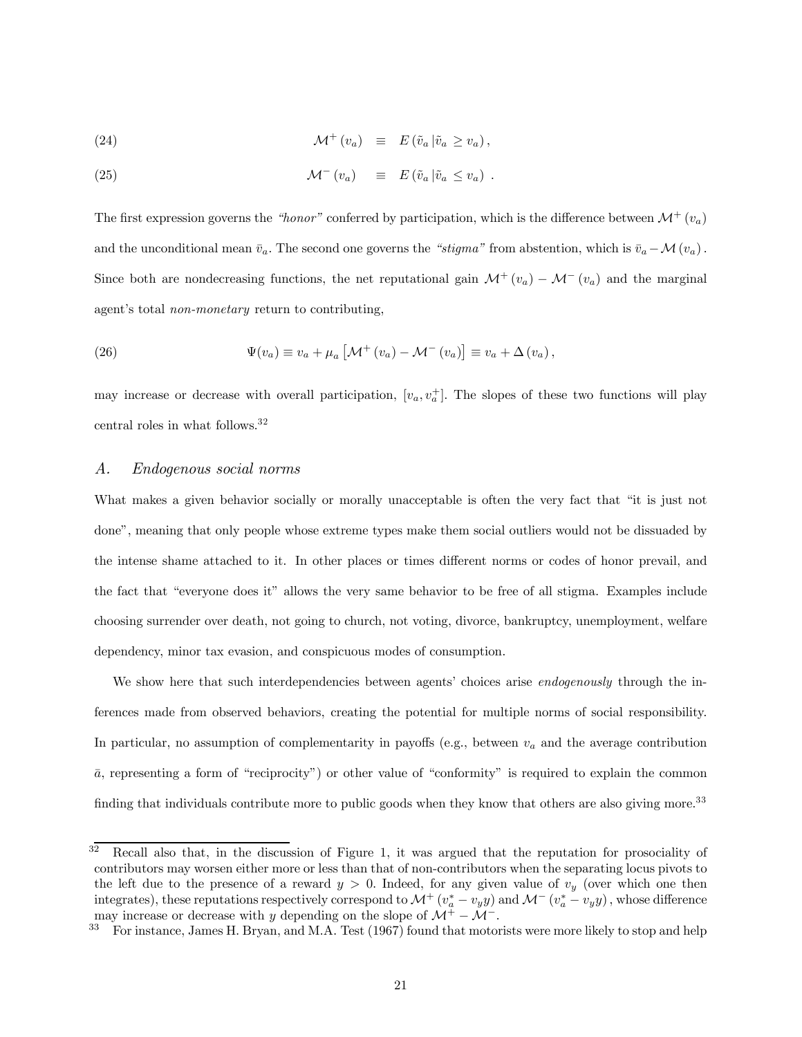$$\mathcal{M}^{+}(v_a) \equiv E(\tilde{v}_a \,|\tilde{v}_a \geq v_a), \tag{24}$$

$$\mathcal{M}^{-}(v_a) \equiv E(\tilde{v}_a \,|\tilde{v}_a \leq v_a) \; . \tag{25}$$

The first expression governs the *"honor"* conferred by participation, which is the difference between $\mathcal{M}^{+}(v_a)$ and the unconditional mean $\bar{v}_a$. The second one governs the *"stigma"* from abstention, which is $\bar{v}_a - \mathcal{M}(v_a)$. Since both are nondecreasing functions, the net reputational gain $\mathcal{M}^{+}(v_a) - \mathcal{M}^{-}(v_a)$ and the marginal agent's total *non-monetary* return to contributing,

$$\Psi(v_a) \equiv v_a + \mu_a \left[\mathcal{M}^{+}(v_a) - \mathcal{M}^{-}(v_a)\right] \equiv v_a + \Delta(v_a), \tag{26}$$

may increase or decrease with overall participation, $[v_a, v_a^{+}]$. The slopes of these two functions will play central roles in what follows.[32]

### A. *Endogenous social norms*

What makes a given behavior socially or morally unacceptable is often the very fact that "it is just not done", meaning that only people whose extreme types make them social outliers would not be dissuaded by the intense shame attached to it. In other places or times different norms or codes of honor prevail, and the fact that "everyone does it" allows the very same behavior to be free of all stigma. Examples include choosing surrender over death, not going to church, not voting, divorce, bankruptcy, unemployment, welfare dependency, minor tax evasion, and conspicuous modes of consumption.

We show here that such interdependencies between agents' choices arise *endogenously* through the inferences made from observed behaviors, creating the potential for multiple norms of social responsibility. In particular, no assumption of complementarity in payoffs (e.g., between $v_a$ and the average contribution $\bar{a}$, representing a form of "reciprocity") or other value of "conformity" is required to explain the common finding that individuals contribute more to public goods when they know that others are also giving more.[33]

---

[32] Recall also that, in the discussion of Figure 1, it was argued that the reputation for prosociality of contributors may worsen either more or less than that of non-contributors when the separating locus pivots to the left due to the presence of a reward $y > 0$. Indeed, for any given value of $v_y$ (over which one then integrates), these reputations respectively correspond to $\mathcal{M}^{+}(v_a^{*} - v_y y)$ and $\mathcal{M}^{-}(v_a^{*} - v_y y)$, whose difference may increase or decrease with $y$ depending on the slope of $\mathcal{M}^{+} - \mathcal{M}^{-}$.

[33] For instance, James H. Bryan, and M.A. Test (1967) found that motorists were more likely to stop and help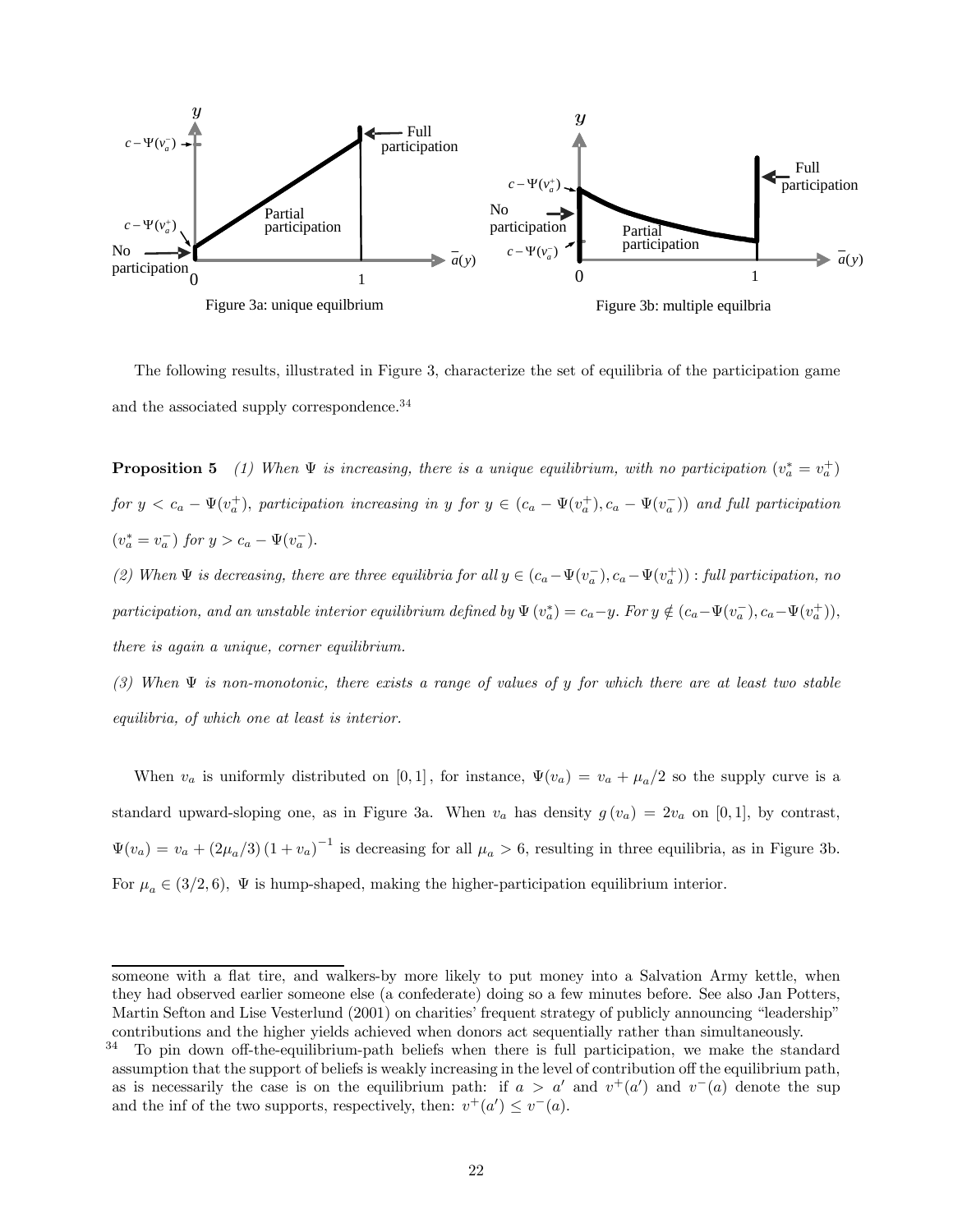Figure 3a: unique equilbrium

Figure 3b: multiple equilbria

The following results, illustrated in Figure 3, characterize the set of equilibria of the participation game and the associated supply correspondence.[34]

**Proposition 5** *(1) When $\Psi$ is increasing, there is a unique equilibrium, with no participation ($v_a^* = v_a^+$) for $y < c_a - \Psi(v_a^+)$, participation increasing in $y$ for $y \in (c_a - \Psi(v_a^+), c_a - \Psi(v_a^-))$ and full participation ($v_a^* = v_a^-$) for $y > c_a - \Psi(v_a^-)$.*

*(2) When $\Psi$ is decreasing, there are three equilibria for all $y \in (c_a - \Psi(v_a^-), c_a - \Psi(v_a^+))$ : full participation, no participation, and an unstable interior equilibrium defined by $\Psi(v_a^*) = c_a - y$. For $y \notin (c_a - \Psi(v_a^-), c_a - \Psi(v_a^+))$, there is again a unique, corner equilibrium.*

*(3) When $\Psi$ is non-monotonic, there exists a range of values of $y$ for which there are at least two stable equilibria, of which one at least is interior.*

When $v_a$ is uniformly distributed on $[0,1]$, for instance, $\Psi(v_a) = v_a + \mu_a/2$ so the supply curve is a standard upward-sloping one, as in Figure 3a. When $v_a$ has density $g(v_a) = 2v_a$ on $[0,1]$, by contrast, $\Psi(v_a) = v_a + (2\mu_a/3)(1+v_a)^{-1}$ is decreasing for all $\mu_a > 6$, resulting in three equilibria, as in Figure 3b. For $\mu_a \in (3/2, 6)$, $\Psi$ is hump-shaped, making the higher-participation equilibrium interior.

---

someone with a flat tire, and walkers-by more likely to put money into a Salvation Army kettle, when they had observed earlier someone else (a confederate) doing so a few minutes before. See also Jan Potters, Martin Sefton and Lise Vesterlund (2001) on charities' frequent strategy of publicly announcing "leadership" contributions and the higher yields achieved when donors act sequentially rather than simultaneously.

[34] To pin down off-the-equilibrium-path beliefs when there is full participation, we make the standard assumption that the support of beliefs is weakly increasing in the level of contribution off the equilibrium path, as is necessarily the case is on the equilibrium path: if $a > a'$ and $v^+(a')$ and $v^-(a)$ denote the sup and the inf of the two supports, respectively, then: $v^+(a') \leq v^-(a)$.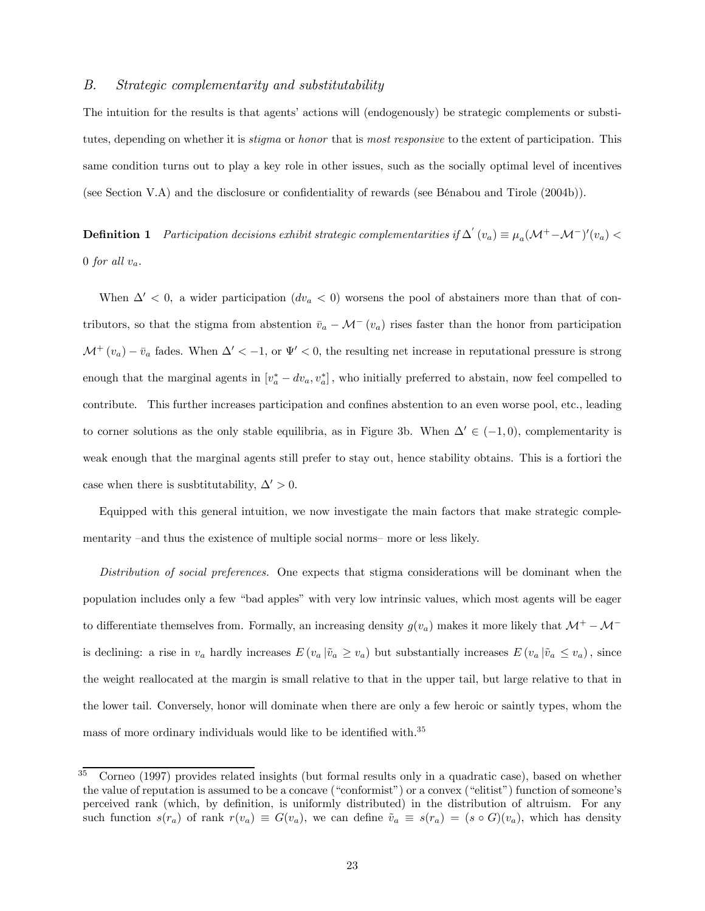### B. *Strategic complementarity and substitutability*

The intuition for the results is that agents' actions will (endogenously) be strategic complements or substitutes, depending on whether it is *stigma* or *honor* that is *most responsive* to the extent of participation. This same condition turns out to play a key role in other issues, such as the socially optimal level of incentives (see Section V.A) and the disclosure or confidentiality of rewards (see Bénabou and Tirole (2004b)).

**Definition 1** *Participation decisions exhibit strategic complementarities if* $\Delta'(v_a) \equiv \mu_a(\mathcal{M}^+ - \mathcal{M}^-)'(v_a) < 0$ *for all* $v_a$.

When $\Delta' < 0$, a wider participation ($dv_a < 0$) worsens the pool of abstainers more than that of contributors, so that the stigma from abstention $\bar{v}_a - \mathcal{M}^-(v_a)$ rises faster than the honor from participation $\mathcal{M}^+(v_a) - \bar{v}_a$ fades. When $\Delta' < -1$, or $\Psi' < 0$, the resulting net increase in reputational pressure is strong enough that the marginal agents in $[v_a^* - dv_a, v_a^*]$, who initially preferred to abstain, now feel compelled to contribute. This further increases participation and confines abstention to an even worse pool, etc., leading to corner solutions as the only stable equilibria, as in Figure 3b. When $\Delta' \in (-1, 0)$, complementarity is weak enough that the marginal agents still prefer to stay out, hence stability obtains. This is a fortiori the case when there is susbtitutability, $\Delta' > 0$.

Equipped with this general intuition, we now investigate the main factors that make strategic complementarity –and thus the existence of multiple social norms– more or less likely.

*Distribution of social preferences.* One expects that stigma considerations will be dominant when the population includes only a few "bad apples" with very low intrinsic values, which most agents will be eager to differentiate themselves from. Formally, an increasing density $g(v_a)$ makes it more likely that $\mathcal{M}^+ - \mathcal{M}^-$ is declining: a rise in $v_a$ hardly increases $E(v_a \,|\tilde{v}_a \geq v_a)$ but substantially increases $E(v_a \,|\tilde{v}_a \leq v_a)$, since the weight reallocated at the margin is small relative to that in the upper tail, but large relative to that in the lower tail. Conversely, honor will dominate when there are only a few heroic or saintly types, whom the mass of more ordinary individuals would like to be identified with.[35]

[35] Corneo (1997) provides related insights (but formal results only in a quadratic case), based on whether the value of reputation is assumed to be a concave ("conformist") or a convex ("elitist") function of someone's perceived rank (which, by definition, is uniformly distributed) in the distribution of altruism. For any such function $s(r_a)$ of rank $r(v_a) \equiv G(v_a)$, we can define $\tilde{v}_a \equiv s(r_a) = (s \circ G)(v_a)$, which has density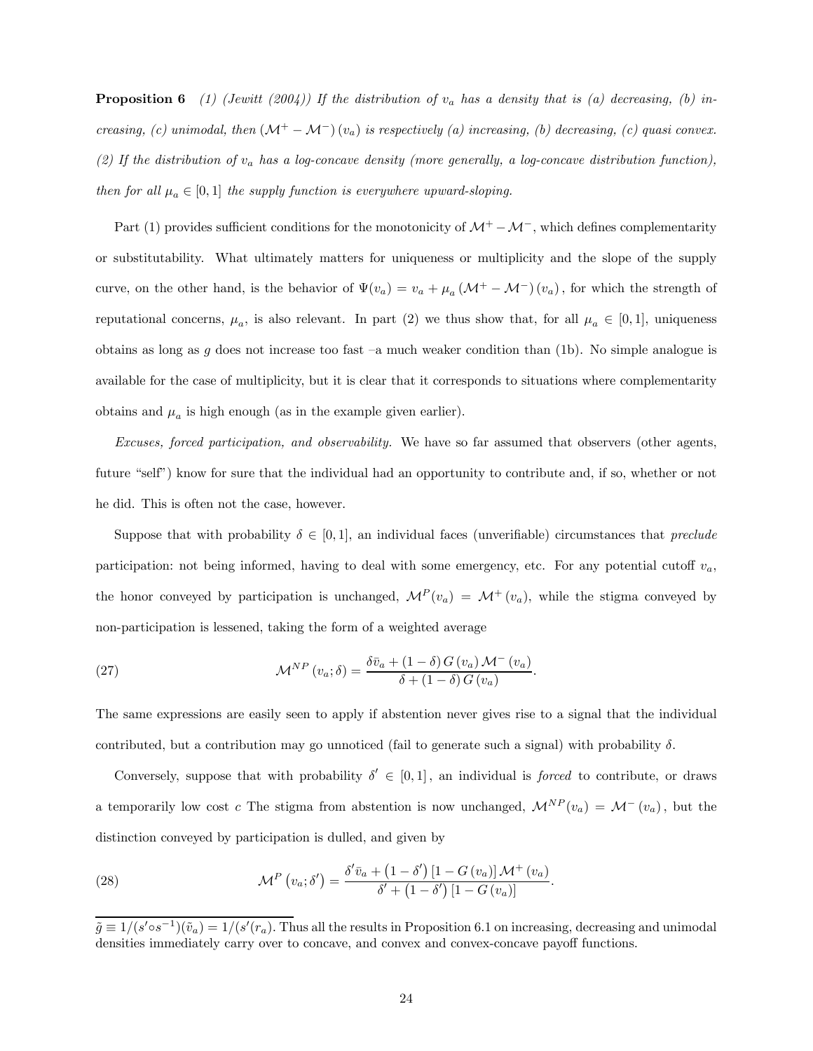**Proposition 6** *(1) (Jewitt (2004)) If the distribution of $v_a$ has a density that is (a) decreasing, (b) increasing, (c) unimodal, then $(\mathcal{M}^+ - \mathcal{M}^-)(v_a)$ is respectively (a) increasing, (b) decreasing, (c) quasi convex. (2) If the distribution of $v_a$ has a log-concave density (more generally, a log-concave distribution function), then for all $\mu_a \in [0,1]$ the supply function is everywhere upward-sloping.*

Part (1) provides sufficient conditions for the monotonicity of $\mathcal{M}^+ - \mathcal{M}^-$, which defines complementarity or substitutability. What ultimately matters for uniqueness or multiplicity and the slope of the supply curve, on the other hand, is the behavior of $\Psi(v_a) = v_a + \mu_a (\mathcal{M}^+ - \mathcal{M}^-)(v_a)$, for which the strength of reputational concerns, $\mu_a$, is also relevant. In part (2) we thus show that, for all $\mu_a \in [0,1]$, uniqueness obtains as long as $g$ does not increase too fast –a much weaker condition than (1b). No simple analogue is available for the case of multiplicity, but it is clear that it corresponds to situations where complementarity obtains and $\mu_a$ is high enough (as in the example given earlier).

*Excuses, forced participation, and observability.* We have so far assumed that observers (other agents, future "self") know for sure that the individual had an opportunity to contribute and, if so, whether or not he did. This is often not the case, however.

Suppose that with probability $\delta \in [0,1]$, an individual faces (unverifiable) circumstances that *preclude* participation: not being informed, having to deal with some emergency, etc. For any potential cutoff $v_a$, the honor conveyed by participation is unchanged, $\mathcal{M}^P(v_a) = \mathcal{M}^+(v_a)$, while the stigma conveyed by non-participation is lessened, taking the form of a weighted average

$$\mathcal{M}^{NP}(v_a;\delta) = \frac{\delta \bar{v}_a + (1-\delta)\, G(v_a)\, \mathcal{M}^-(v_a)}{\delta + (1-\delta)\, G(v_a)}. \tag{27}$$

The same expressions are easily seen to apply if abstention never gives rise to a signal that the individual contributed, but a contribution may go unnoticed (fail to generate such a signal) with probability $\delta$.

Conversely, suppose that with probability $\delta' \in [0,1]$, an individual is *forced* to contribute, or draws a temporarily low cost $c$ The stigma from abstention is now unchanged, $\mathcal{M}^{NP}(v_a) = \mathcal{M}^-(v_a)$, but the distinction conveyed by participation is dulled, and given by

$$\mathcal{M}^P(v_a;\delta') = \frac{\delta' \bar{v}_a + (1-\delta')\,[1-G(v_a)]\, \mathcal{M}^+(v_a)}{\delta' + (1-\delta')\,[1-G(v_a)]}. \tag{28}$$

---

$\tilde{g} \equiv 1/(s' \circ s^{-1})(\tilde{v}_a) = 1/(s'(r_a)$. Thus all the results in Proposition 6.1 on increasing, decreasing and unimodal densities immediately carry over to concave, and convex and convex-concave payoff functions.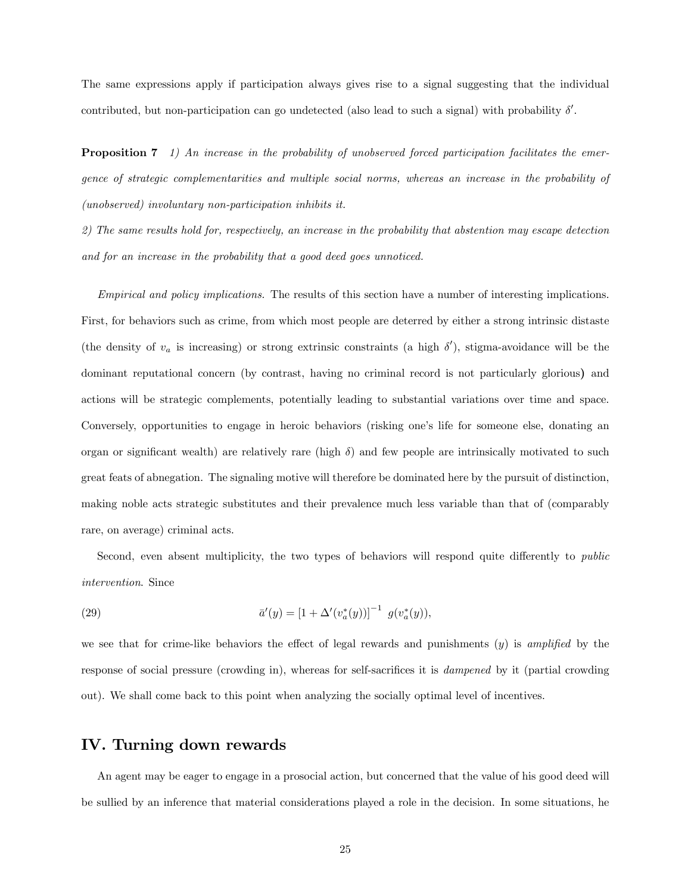The same expressions apply if participation always gives rise to a signal suggesting that the individual contributed, but non-participation can go undetected (also lead to such a signal) with probability $\delta'$.

**Proposition 7** *1) An increase in the probability of unobserved forced participation facilitates the emergence of strategic complementarities and multiple social norms, whereas an increase in the probability of (unobserved) involuntary non-participation inhibits it.*

*2) The same results hold for, respectively, an increase in the probability that abstention may escape detection and for an increase in the probability that a good deed goes unnoticed.*

*Empirical and policy implications.* The results of this section have a number of interesting implications. First, for behaviors such as crime, from which most people are deterred by either a strong intrinsic distaste (the density of $v_a$ is increasing) or strong extrinsic constraints (a high $\delta'$), stigma-avoidance will be the dominant reputational concern (by contrast, having no criminal record is not particularly glorious) and actions will be strategic complements, potentially leading to substantial variations over time and space. Conversely, opportunities to engage in heroic behaviors (risking one's life for someone else, donating an organ or significant wealth) are relatively rare (high $\delta$) and few people are intrinsically motivated to such great feats of abnegation. The signaling motive will therefore be dominated here by the pursuit of distinction, making noble acts strategic substitutes and their prevalence much less variable than that of (comparably rare, on average) criminal acts.

Second, even absent multiplicity, the two types of behaviors will respond quite differently to *public intervention*. Since

$$\bar{a}'(y) = \left[1 + \Delta'(v_a^*(y))\right]^{-1} \; g(v_a^*(y)), \tag{29}$$

we see that for crime-like behaviors the effect of legal rewards and punishments ($y$) is *amplified* by the response of social pressure (crowding in), whereas for self-sacrifices it is *dampened* by it (partial crowding out). We shall come back to this point when analyzing the socially optimal level of incentives.

## IV. Turning down rewards

An agent may be eager to engage in a prosocial action, but concerned that the value of his good deed will be sullied by an inference that material considerations played a role in the decision. In some situations, he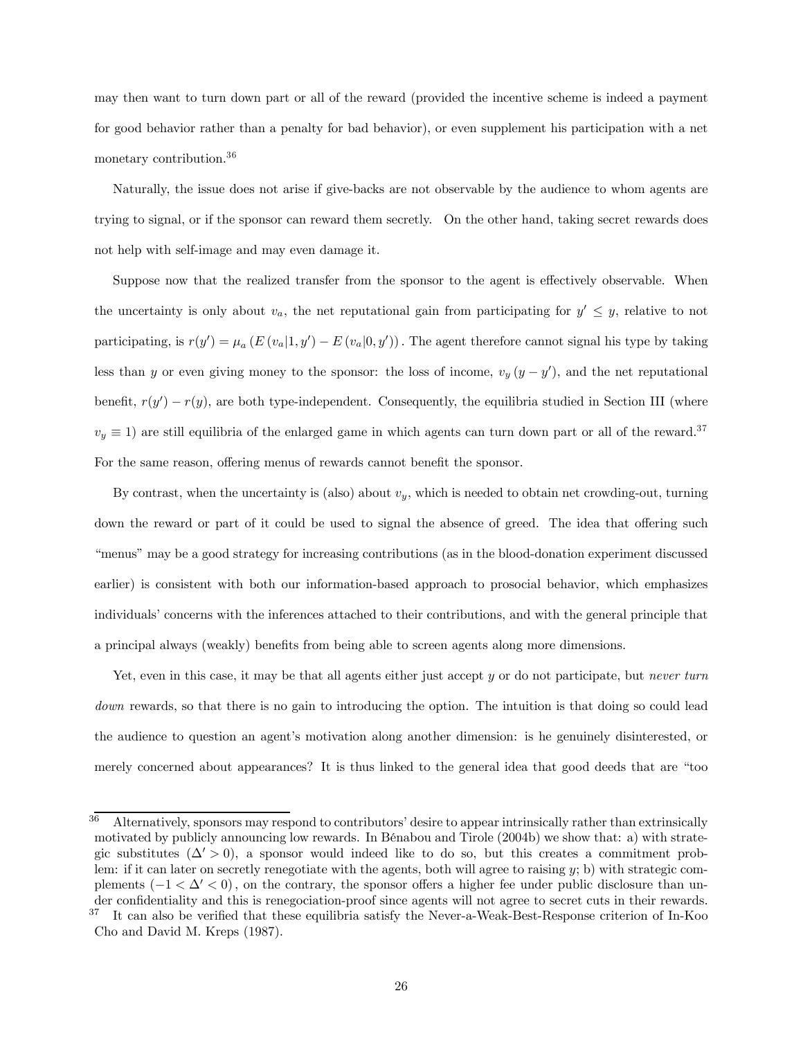may then want to turn down part or all of the reward (provided the incentive scheme is indeed a payment for good behavior rather than a penalty for bad behavior), or even supplement his participation with a net monetary contribution.[36]

Naturally, the issue does not arise if give-backs are not observable by the audience to whom agents are trying to signal, or if the sponsor can reward them secretly. On the other hand, taking secret rewards does not help with self-image and may even damage it.

Suppose now that the realized transfer from the sponsor to the agent is effectively observable. When the uncertainty is only about $v_a$, the net reputational gain from participating for $y' \leq y$, relative to not participating, is $r(y') = \mu_a \left( E\left(v_a|1, y'\right) - E\left(v_a|0, y'\right)\right)$. The agent therefore cannot signal his type by taking less than $y$ or even giving money to the sponsor: the loss of income, $v_y \left(y - y'\right)$, and the net reputational benefit, $r(y') - r(y)$, are both type-independent. Consequently, the equilibria studied in Section III (where $v_y \equiv 1$) are still equilibria of the enlarged game in which agents can turn down part or all of the reward.[37] For the same reason, offering menus of rewards cannot benefit the sponsor.

By contrast, when the uncertainty is (also) about $v_y$, which is needed to obtain net crowding-out, turning down the reward or part of it could be used to signal the absence of greed. The idea that offering such "menus" may be a good strategy for increasing contributions (as in the blood-donation experiment discussed earlier) is consistent with both our information-based approach to prosocial behavior, which emphasizes individuals' concerns with the inferences attached to their contributions, and with the general principle that a principal always (weakly) benefits from being able to screen agents along more dimensions.

Yet, even in this case, it may be that all agents either just accept $y$ or do not participate, but *never turn down* rewards, so that there is no gain to introducing the option. The intuition is that doing so could lead the audience to question an agent's motivation along another dimension: is he genuinely disinterested, or merely concerned about appearances? It is thus linked to the general idea that good deeds that are "too

---

[36] Alternatively, sponsors may respond to contributors' desire to appear intrinsically rather than extrinsically motivated by publicly announcing low rewards. In Bénabou and Tirole (2004b) we show that: a) with strategic substitutes ($\Delta' > 0$), a sponsor would indeed like to do so, but this creates a commitment problem: if it can later on secretly renegotiate with the agents, both will agree to raising $y$; b) with strategic complements $(-1 < \Delta' < 0)$, on the contrary, the sponsor offers a higher fee under public disclosure than under confidentiality and this is renegociation-proof since agents will not agree to secret cuts in their rewards.

[37] It can also be verified that these equilibria satisfy the Never-a-Weak-Best-Response criterion of In-Koo Cho and David M. Kreps (1987).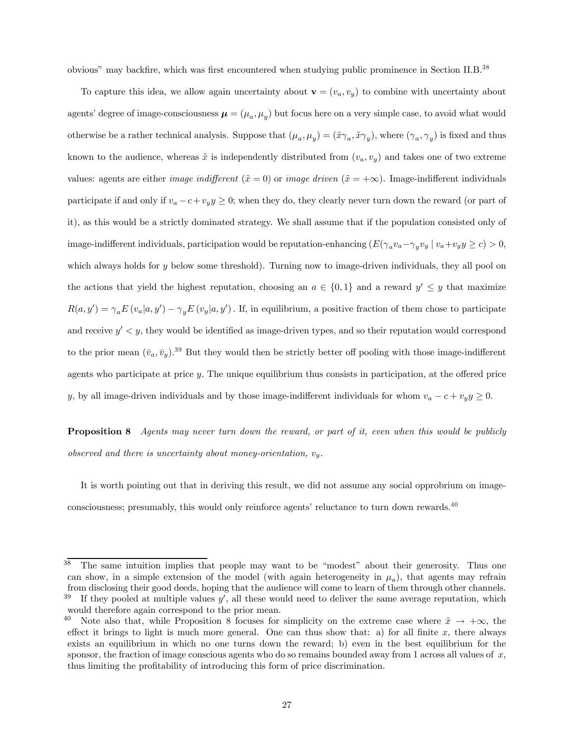obvious" may backfire, which was first encountered when studying public prominence in Section II.B.[38]

To capture this idea, we allow again uncertainty about $\mathbf{v} = (v_a, v_y)$ to combine with uncertainty about agents' degree of image-consciousness $\boldsymbol{\mu} = (\mu_a, \mu_y)$ but focus here on a very simple case, to avoid what would otherwise be a rather technical analysis. Suppose that $(\mu_a, \mu_y) = (\tilde{x}\gamma_a, \tilde{x}\gamma_y)$, where $(\gamma_a, \gamma_y)$ is fixed and thus known to the audience, whereas $\tilde{x}$ is independently distributed from $(v_a, v_y)$ and takes one of two extreme values: agents are either *image indifferent* ($\tilde{x} = 0$) or *image driven* ($\tilde{x} = +\infty$). Image-indifferent individuals participate if and only if $v_a - c + v_y y \geq 0$; when they do, they clearly never turn down the reward (or part of it), as this would be a strictly dominated strategy. We shall assume that if the population consisted only of image-indifferent individuals, participation would be reputation-enhancing ($E(\gamma_a v_a - \gamma_y v_y \mid v_a + v_y y \geq c) > 0$, which always holds for $y$ below some threshold). Turning now to image-driven individuals, they all pool on the actions that yield the highest reputation, choosing an $a \in \{0, 1\}$ and a reward $y' \leq y$ that maximize $R(a, y') = \gamma_a E(v_a | a, y') - \gamma_y E(v_y | a, y')$. If, in equilibrium, a positive fraction of them chose to participate and receive $y' < y$, they would be identified as image-driven types, and so their reputation would correspond to the prior mean $(\bar{v}_a, \bar{v}_y)$.[39] But they would then be strictly better off pooling with those image-indifferent agents who participate at price $y$. The unique equilibrium thus consists in participation, at the offered price $y$, by all image-driven individuals and by those image-indifferent individuals for whom $v_a - c + v_y y \geq 0$.

**Proposition 8** *Agents may never turn down the reward, or part of it, even when this would be publicly observed and there is uncertainty about money-orientation, $v_y$.*

It is worth pointing out that in deriving this result, we did not assume any social opprobrium on image-consciousness; presumably, this would only reinforce agents' reluctance to turn down rewards.[40]

---

[38] The same intuition implies that people may want to be "modest" about their generosity. Thus one can show, in a simple extension of the model (with again heterogeneity in $\mu_a$), that agents may refrain from disclosing their good deeds, hoping that the audience will come to learn of them through other channels.

[39] If they pooled at multiple values $y'$, all these would need to deliver the same average reputation, which would therefore again correspond to the prior mean.

[40] Note also that, while Proposition 8 focuses for simplicity on the extreme case where $\tilde{x} \to +\infty$, the effect it brings to light is much more general. One can thus show that: a) for all finite $x$, there always exists an equilibrium in which no one turns down the reward; b) even in the best equilibrium for the sponsor, the fraction of image conscious agents who do so remains bounded away from 1 across all values of $x$, thus limiting the profitability of introducing this form of price discrimination.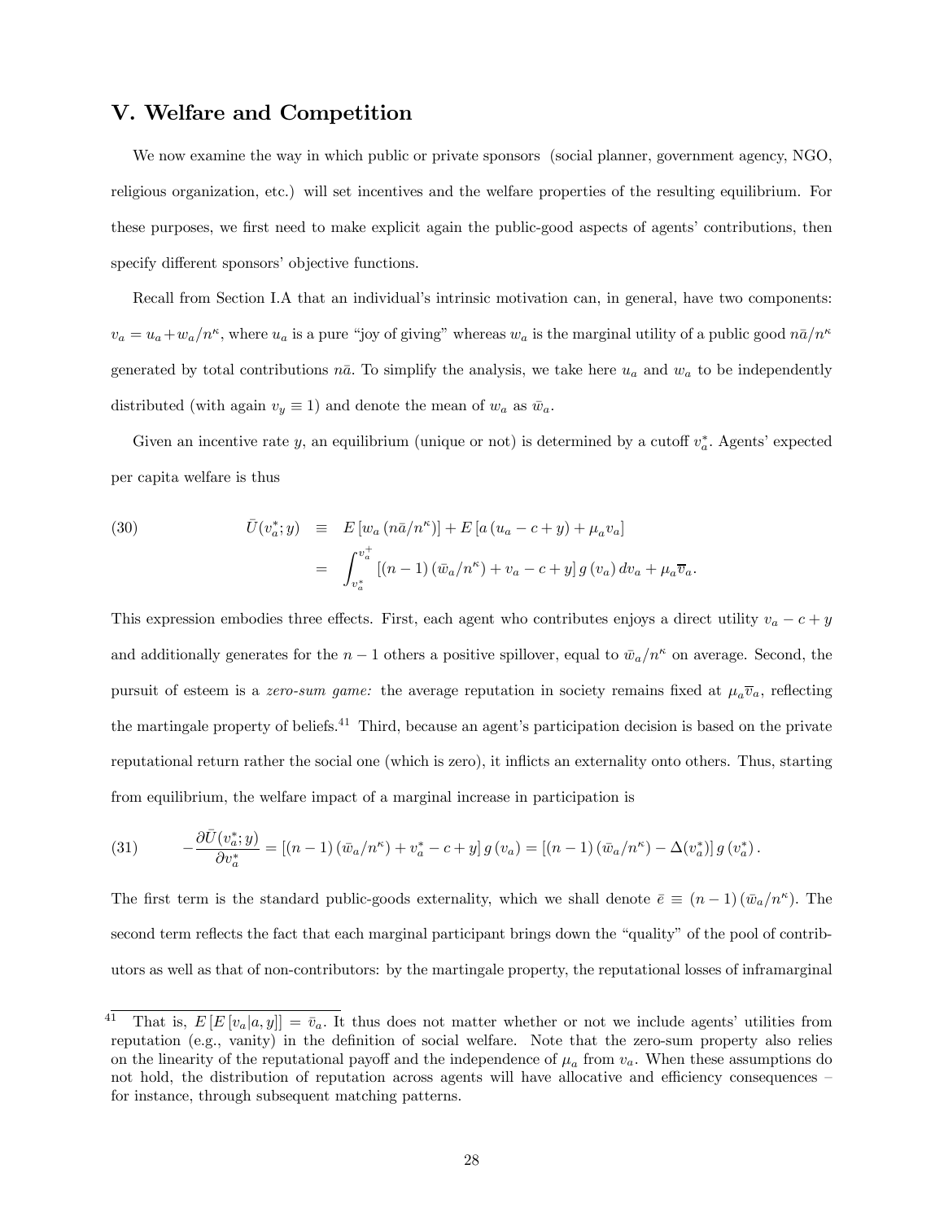## V. Welfare and Competition

We now examine the way in which public or private sponsors (social planner, government agency, NGO, religious organization, etc.) will set incentives and the welfare properties of the resulting equilibrium. For these purposes, we first need to make explicit again the public-good aspects of agents' contributions, then specify different sponsors' objective functions.

Recall from Section I.A that an individual's intrinsic motivation can, in general, have two components: $v_a = u_a + w_a/n^{\kappa}$, where $u_a$ is a pure "joy of giving" whereas $w_a$ is the marginal utility of a public good $n\bar{a}/n^{\kappa}$ generated by total contributions $n\bar{a}$. To simplify the analysis, we take here $u_a$ and $w_a$ to be independently distributed (with again $v_y \equiv 1$) and denote the mean of $w_a$ as $\bar{w}_a$.

Given an incentive rate $y$, an equilibrium (unique or not) is determined by a cutoff $v_a^*$. Agents' expected per capita welfare is thus

$$
\begin{aligned}
(30) \qquad \bar{U}(v_a^*; y) &\equiv E\left[w_a\left(n\bar{a}/n^{\kappa}\right)\right] + E\left[a\left(u_a - c + y\right) + \mu_a v_a\right] \\
&= \int_{v_a^*}^{v_a^+} \left[(n-1)\left(\bar{w}_a/n^{\kappa}\right) + v_a - c + y\right] g\left(v_a\right) dv_a + \mu_a \overline{v}_a.
\end{aligned}
$$

This expression embodies three effects. First, each agent who contributes enjoys a direct utility $v_a - c + y$ and additionally generates for the $n-1$ others a positive spillover, equal to $\bar{w}_a/n^{\kappa}$ on average. Second, the pursuit of esteem is a *zero-sum game:* the average reputation in society remains fixed at $\mu_a \overline{v}_a$, reflecting the martingale property of beliefs.[41] Third, because an agent's participation decision is based on the private reputational return rather the social one (which is zero), it inflicts an externality onto others. Thus, starting from equilibrium, the welfare impact of a marginal increase in participation is

$$
(31) \qquad -\frac{\partial \bar{U}(v_a^*; y)}{\partial v_a^*} = \left[(n-1)\left(\bar{w}_a/n^{\kappa}\right) + v_a^* - c + y\right] g\left(v_a\right) = \left[(n-1)\left(\bar{w}_a/n^{\kappa}\right) - \Delta(v_a^*)\right] g\left(v_a^*\right).
$$

The first term is the standard public-goods externality, which we shall denote $\bar{e} \equiv (n-1)\left(\bar{w}_a/n^{\kappa}\right)$. The second term reflects the fact that each marginal participant brings down the "quality" of the pool of contributors as well as that of non-contributors: by the martingale property, the reputational losses of inframarginal

[41] That is, $E\left[E\left[v_a|a, y\right]\right] = \bar{v}_a$. It thus does not matter whether or not we include agents' utilities from reputation (e.g., vanity) in the definition of social welfare. Note that the zero-sum property also relies on the linearity of the reputational payoff and the independence of $\mu_a$ from $v_a$. When these assumptions do not hold, the distribution of reputation across agents will have allocative and efficiency consequences – for instance, through subsequent matching patterns.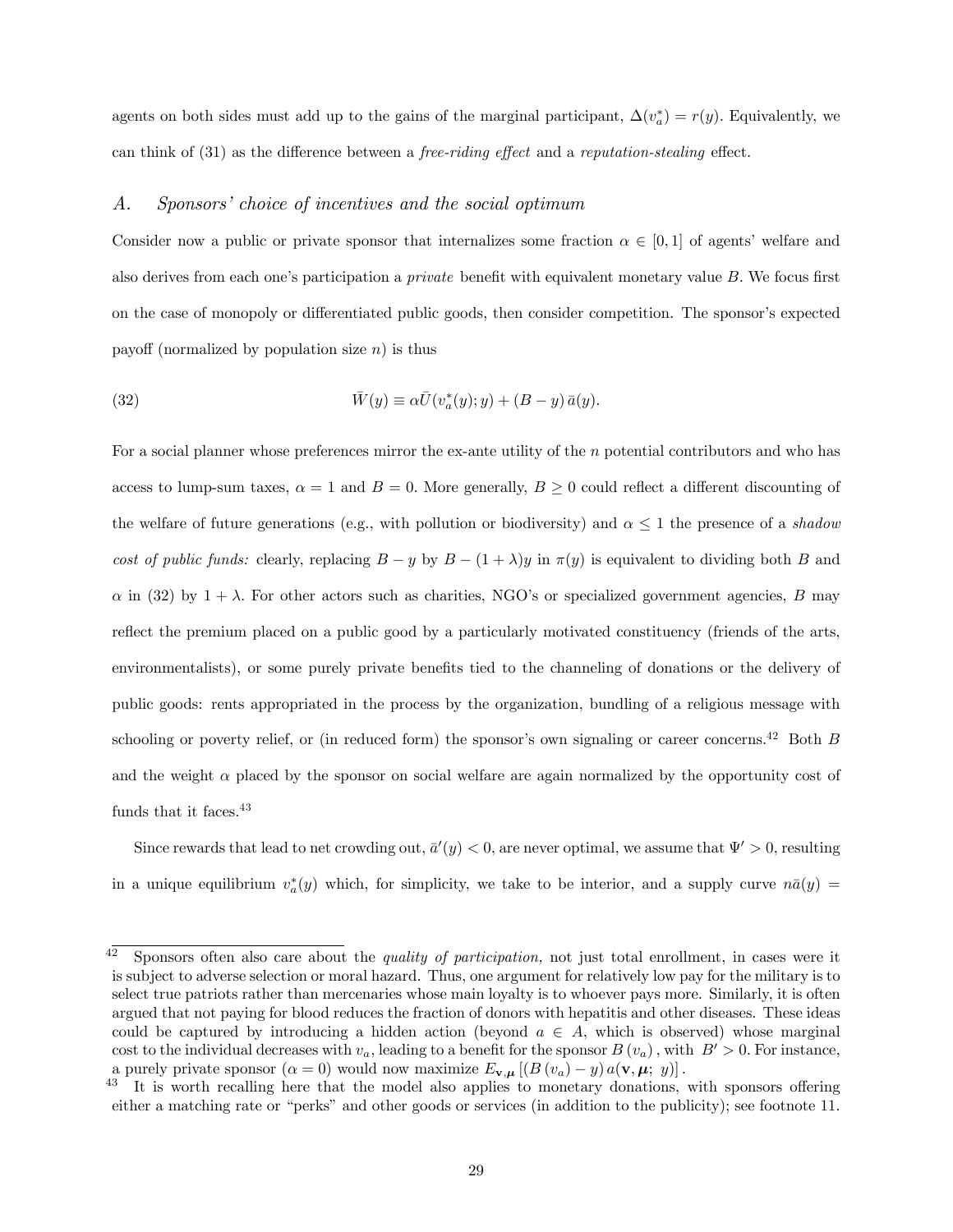agents on both sides must add up to the gains of the marginal participant, $\Delta(v_a^*) = r(y)$. Equivalently, we can think of (31) as the difference between a *free-riding effect* and a *reputation-stealing* effect.

## A. Sponsors' choice of incentives and the social optimum

Consider now a public or private sponsor that internalizes some fraction $\alpha \in [0, 1]$ of agents' welfare and also derives from each one's participation a *private* benefit with equivalent monetary value $B$. We focus first on the case of monopoly or differentiated public goods, then consider competition. The sponsor's expected payoff (normalized by population size $n$) is thus

$$\bar{W}(y) \equiv \alpha \bar{U}(v_a^*(y); y) + (B - y)\, \bar{a}(y). \tag{32}$$

For a social planner whose preferences mirror the ex-ante utility of the $n$ potential contributors and who has access to lump-sum taxes, $\alpha = 1$ and $B = 0$. More generally, $B \geq 0$ could reflect a different discounting of the welfare of future generations (e.g., with pollution or biodiversity) and $\alpha \leq 1$ the presence of a *shadow cost of public funds:* clearly, replacing $B - y$ by $B - (1 + \lambda)y$ in $\pi(y)$ is equivalent to dividing both $B$ and $\alpha$ in (32) by $1 + \lambda$. For other actors such as charities, NGO's or specialized government agencies, $B$ may reflect the premium placed on a public good by a particularly motivated constituency (friends of the arts, environmentalists), or some purely private benefits tied to the channeling of donations or the delivery of public goods: rents appropriated in the process by the organization, bundling of a religious message with schooling or poverty relief, or (in reduced form) the sponsor's own signaling or career concerns.[42] Both $B$ and the weight $\alpha$ placed by the sponsor on social welfare are again normalized by the opportunity cost of funds that it faces.[43]

Since rewards that lead to net crowding out, $\bar{a}'(y) < 0$, are never optimal, we assume that $\Psi' > 0$, resulting in a unique equilibrium $v_a^*(y)$ which, for simplicity, we take to be interior, and a supply curve $n\bar{a}(y) =$

---

[42] Sponsors often also care about the *quality of participation,* not just total enrollment, in cases were it is subject to adverse selection or moral hazard. Thus, one argument for relatively low pay for the military is to select true patriots rather than mercenaries whose main loyalty is to whoever pays more. Similarly, it is often argued that not paying for blood reduces the fraction of donors with hepatitis and other diseases. These ideas could be captured by introducing a hidden action (beyond $a \in A$, which is observed) whose marginal cost to the individual decreases with $v_a$, leading to a benefit for the sponsor $B(v_a)$, with $B' > 0$. For instance, a purely private sponsor ($\alpha = 0$) would now maximize $E_{\mathbf{v},\boldsymbol{\mu}}\left[(B(v_a) - y)\, a(\mathbf{v}, \boldsymbol{\mu};\; y)\right]$.

[43] It is worth recalling here that the model also applies to monetary donations, with sponsors offering either a matching rate or "perks" and other goods or services (in addition to the publicity); see footnote 11.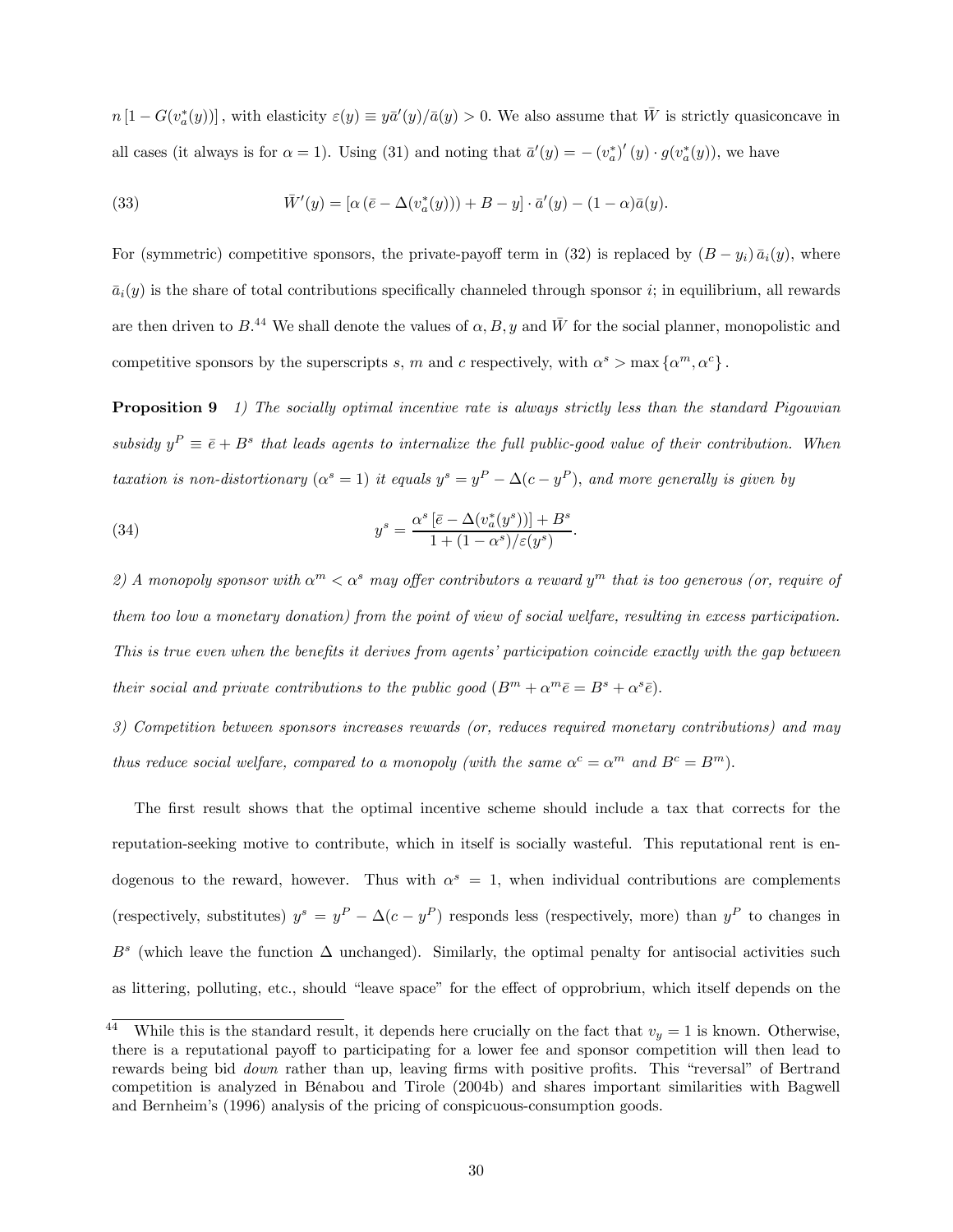$n\left[1 - G(v_a^*(y))\right]$, with elasticity $\varepsilon(y) \equiv y\bar{a}'(y)/\bar{a}(y) > 0$. We also assume that $\bar{W}$ is strictly quasiconcave in all cases (it always is for $\alpha = 1$). Using (31) and noting that $\bar{a}'(y) = -\left(v_a^*\right)'(y) \cdot g(v_a^*(y))$, we have

$$\bar{W}'(y) = \left[\alpha\left(\bar{e} - \Delta(v_a^*(y))\right) + B - y\right] \cdot \bar{a}'(y) - (1-\alpha)\bar{a}(y). \tag{33}$$

For (symmetric) competitive sponsors, the private-payoff term in (32) is replaced by $(B - y_i)\,\bar{a}_i(y)$, where $\bar{a}_i(y)$ is the share of total contributions specifically channeled through sponsor $i$; in equilibrium, all rewards are then driven to $B$.[44] We shall denote the values of $\alpha, B, y$ and $\bar{W}$ for the social planner, monopolistic and competitive sponsors by the superscripts $s$, $m$ and $c$ respectively, with $\alpha^s > \max\left\{\alpha^m, \alpha^c\right\}$.

**Proposition 9** *1) The socially optimal incentive rate is always strictly less than the standard Pigouvian subsidy $y^P \equiv \bar{e} + B^s$ that leads agents to internalize the full public-good value of their contribution. When taxation is non-distortionary ($\alpha^s = 1$) it equals $y^s = y^P - \Delta(c - y^P)$, and more generally is given by*

$$y^s = \frac{\alpha^s\left[\bar{e} - \Delta(v_a^*(y^s))\right] + B^s}{1 + (1-\alpha^s)/\varepsilon(y^s)}. \tag{34}$$

*2) A monopoly sponsor with $\alpha^m < \alpha^s$ may offer contributors a reward $y^m$ that is too generous (or, require of them too low a monetary donation) from the point of view of social welfare, resulting in excess participation. This is true even when the benefits it derives from agents' participation coincide exactly with the gap between their social and private contributions to the public good ($B^m + \alpha^m\bar{e} = B^s + \alpha^s\bar{e}$).*

*3) Competition between sponsors increases rewards (or, reduces required monetary contributions) and may thus reduce social welfare, compared to a monopoly (with the same $\alpha^c = \alpha^m$ and $B^c = B^m$).*

The first result shows that the optimal incentive scheme should include a tax that corrects for the reputation-seeking motive to contribute, which in itself is socially wasteful. This reputational rent is endogenous to the reward, however. Thus with $\alpha^s = 1$, when individual contributions are complements (respectively, substitutes) $y^s = y^P - \Delta(c - y^P)$ responds less (respectively, more) than $y^P$ to changes in $B^s$ (which leave the function $\Delta$ unchanged). Similarly, the optimal penalty for antisocial activities such as littering, polluting, etc., should "leave space" for the effect of opprobrium, which itself depends on the

---

[44] While this is the standard result, it depends here crucially on the fact that $v_y = 1$ is known. Otherwise, there is a reputational payoff to participating for a lower fee and sponsor competition will then lead to rewards being bid *down* rather than up, leaving firms with positive profits. This "reversal" of Bertrand competition is analyzed in Bénabou and Tirole (2004b) and shares important similarities with Bagwell and Bernheim's (1996) analysis of the pricing of conspicuous-consumption goods.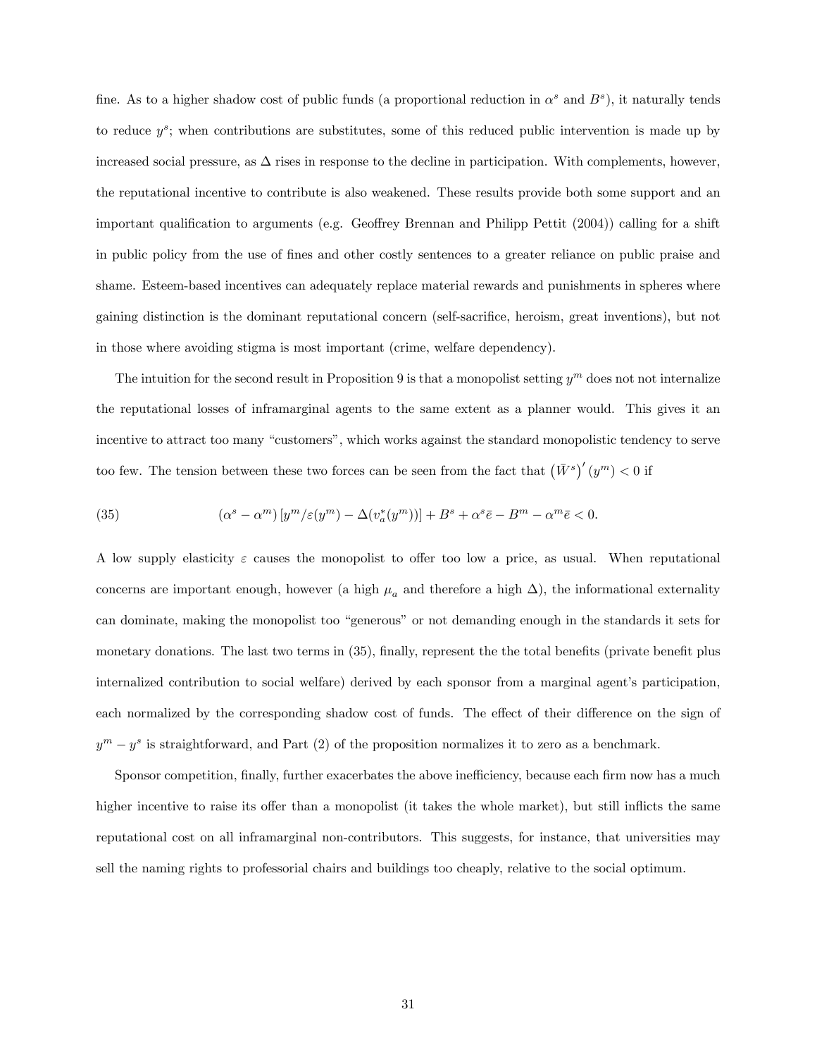fine. As to a higher shadow cost of public funds (a proportional reduction in $\alpha^s$ and $B^s$), it naturally tends to reduce $y^s$; when contributions are substitutes, some of this reduced public intervention is made up by increased social pressure, as $\Delta$ rises in response to the decline in participation. With complements, however, the reputational incentive to contribute is also weakened. These results provide both some support and an important qualification to arguments (e.g. Geoffrey Brennan and Philipp Pettit (2004)) calling for a shift in public policy from the use of fines and other costly sentences to a greater reliance on public praise and shame. Esteem-based incentives can adequately replace material rewards and punishments in spheres where gaining distinction is the dominant reputational concern (self-sacrifice, heroism, great inventions), but not in those where avoiding stigma is most important (crime, welfare dependency).

The intuition for the second result in Proposition 9 is that a monopolist setting $y^m$ does not not internalize the reputational losses of inframarginal agents to the same extent as a planner would. This gives it an incentive to attract too many "customers", which works against the standard monopolistic tendency to serve too few. The tension between these two forces can be seen from the fact that $\left(\bar{W}^s\right)'(y^m) < 0$ if

$$(\alpha^s - \alpha^m)\left[y^m/\varepsilon(y^m) - \Delta(v_a^*(y^m))\right] + B^s + \alpha^s \bar{e} - B^m - \alpha^m \bar{e} < 0. \tag{35}$$

A low supply elasticity $\varepsilon$ causes the monopolist to offer too low a price, as usual. When reputational concerns are important enough, however (a high $\mu_a$ and therefore a high $\Delta$), the informational externality can dominate, making the monopolist too "generous" or not demanding enough in the standards it sets for monetary donations. The last two terms in (35), finally, represent the the total benefits (private benefit plus internalized contribution to social welfare) derived by each sponsor from a marginal agent's participation, each normalized by the corresponding shadow cost of funds. The effect of their difference on the sign of $y^m - y^s$ is straightforward, and Part (2) of the proposition normalizes it to zero as a benchmark.

Sponsor competition, finally, further exacerbates the above inefficiency, because each firm now has a much higher incentive to raise its offer than a monopolist (it takes the whole market), but still inflicts the same reputational cost on all inframarginal non-contributors. This suggests, for instance, that universities may sell the naming rights to professorial chairs and buildings too cheaply, relative to the social optimum.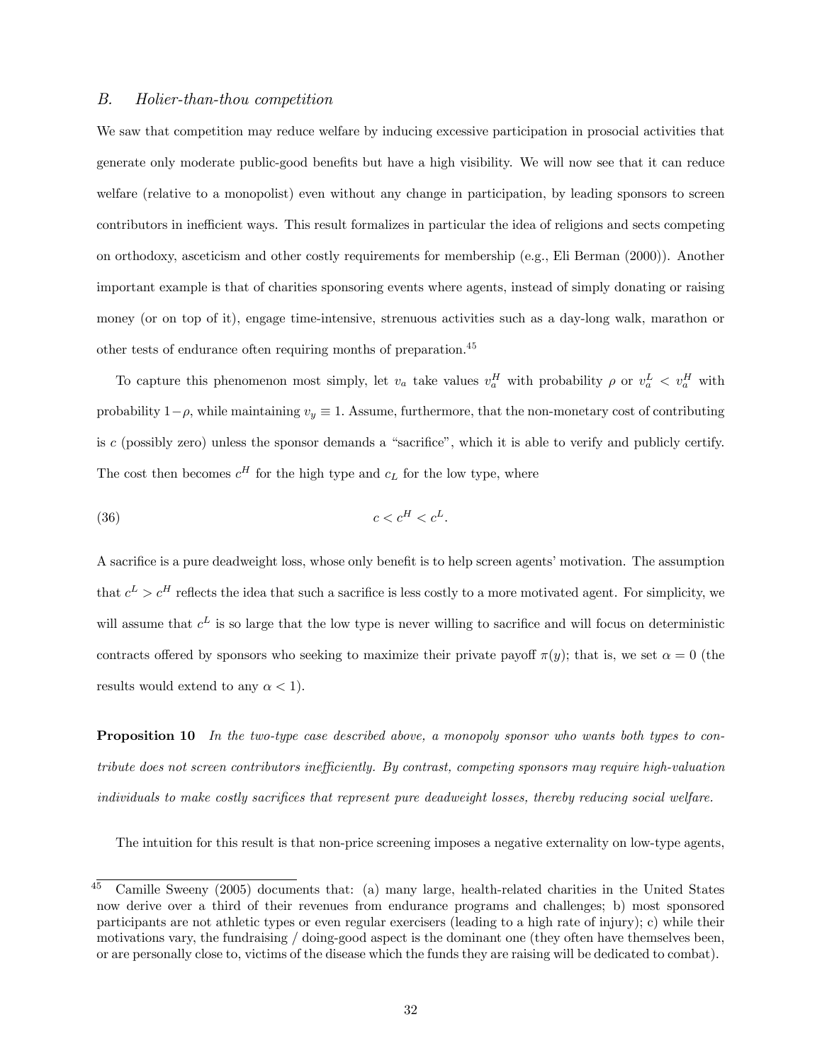### *B. Holier-than-thou competition*

We saw that competition may reduce welfare by inducing excessive participation in prosocial activities that generate only moderate public-good benefits but have a high visibility. We will now see that it can reduce welfare (relative to a monopolist) even without any change in participation, by leading sponsors to screen contributors in inefficient ways. This result formalizes in particular the idea of religions and sects competing on orthodoxy, asceticism and other costly requirements for membership (e.g., Eli Berman (2000)). Another important example is that of charities sponsoring events where agents, instead of simply donating or raising money (or on top of it), engage time-intensive, strenuous activities such as a day-long walk, marathon or other tests of endurance often requiring months of preparation.[45]

To capture this phenomenon most simply, let $v_a$ take values $v_a^H$ with probability $\rho$ or $v_a^L < v_a^H$ with probability $1-\rho$, while maintaining $v_y \equiv 1$. Assume, furthermore, that the non-monetary cost of contributing is $c$ (possibly zero) unless the sponsor demands a "sacrifice", which it is able to verify and publicly certify. The cost then becomes $c^H$ for the high type and $c_L$ for the low type, where

$$c < c^H < c^L. \tag{36}$$

A sacrifice is a pure deadweight loss, whose only benefit is to help screen agents' motivation. The assumption that $c^L > c^H$ reflects the idea that such a sacrifice is less costly to a more motivated agent. For simplicity, we will assume that $c^L$ is so large that the low type is never willing to sacrifice and will focus on deterministic contracts offered by sponsors who seeking to maximize their private payoff $\pi(y)$; that is, we set $\alpha = 0$ (the results would extend to any $\alpha < 1$).

**Proposition 10** *In the two-type case described above, a monopoly sponsor who wants both types to contribute does not screen contributors inefficiently. By contrast, competing sponsors may require high-valuation individuals to make costly sacrifices that represent pure deadweight losses, thereby reducing social welfare.*

The intuition for this result is that non-price screening imposes a negative externality on low-type agents,

---

[45] Camille Sweeny (2005) documents that: (a) many large, health-related charities in the United States now derive over a third of their revenues from endurance programs and challenges; b) most sponsored participants are not athletic types or even regular exercisers (leading to a high rate of injury); c) while their motivations vary, the fundraising / doing-good aspect is the dominant one (they often have themselves been, or are personally close to, victims of the disease which the funds they are raising will be dedicated to combat).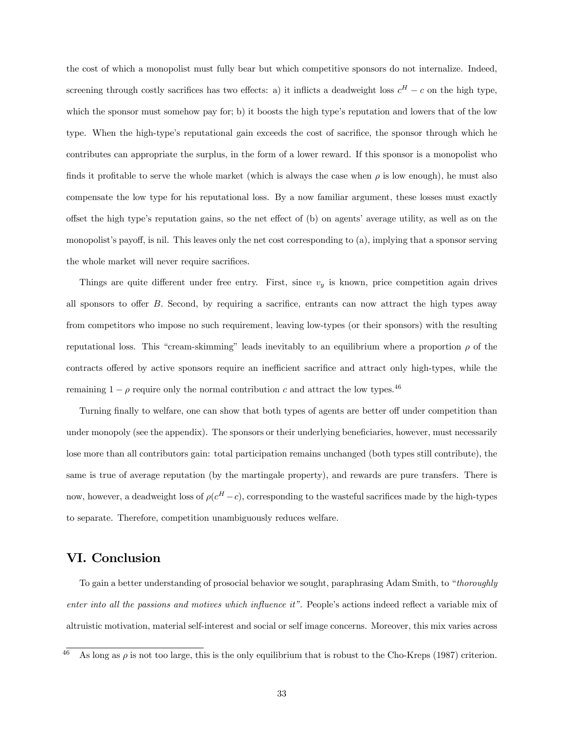the cost of which a monopolist must fully bear but which competitive sponsors do not internalize. Indeed, screening through costly sacrifices has two effects: a) it inflicts a deadweight loss $c^H - c$ on the high type, which the sponsor must somehow pay for; b) it boosts the high type's reputation and lowers that of the low type. When the high-type's reputational gain exceeds the cost of sacrifice, the sponsor through which he contributes can appropriate the surplus, in the form of a lower reward. If this sponsor is a monopolist who finds it profitable to serve the whole market (which is always the case when $\rho$ is low enough), he must also compensate the low type for his reputational loss. By a now familiar argument, these losses must exactly offset the high type's reputation gains, so the net effect of (b) on agents' average utility, as well as on the monopolist's payoff, is nil. This leaves only the net cost corresponding to (a), implying that a sponsor serving the whole market will never require sacrifices.

Things are quite different under free entry. First, since $v_y$ is known, price competition again drives all sponsors to offer $B$. Second, by requiring a sacrifice, entrants can now attract the high types away from competitors who impose no such requirement, leaving low-types (or their sponsors) with the resulting reputational loss. This "cream-skimming" leads inevitably to an equilibrium where a proportion $\rho$ of the contracts offered by active sponsors require an inefficient sacrifice and attract only high-types, while the remaining $1 - \rho$ require only the normal contribution $c$ and attract the low types.[46]

Turning finally to welfare, one can show that both types of agents are better off under competition than under monopoly (see the appendix). The sponsors or their underlying beneficiaries, however, must necessarily lose more than all contributors gain: total participation remains unchanged (both types still contribute), the same is true of average reputation (by the martingale property), and rewards are pure transfers. There is now, however, a deadweight loss of $\rho(c^H - c)$, corresponding to the wasteful sacrifices made by the high-types to separate. Therefore, competition unambiguously reduces welfare.

## VI. Conclusion

To gain a better understanding of prosocial behavior we sought, paraphrasing Adam Smith, to "*thoroughly enter into all the passions and motives which influence it".* People's actions indeed reflect a variable mix of altruistic motivation, material self-interest and social or self image concerns. Moreover, this mix varies across

[46] As long as $\rho$ is not too large, this is the only equilibrium that is robust to the Cho-Kreps (1987) criterion.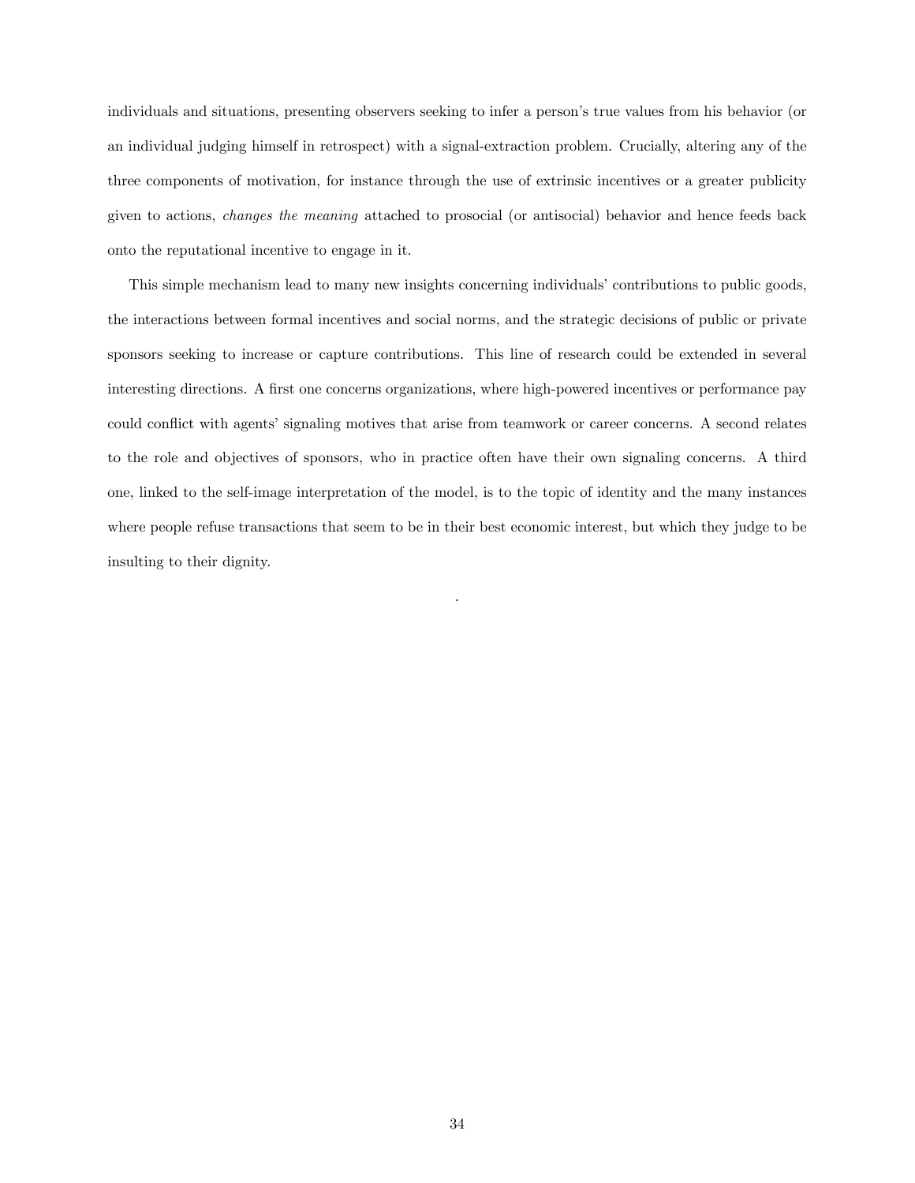individuals and situations, presenting observers seeking to infer a person's true values from his behavior (or an individual judging himself in retrospect) with a signal-extraction problem. Crucially, altering any of the three components of motivation, for instance through the use of extrinsic incentives or a greater publicity given to actions, *changes the meaning* attached to prosocial (or antisocial) behavior and hence feeds back onto the reputational incentive to engage in it.

This simple mechanism lead to many new insights concerning individuals' contributions to public goods, the interactions between formal incentives and social norms, and the strategic decisions of public or private sponsors seeking to increase or capture contributions. This line of research could be extended in several interesting directions. A first one concerns organizations, where high-powered incentives or performance pay could conflict with agents' signaling motives that arise from teamwork or career concerns. A second relates to the role and objectives of sponsors, who in practice often have their own signaling concerns. A third one, linked to the self-image interpretation of the model, is to the topic of identity and the many instances where people refuse transactions that seem to be in their best economic interest, but which they judge to be insulting to their dignity.

.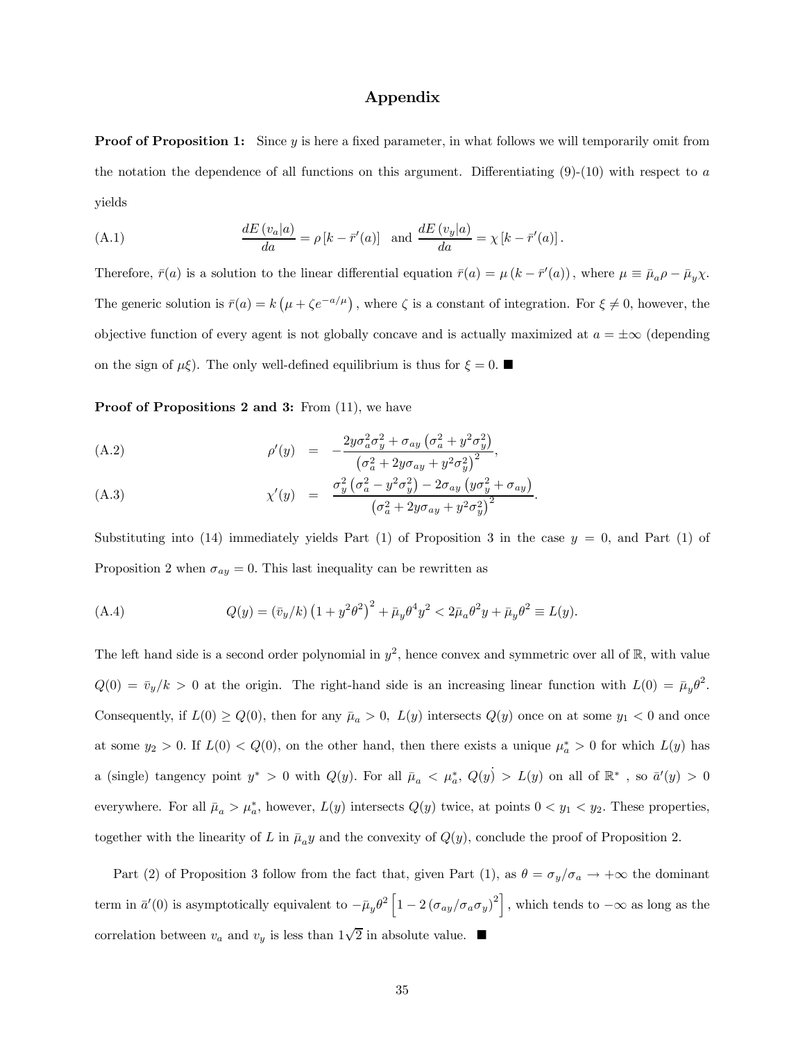# Appendix

**Proof of Proposition 1:** Since $y$ is here a fixed parameter, in what follows we will temporarily omit from the notation the dependence of all functions on this argument. Differentiating (9)-(10) with respect to $a$ yields

$$\frac{dE\left(v_a|a\right)}{da} = \rho\left[k - \bar{r}'(a)\right] \quad \text{and} \quad \frac{dE\left(v_y|a\right)}{da} = \chi\left[k - \bar{r}'(a)\right]. \tag{A.1}$$

Therefore, $\bar{r}(a)$ is a solution to the linear differential equation $\bar{r}(a) = \mu\left(k - \bar{r}'(a)\right)$, where $\mu \equiv \bar{\mu}_a\rho - \bar{\mu}_y\chi$. The generic solution is $\bar{r}(a) = k\left(\mu + \zeta e^{-a/\mu}\right)$, where $\zeta$ is a constant of integration. For $\xi \neq 0$, however, the objective function of every agent is not globally concave and is actually maximized at $a = \pm\infty$ (depending on the sign of $\mu\xi$). The only well-defined equilibrium is thus for $\xi = 0$. ■

**Proof of Propositions 2 and 3:** From (11), we have

$$\rho'(y) = -\frac{2y\sigma_a^2\sigma_y^2 + \sigma_{ay}\left(\sigma_a^2 + y^2\sigma_y^2\right)}{\left(\sigma_a^2 + 2y\sigma_{ay} + y^2\sigma_y^2\right)^2}, \tag{A.2}$$

$$\chi'(y) = \frac{\sigma_y^2\left(\sigma_a^2 - y^2\sigma_y^2\right) - 2\sigma_{ay}\left(y\sigma_y^2 + \sigma_{ay}\right)}{\left(\sigma_a^2 + 2y\sigma_{ay} + y^2\sigma_y^2\right)^2}. \tag{A.3}$$

Substituting into (14) immediately yields Part (1) of Proposition 3 in the case $y = 0$, and Part (1) of Proposition 2 when $\sigma_{ay} = 0$. This last inequality can be rewritten as

$$Q(y) = \left(\bar{v}_y/k\right)\left(1 + y^2\theta^2\right)^2 + \bar{\mu}_y\theta^4 y^2 < 2\bar{\mu}_a\theta^2 y + \bar{\mu}_y\theta^2 \equiv L(y). \tag{A.4}$$

The left hand side is a second order polynomial in $y^2$, hence convex and symmetric over all of $\mathbb{R}$, with value $Q(0) = \bar{v}_y/k > 0$ at the origin. The right-hand side is an increasing linear function with $L(0) = \bar{\mu}_y\theta^2$. Consequently, if $L(0) \geq Q(0)$, then for any $\bar{\mu}_a > 0$, $L(y)$ intersects $Q(y)$ once on at some $y_1 < 0$ and once at some $y_2 > 0$. If $L(0) < Q(0)$, on the other hand, then there exists a unique $\mu_a^* > 0$ for which $L(y)$ has a (single) tangency point $y^* > 0$ with $Q(y)$. For all $\bar{\mu}_a < \mu_a^*$, $Q(\dot{y}) > L(y)$ on all of $\mathbb{R}^*$ , so $\bar{a}'(y) > 0$ everywhere. For all $\bar{\mu}_a > \mu_a^*$, however, $L(y)$ intersects $Q(y)$ twice, at points $0 < y_1 < y_2$. These properties, together with the linearity of $L$ in $\bar{\mu}_a y$ and the convexity of $Q(y)$, conclude the proof of Proposition 2.

Part (2) of Proposition 3 follow from the fact that, given Part (1), as $\theta = \sigma_y/\sigma_a \to +\infty$ the dominant term in $\bar{a}'(0)$ is asymptotically equivalent to $-\bar{\mu}_y\theta^2\left[1 - 2\left(\sigma_{ay}/\sigma_a\sigma_y\right)^2\right]$, which tends to $-\infty$ as long as the correlation between $v_a$ and $v_y$ is less than $1\sqrt{2}$ in absolute value. ■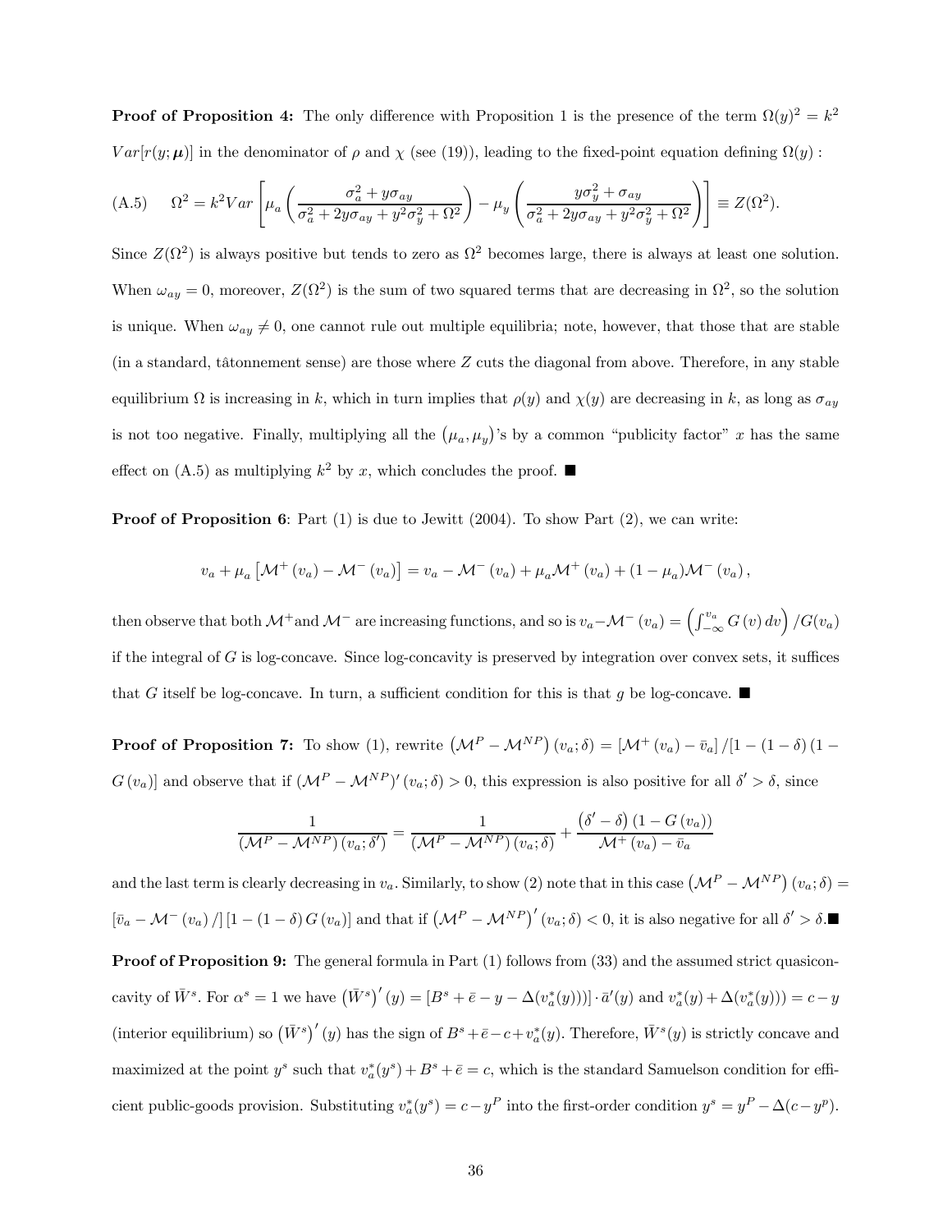**Proof of Proposition 4:** The only difference with Proposition 1 is the presence of the term $\Omega(y)^2 = k^2 Var[r(y;\boldsymbol{\mu})]$ in the denominator of $\rho$ and $\chi$ (see (19)), leading to the fixed-point equation defining $\Omega(y)$ :

$$\text{(A.5)} \qquad \Omega^2 = k^2 Var\left[\mu_a\left(\frac{\sigma_a^2 + y\sigma_{ay}}{\sigma_a^2 + 2y\sigma_{ay} + y^2\sigma_y^2 + \Omega^2}\right) - \mu_y\left(\frac{y\sigma_y^2 + \sigma_{ay}}{\sigma_a^2 + 2y\sigma_{ay} + y^2\sigma_y^2 + \Omega^2}\right)\right] \equiv Z(\Omega^2).$$

Since $Z(\Omega^2)$ is always positive but tends to zero as $\Omega^2$ becomes large, there is always at least one solution. When $\omega_{ay} = 0$, moreover, $Z(\Omega^2)$ is the sum of two squared terms that are decreasing in $\Omega^2$, so the solution is unique. When $\omega_{ay} \neq 0$, one cannot rule out multiple equilibria; note, however, that those that are stable (in a standard, tâtonnement sense) are those where $Z$ cuts the diagonal from above. Therefore, in any stable equilibrium $\Omega$ is increasing in $k$, which in turn implies that $\rho(y)$ and $\chi(y)$ are decreasing in $k$, as long as $\sigma_{ay}$ is not too negative. Finally, multiplying all the $(\mu_a, \mu_y)$'s by a common "publicity factor" $x$ has the same effect on (A.5) as multiplying $k^2$ by $x$, which concludes the proof. ■

**Proof of Proposition 6**: Part (1) is due to Jewitt (2004). To show Part (2), we can write:

$$v_a + \mu_a\left[\mathcal{M}^+(v_a) - \mathcal{M}^-(v_a)\right] = v_a - \mathcal{M}^-(v_a) + \mu_a\mathcal{M}^+(v_a) + (1-\mu_a)\mathcal{M}^-(v_a),$$

then observe that both $\mathcal{M}^+$and $\mathcal{M}^-$ are increasing functions, and so is $v_a - \mathcal{M}^-(v_a) = \left(\int_{-\infty}^{v_a} G(v)\,dv\right)/G(v_a)$ if the integral of $G$ is log-concave. Since log-concavity is preserved by integration over convex sets, it suffices that $G$ itself be log-concave. In turn, a sufficient condition for this is that $g$ be log-concave. ■

**Proof of Proposition 7:** To show (1), rewrite $\left(\mathcal{M}^P - \mathcal{M}^{NP}\right)(v_a;\delta) = \left[\mathcal{M}^+(v_a) - \bar{v}_a\right]/[1-(1-\delta)(1-G(v_a)]$ and observe that if $(\mathcal{M}^P - \mathcal{M}^{NP})'(v_a;\delta) > 0$, this expression is also positive for all $\delta' > \delta$, since

$$\frac{1}{\left(\mathcal{M}^P - \mathcal{M}^{NP}\right)(v_a;\delta')} = \frac{1}{\left(\mathcal{M}^P - \mathcal{M}^{NP}\right)(v_a;\delta)} + \frac{\left(\delta' - \delta\right)\left(1 - G(v_a)\right)}{\mathcal{M}^+(v_a) - \bar{v}_a}$$

and the last term is clearly decreasing in $v_a$. Similarly, to show (2) note that in this case $\left(\mathcal{M}^P - \mathcal{M}^{NP}\right)(v_a;\delta) = \left[\bar{v}_a - \mathcal{M}^-(v_a)/\right]\left[1-(1-\delta)G(v_a)\right]$ and that if $\left(\mathcal{M}^P - \mathcal{M}^{NP}\right)'(v_a;\delta) < 0$, it is also negative for all $\delta' > \delta$.■

**Proof of Proposition 9:** The general formula in Part (1) follows from (33) and the assumed strict quasiconcavity of $\bar{W}^s$. For $\alpha^s = 1$ we have $\left(\bar{W}^s\right)'(y) = [B^s + \bar{e} - y - \Delta(v_a^*(y)))] \cdot \bar{a}'(y)$ and $v_a^*(y) + \Delta(v_a^*(y))) = c - y$ (interior equilibrium) so $\left(\bar{W}^s\right)'(y)$ has the sign of $B^s + \bar{e} - c + v_a^*(y)$. Therefore, $\bar{W}^s(y)$ is strictly concave and maximized at the point $y^s$ such that $v_a^*(y^s) + B^s + \bar{e} = c$, which is the standard Samuelson condition for efficient public-goods provision. Substituting $v_a^*(y^s) = c - y^P$ into the first-order condition $y^s = y^P - \Delta(c - y^p)$.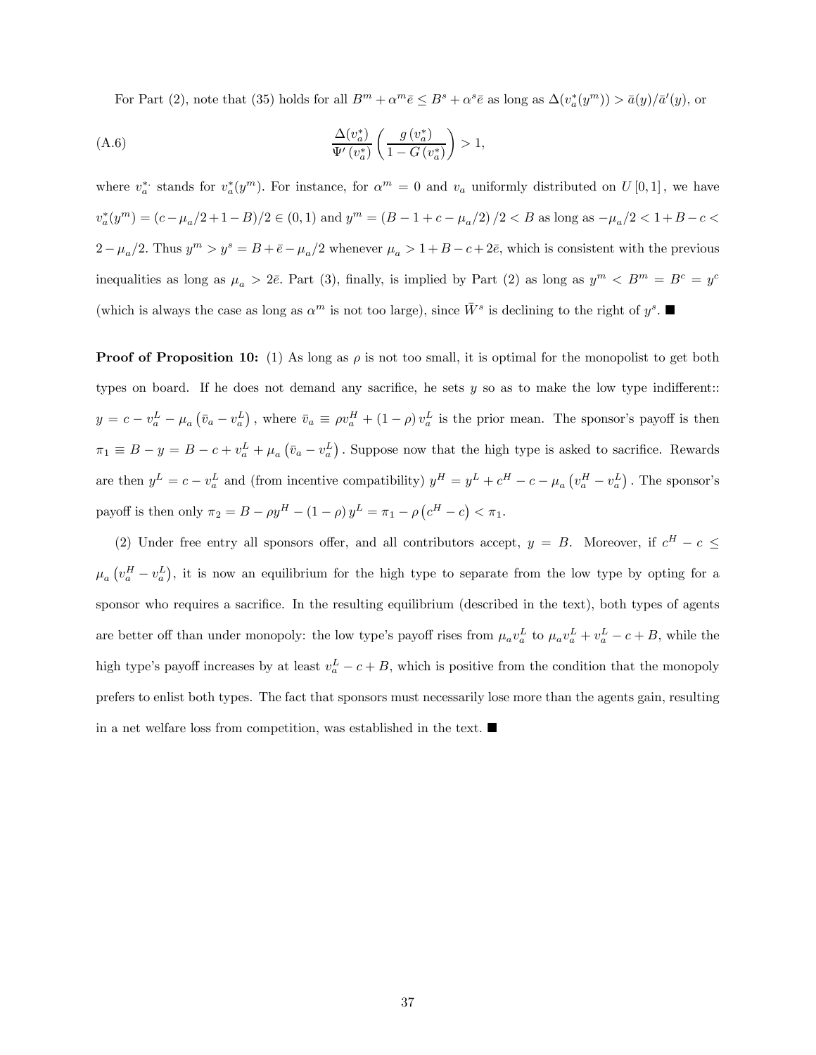For Part (2), note that (35) holds for all $B^m + \alpha^m \bar{e} \le B^s + \alpha^s \bar{e}$ as long as $\Delta(v_a^*(y^m)) > \bar{a}(y)/\bar{a}'(y)$, or

$$\text{(A.6)} \qquad \frac{\Delta(v_a^*)}{\Psi'(v_a^*)} \left( \frac{g(v_a^*)}{1 - G(v_a^*)} \right) > 1,$$

where $v_a^{*}$ stands for $v_a^*(y^m)$. For instance, for $\alpha^m = 0$ and $v_a$ uniformly distributed on $U[0,1]$, we have $v_a^*(y^m) = (c - \mu_a/2 + 1 - B)/2 \in (0,1)$ and $y^m = (B - 1 + c - \mu_a/2)/2 < B$ as long as $-\mu_a/2 < 1 + B - c < 2 - \mu_a/2$. Thus $y^m > y^s = B + \bar{e} - \mu_a/2$ whenever $\mu_a > 1 + B - c + 2\bar{e}$, which is consistent with the previous inequalities as long as $\mu_a > 2\bar{e}$. Part (3), finally, is implied by Part (2) as long as $y^m < B^m = B^c = y^c$ (which is always the case as long as $\alpha^m$ is not too large), since $\bar{W}^s$ is declining to the right of $y^s$. ■

**Proof of Proposition 10:** (1) As long as $\rho$ is not too small, it is optimal for the monopolist to get both types on board. If he does not demand any sacrifice, he sets $y$ so as to make the low type indifferent:: $y = c - v_a^L - \mu_a (\bar{v}_a - v_a^L)$, where $\bar{v}_a \equiv \rho v_a^H + (1-\rho) v_a^L$ is the prior mean. The sponsor's payoff is then $\pi_1 \equiv B - y = B - c + v_a^L + \mu_a (\bar{v}_a - v_a^L)$. Suppose now that the high type is asked to sacrifice. Rewards are then $y^L = c - v_a^L$ and (from incentive compatibility) $y^H = y^L + c^H - c - \mu_a (v_a^H - v_a^L)$. The sponsor's payoff is then only $\pi_2 = B - \rho y^H - (1-\rho) y^L = \pi_1 - \rho (c^H - c) < \pi_1$.

(2) Under free entry all sponsors offer, and all contributors accept, $y = B$. Moreover, if $c^H - c \le \mu_a (v_a^H - v_a^L)$, it is now an equilibrium for the high type to separate from the low type by opting for a sponsor who requires a sacrifice. In the resulting equilibrium (described in the text), both types of agents are better off than under monopoly: the low type's payoff rises from $\mu_a v_a^L$ to $\mu_a v_a^L + v_a^L - c + B$, while the high type's payoff increases by at least $v_a^L - c + B$, which is positive from the condition that the monopoly prefers to enlist both types. The fact that sponsors must necessarily lose more than the agents gain, resulting in a net welfare loss from competition, was established in the text. ■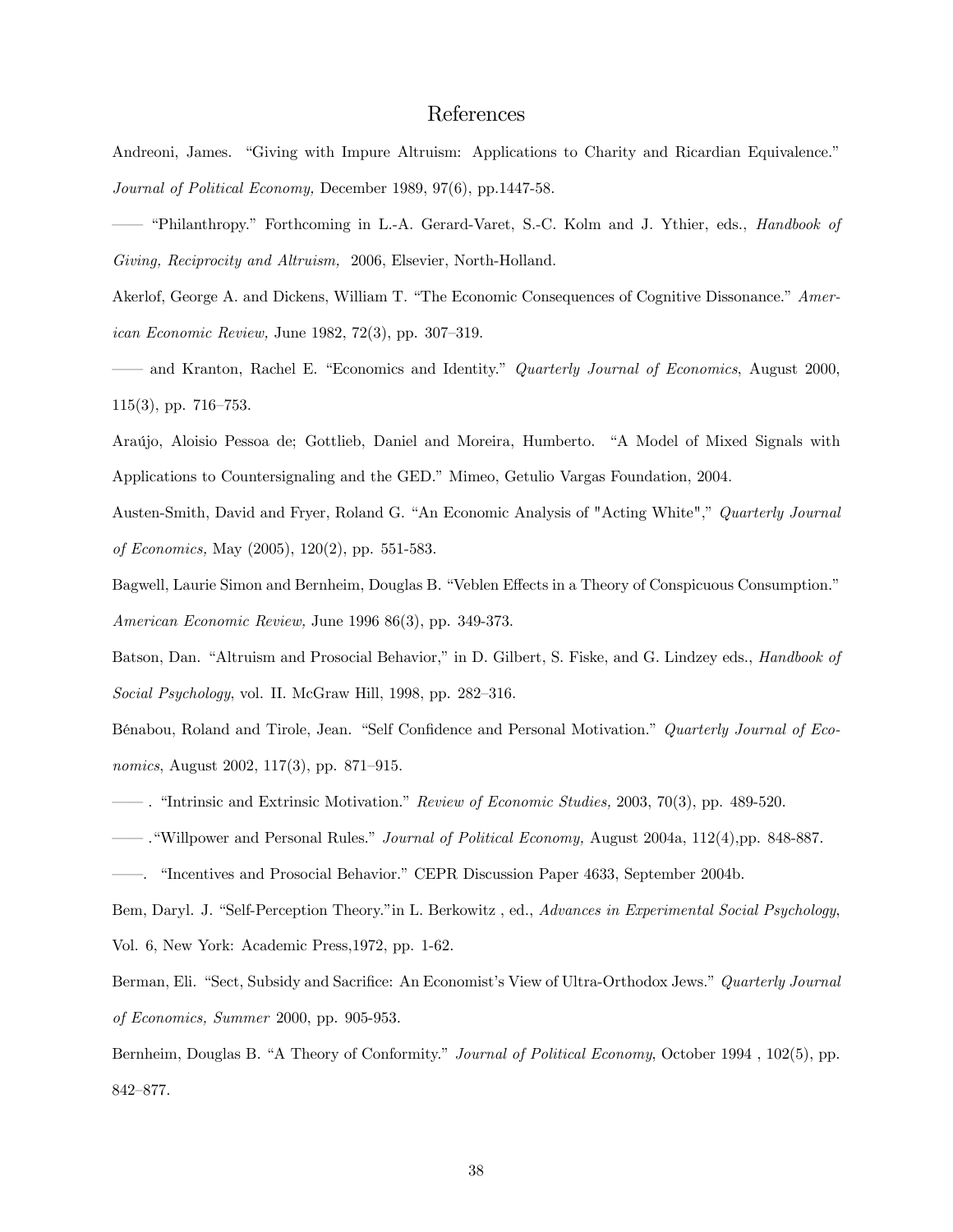# References

Andreoni, James. "Giving with Impure Altruism: Applications to Charity and Ricardian Equivalence." *Journal of Political Economy,* December 1989, 97(6), pp.1447-58.

—— "Philanthropy." Forthcoming in L.-A. Gerard-Varet, S.-C. Kolm and J. Ythier, eds., *Handbook of Giving, Reciprocity and Altruism,* 2006, Elsevier, North-Holland.

Akerlof, George A. and Dickens, William T. "The Economic Consequences of Cognitive Dissonance." *American Economic Review,* June 1982, 72(3), pp. 307–319.

—— and Kranton, Rachel E. "Economics and Identity." *Quarterly Journal of Economics*, August 2000, 115(3), pp. 716–753.

Araújo, Aloisio Pessoa de; Gottlieb, Daniel and Moreira, Humberto. "A Model of Mixed Signals with Applications to Countersignaling and the GED." Mimeo, Getulio Vargas Foundation, 2004.

Austen-Smith, David and Fryer, Roland G. "An Economic Analysis of "Acting White"," *Quarterly Journal of Economics,* May (2005), 120(2), pp. 551-583.

Bagwell, Laurie Simon and Bernheim, Douglas B. "Veblen Effects in a Theory of Conspicuous Consumption." *American Economic Review,* June 1996 86(3), pp. 349-373.

Batson, Dan. "Altruism and Prosocial Behavior," in D. Gilbert, S. Fiske, and G. Lindzey eds., *Handbook of Social Psychology*, vol. II. McGraw Hill, 1998, pp. 282–316.

Bénabou, Roland and Tirole, Jean. "Self Confidence and Personal Motivation." *Quarterly Journal of Economics*, August 2002, 117(3), pp. 871–915.

—— . "Intrinsic and Extrinsic Motivation." *Review of Economic Studies,* 2003, 70(3), pp. 489-520.

—— ."Willpower and Personal Rules." *Journal of Political Economy,* August 2004a, 112(4),pp. 848-887.

——. "Incentives and Prosocial Behavior." CEPR Discussion Paper 4633, September 2004b.

Bem, Daryl. J. "Self-Perception Theory."in L. Berkowitz , ed., *Advances in Experimental Social Psychology*, Vol. 6, New York: Academic Press,1972, pp. 1-62.

Berman, Eli. "Sect, Subsidy and Sacrifice: An Economist's View of Ultra-Orthodox Jews." *Quarterly Journal of Economics, Summer* 2000, pp. 905-953.

Bernheim, Douglas B. "A Theory of Conformity." *Journal of Political Economy*, October 1994 , 102(5), pp. 842–877.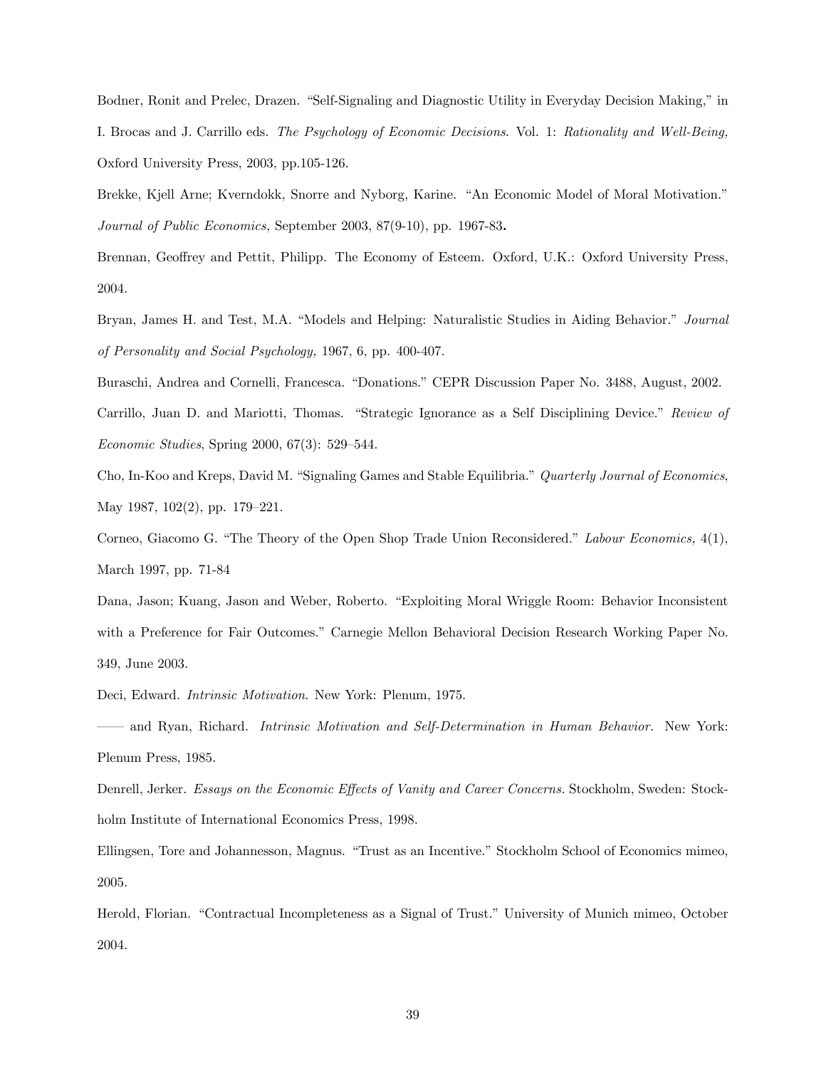Bodner, Ronit and Prelec, Drazen. "Self-Signaling and Diagnostic Utility in Everyday Decision Making," in I. Brocas and J. Carrillo eds. *The Psychology of Economic Decisions*. Vol. 1: *Rationality and Well-Being,* Oxford University Press, 2003, pp.105-126.

Brekke, Kjell Arne; Kverndokk, Snorre and Nyborg, Karine. "An Economic Model of Moral Motivation." *Journal of Public Economics,* September 2003, 87(9-10), pp. 1967-83**.**

Brennan, Geoffrey and Pettit, Philipp. The Economy of Esteem. Oxford, U.K.: Oxford University Press, 2004.

Bryan, James H. and Test, M.A. "Models and Helping: Naturalistic Studies in Aiding Behavior." *Journal of Personality and Social Psychology,* 1967, 6, pp. 400-407.

Buraschi, Andrea and Cornelli, Francesca. "Donations." CEPR Discussion Paper No. 3488, August, 2002.

Carrillo, Juan D. and Mariotti, Thomas. "Strategic Ignorance as a Self Disciplining Device." *Review of Economic Studies*, Spring 2000, 67(3): 529–544.

Cho, In-Koo and Kreps, David M. "Signaling Games and Stable Equilibria." *Quarterly Journal of Economics*, May 1987, 102(2), pp. 179–221.

Corneo, Giacomo G. "The Theory of the Open Shop Trade Union Reconsidered." *Labour Economics,* 4(1), March 1997, pp. 71-84

Dana, Jason; Kuang, Jason and Weber, Roberto. "Exploiting Moral Wriggle Room: Behavior Inconsistent with a Preference for Fair Outcomes." Carnegie Mellon Behavioral Decision Research Working Paper No. 349, June 2003.

Deci, Edward. *Intrinsic Motivation*. New York: Plenum, 1975.

—— and Ryan, Richard. *Intrinsic Motivation and Self-Determination in Human Behavior.* New York: Plenum Press, 1985.

Denrell, Jerker. *Essays on the Economic Effects of Vanity and Career Concerns.* Stockholm, Sweden: Stockholm Institute of International Economics Press, 1998.

Ellingsen, Tore and Johannesson, Magnus. "Trust as an Incentive." Stockholm School of Economics mimeo, 2005.

Herold, Florian. "Contractual Incompleteness as a Signal of Trust." University of Munich mimeo, October 2004.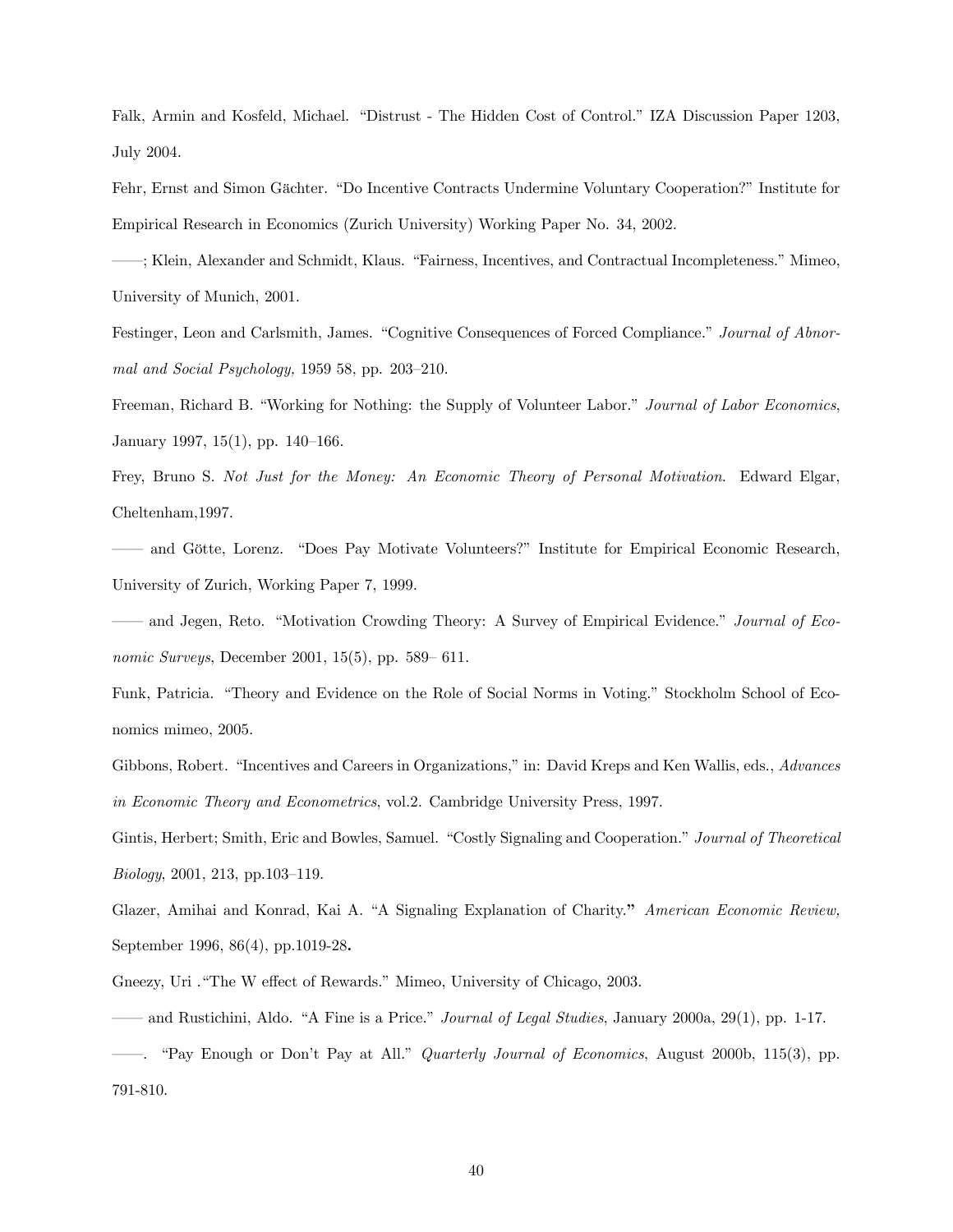Falk, Armin and Kosfeld, Michael. "Distrust - The Hidden Cost of Control." IZA Discussion Paper 1203, July 2004.

Fehr, Ernst and Simon Gächter. "Do Incentive Contracts Undermine Voluntary Cooperation?" Institute for Empirical Research in Economics (Zurich University) Working Paper No. 34, 2002.

——; Klein, Alexander and Schmidt, Klaus. "Fairness, Incentives, and Contractual Incompleteness." Mimeo, University of Munich, 2001.

Festinger, Leon and Carlsmith, James. "Cognitive Consequences of Forced Compliance." *Journal of Abnormal and Social Psychology,* 1959 58, pp. 203–210.

Freeman, Richard B. "Working for Nothing: the Supply of Volunteer Labor." *Journal of Labor Economics*, January 1997, 15(1), pp. 140–166.

Frey, Bruno S. *Not Just for the Money: An Economic Theory of Personal Motivation.* Edward Elgar, Cheltenham,1997.

—— and Götte, Lorenz. "Does Pay Motivate Volunteers?" Institute for Empirical Economic Research, University of Zurich, Working Paper 7, 1999.

—— and Jegen, Reto. "Motivation Crowding Theory: A Survey of Empirical Evidence." *Journal of Economic Surveys*, December 2001, 15(5), pp. 589– 611.

Funk, Patricia. "Theory and Evidence on the Role of Social Norms in Voting." Stockholm School of Economics mimeo, 2005.

Gibbons, Robert. "Incentives and Careers in Organizations," in: David Kreps and Ken Wallis, eds., *Advances in Economic Theory and Econometrics*, vol.2. Cambridge University Press, 1997.

Gintis, Herbert; Smith, Eric and Bowles, Samuel. "Costly Signaling and Cooperation." *Journal of Theoretical Biology*, 2001, 213, pp.103–119.

Glazer, Amihai and Konrad, Kai A. "A Signaling Explanation of Charity." *American Economic Review,* September 1996, 86(4), pp.1019-28.

Gneezy, Uri ."The W effect of Rewards." Mimeo, University of Chicago, 2003.

—— and Rustichini, Aldo. "A Fine is a Price." *Journal of Legal Studies*, January 2000a, 29(1), pp. 1-17.

——. "Pay Enough or Don't Pay at All." *Quarterly Journal of Economics*, August 2000b, 115(3), pp. 791-810.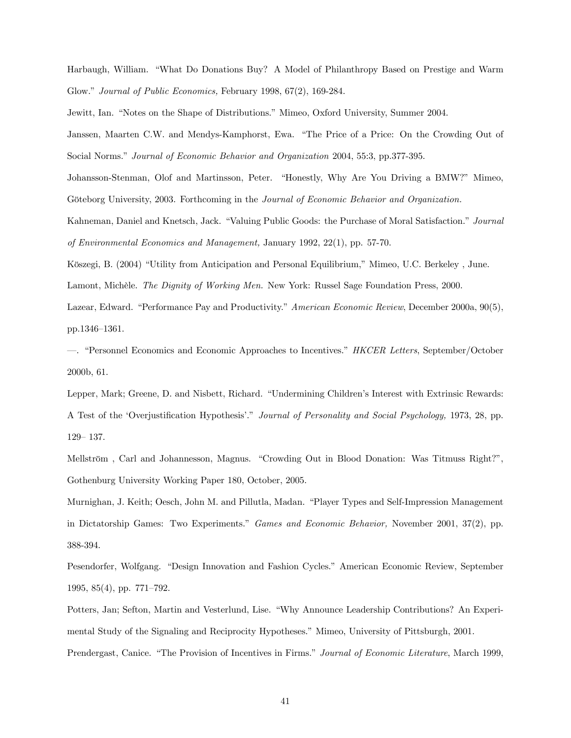Harbaugh, William. "What Do Donations Buy? A Model of Philanthropy Based on Prestige and Warm Glow." *Journal of Public Economics,* February 1998, 67(2), 169-284.

Jewitt, Ian. "Notes on the Shape of Distributions." Mimeo, Oxford University, Summer 2004.

Janssen, Maarten C.W. and Mendys-Kamphorst, Ewa. "The Price of a Price: On the Crowding Out of Social Norms." *Journal of Economic Behavior and Organization* 2004, 55:3, pp.377-395.

Johansson-Stenman, Olof and Martinsson, Peter. "Honestly, Why Are You Driving a BMW?" Mimeo, Göteborg University, 2003. Forthcoming in the *Journal of Economic Behavior and Organization.*

Kahneman, Daniel and Knetsch, Jack. "Valuing Public Goods: the Purchase of Moral Satisfaction." *Journal of Environmental Economics and Management,* January 1992, 22(1), pp. 57-70.

Köszegi, B. (2004) "Utility from Anticipation and Personal Equilibrium," Mimeo, U.C. Berkeley , June.

Lamont, Michèle. *The Dignity of Working Men.* New York: Russel Sage Foundation Press, 2000.

Lazear, Edward. "Performance Pay and Productivity." *American Economic Review*, December 2000a, 90(5), pp.1346–1361.

—. "Personnel Economics and Economic Approaches to Incentives." *HKCER Letters*, September/October 2000b, 61.

Lepper, Mark; Greene, D. and Nisbett, Richard. "Undermining Children's Interest with Extrinsic Rewards: A Test of the 'Overjustification Hypothesis'." *Journal of Personality and Social Psychology,* 1973, 28, pp. 129– 137.

Mellström , Carl and Johannesson, Magnus. "Crowding Out in Blood Donation: Was Titmuss Right?", Gothenburg University Working Paper 180, October, 2005.

Murnighan, J. Keith; Oesch, John M. and Pillutla, Madan. "Player Types and Self-Impression Management in Dictatorship Games: Two Experiments." *Games and Economic Behavior,* November 2001, 37(2), pp. 388-394.

Pesendorfer, Wolfgang. "Design Innovation and Fashion Cycles." American Economic Review, September 1995, 85(4), pp. 771–792.

Potters, Jan; Sefton, Martin and Vesterlund, Lise. "Why Announce Leadership Contributions? An Experimental Study of the Signaling and Reciprocity Hypotheses." Mimeo, University of Pittsburgh, 2001.

Prendergast, Canice. "The Provision of Incentives in Firms." *Journal of Economic Literature*, March 1999,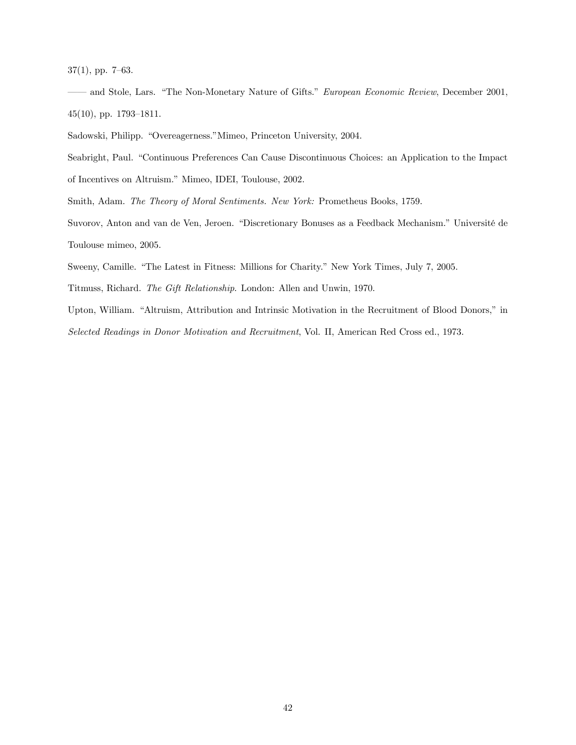37(1), pp. 7–63.

—— and Stole, Lars. "The Non-Monetary Nature of Gifts." *European Economic Review*, December 2001, 45(10), pp. 1793–1811.

Sadowski, Philipp. "Overeagerness."Mimeo, Princeton University, 2004.

Seabright, Paul. "Continuous Preferences Can Cause Discontinuous Choices: an Application to the Impact of Incentives on Altruism." Mimeo, IDEI, Toulouse, 2002.

Smith, Adam. *The Theory of Moral Sentiments. New York:* Prometheus Books, 1759.

Suvorov, Anton and van de Ven, Jeroen. "Discretionary Bonuses as a Feedback Mechanism." Université de Toulouse mimeo, 2005.

Sweeny, Camille. "The Latest in Fitness: Millions for Charity." New York Times, July 7, 2005.

Titmuss, Richard. *The Gift Relationship*. London: Allen and Unwin, 1970.

Upton, William. "Altruism, Attribution and Intrinsic Motivation in the Recruitment of Blood Donors," in *Selected Readings in Donor Motivation and Recruitment*, Vol. II, American Red Cross ed., 1973.